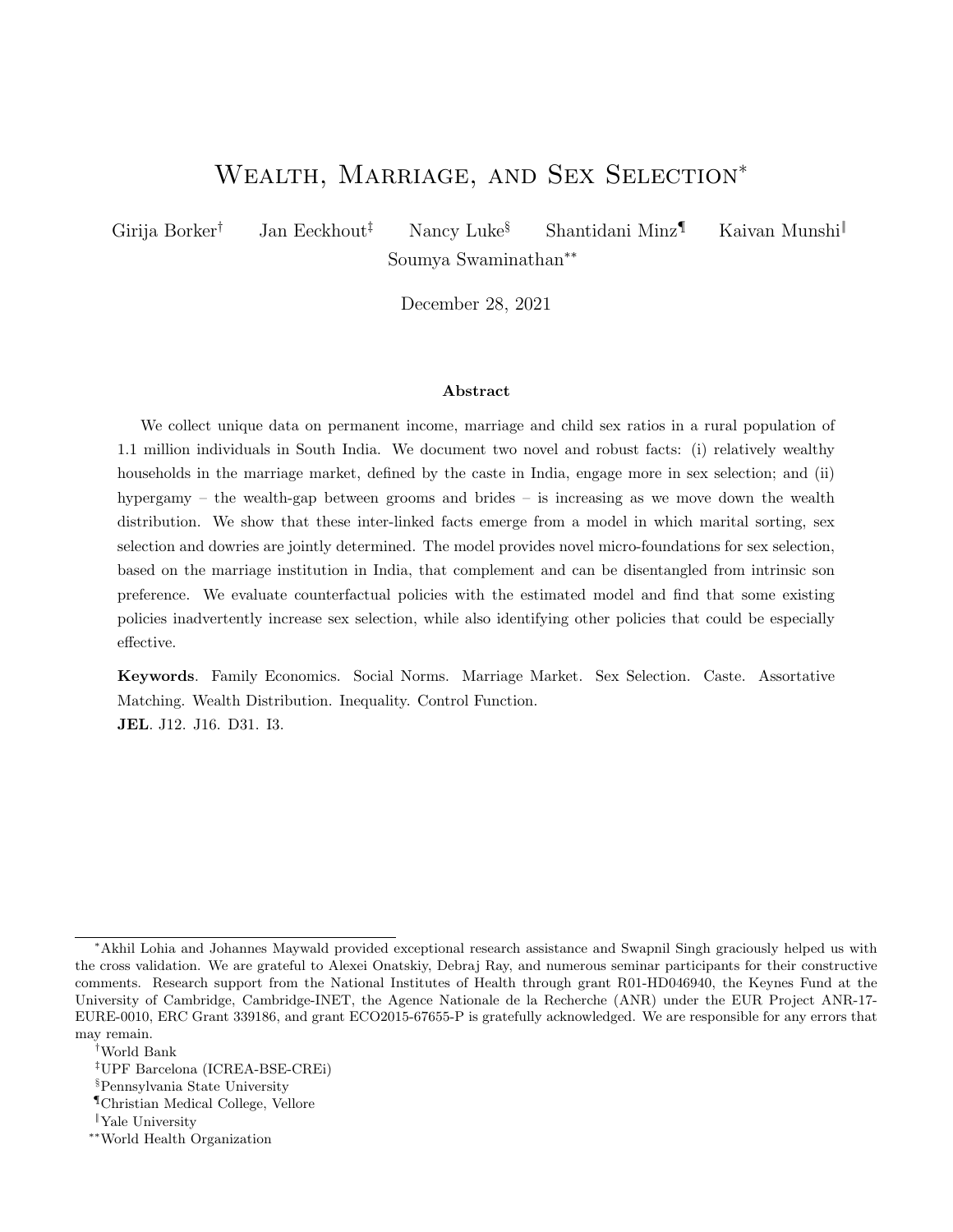# Wealth, Marriage, and Sex Selection[*]

Girija Borker[†] Jan Eeckhout[‡] Nancy Luke[§] Shantidani Minz[¶] Kaivan Munshi[‖]
Soumya Swaminathan[**]

December 28, 2021

### Abstract

We collect unique data on permanent income, marriage and child sex ratios in a rural population of 1.1 million individuals in South India. We document two novel and robust facts: (i) relatively wealthy households in the marriage market, defined by the caste in India, engage more in sex selection; and (ii) hypergamy – the wealth-gap between grooms and brides – is increasing as we move down the wealth distribution. We show that these inter-linked facts emerge from a model in which marital sorting, sex selection and dowries are jointly determined. The model provides novel micro-foundations for sex selection, based on the marriage institution in India, that complement and can be disentangled from intrinsic son preference. We evaluate counterfactual policies with the estimated model and find that some existing policies inadvertently increase sex selection, while also identifying other policies that could be especially effective.

**Keywords**. Family Economics. Social Norms. Marriage Market. Sex Selection. Caste. Assortative Matching. Wealth Distribution. Inequality. Control Function.
**JEL**. J12. J16. D31. I3.

---

[*] Akhil Lohia and Johannes Maywald provided exceptional research assistance and Swapnil Singh graciously helped us with the cross validation. We are grateful to Alexei Onatskiy, Debraj Ray, and numerous seminar participants for their constructive comments. Research support from the National Institutes of Health through grant R01-HD046940, the Keynes Fund at the University of Cambridge, Cambridge-INET, the Agence Nationale de la Recherche (ANR) under the EUR Project ANR-17-EURE-0010, ERC Grant 339186, and grant ECO2015-67655-P is gratefully acknowledged. We are responsible for any errors that may remain.

[†] World Bank

[‡] UPF Barcelona (ICREA-BSE-CREi)

[§] Pennsylvania State University

[¶] Christian Medical College, Vellore

[‖] Yale University

[**] World Health Organization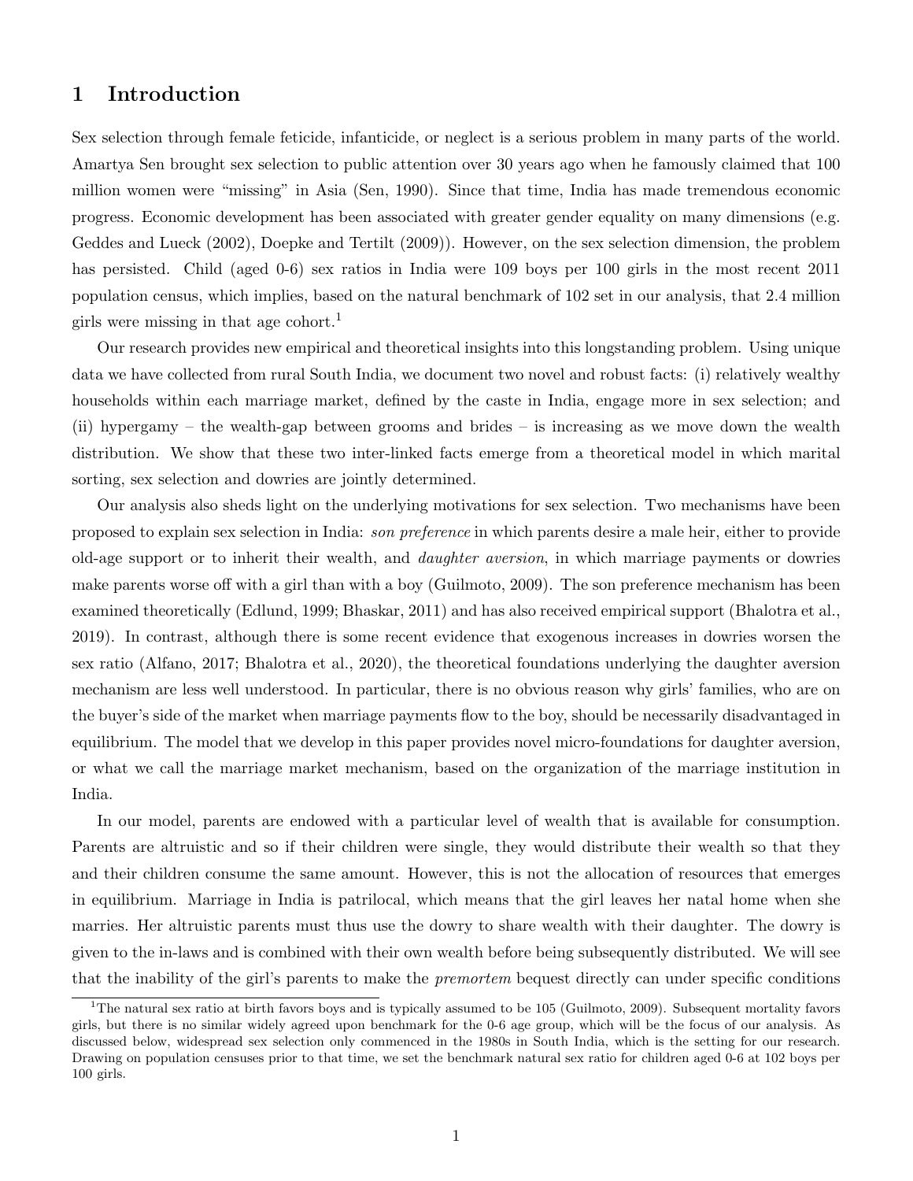# 1 Introduction

Sex selection through female feticide, infanticide, or neglect is a serious problem in many parts of the world. Amartya Sen brought sex selection to public attention over 30 years ago when he famously claimed that 100 million women were "missing" in Asia (Sen, 1990). Since that time, India has made tremendous economic progress. Economic development has been associated with greater gender equality on many dimensions (e.g. Geddes and Lueck (2002), Doepke and Tertilt (2009)). However, on the sex selection dimension, the problem has persisted. Child (aged 0-6) sex ratios in India were 109 boys per 100 girls in the most recent 2011 population census, which implies, based on the natural benchmark of 102 set in our analysis, that 2.4 million girls were missing in that age cohort.[1]

Our research provides new empirical and theoretical insights into this longstanding problem. Using unique data we have collected from rural South India, we document two novel and robust facts: (i) relatively wealthy households within each marriage market, defined by the caste in India, engage more in sex selection; and (ii) hypergamy – the wealth-gap between grooms and brides – is increasing as we move down the wealth distribution. We show that these two inter-linked facts emerge from a theoretical model in which marital sorting, sex selection and dowries are jointly determined.

Our analysis also sheds light on the underlying motivations for sex selection. Two mechanisms have been proposed to explain sex selection in India: *son preference* in which parents desire a male heir, either to provide old-age support or to inherit their wealth, and *daughter aversion*, in which marriage payments or dowries make parents worse off with a girl than with a boy (Guilmoto, 2009). The son preference mechanism has been examined theoretically (Edlund, 1999; Bhaskar, 2011) and has also received empirical support (Bhalotra et al., 2019). In contrast, although there is some recent evidence that exogenous increases in dowries worsen the sex ratio (Alfano, 2017; Bhalotra et al., 2020), the theoretical foundations underlying the daughter aversion mechanism are less well understood. In particular, there is no obvious reason why girls' families, who are on the buyer's side of the market when marriage payments flow to the boy, should be necessarily disadvantaged in equilibrium. The model that we develop in this paper provides novel micro-foundations for daughter aversion, or what we call the marriage market mechanism, based on the organization of the marriage institution in India.

In our model, parents are endowed with a particular level of wealth that is available for consumption. Parents are altruistic and so if their children were single, they would distribute their wealth so that they and their children consume the same amount. However, this is not the allocation of resources that emerges in equilibrium. Marriage in India is patrilocal, which means that the girl leaves her natal home when she marries. Her altruistic parents must thus use the dowry to share wealth with their daughter. The dowry is given to the in-laws and is combined with their own wealth before being subsequently distributed. We will see that the inability of the girl's parents to make the *premortem* bequest directly can under specific conditions

[1] The natural sex ratio at birth favors boys and is typically assumed to be 105 (Guilmoto, 2009). Subsequent mortality favors girls, but there is no similar widely agreed upon benchmark for the 0-6 age group, which will be the focus of our analysis. As discussed below, widespread sex selection only commenced in the 1980s in South India, which is the setting for our research. Drawing on population censuses prior to that time, we set the benchmark natural sex ratio for children aged 0-6 at 102 boys per 100 girls.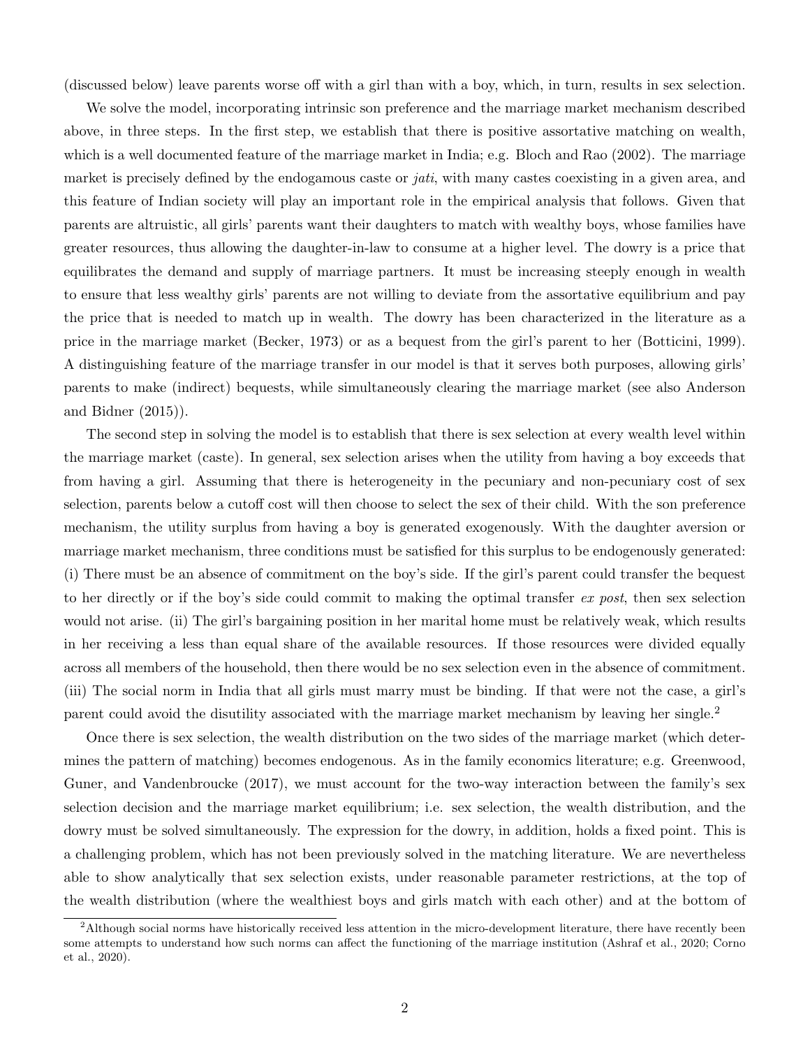(discussed below) leave parents worse off with a girl than with a boy, which, in turn, results in sex selection.

We solve the model, incorporating intrinsic son preference and the marriage market mechanism described above, in three steps. In the first step, we establish that there is positive assortative matching on wealth, which is a well documented feature of the marriage market in India; e.g. Bloch and Rao (2002). The marriage market is precisely defined by the endogamous caste or *jati*, with many castes coexisting in a given area, and this feature of Indian society will play an important role in the empirical analysis that follows. Given that parents are altruistic, all girls' parents want their daughters to match with wealthy boys, whose families have greater resources, thus allowing the daughter-in-law to consume at a higher level. The dowry is a price that equilibrates the demand and supply of marriage partners. It must be increasing steeply enough in wealth to ensure that less wealthy girls' parents are not willing to deviate from the assortative equilibrium and pay the price that is needed to match up in wealth. The dowry has been characterized in the literature as a price in the marriage market (Becker, 1973) or as a bequest from the girl's parent to her (Botticini, 1999). A distinguishing feature of the marriage transfer in our model is that it serves both purposes, allowing girls' parents to make (indirect) bequests, while simultaneously clearing the marriage market (see also Anderson and Bidner (2015)).

The second step in solving the model is to establish that there is sex selection at every wealth level within the marriage market (caste). In general, sex selection arises when the utility from having a boy exceeds that from having a girl. Assuming that there is heterogeneity in the pecuniary and non-pecuniary cost of sex selection, parents below a cutoff cost will then choose to select the sex of their child. With the son preference mechanism, the utility surplus from having a boy is generated exogenously. With the daughter aversion or marriage market mechanism, three conditions must be satisfied for this surplus to be endogenously generated: (i) There must be an absence of commitment on the boy's side. If the girl's parent could transfer the bequest to her directly or if the boy's side could commit to making the optimal transfer *ex post*, then sex selection would not arise. (ii) The girl's bargaining position in her marital home must be relatively weak, which results in her receiving a less than equal share of the available resources. If those resources were divided equally across all members of the household, then there would be no sex selection even in the absence of commitment. (iii) The social norm in India that all girls must marry must be binding. If that were not the case, a girl's parent could avoid the disutility associated with the marriage market mechanism by leaving her single.[2]

Once there is sex selection, the wealth distribution on the two sides of the marriage market (which determines the pattern of matching) becomes endogenous. As in the family economics literature; e.g. Greenwood, Guner, and Vandenbroucke (2017), we must account for the two-way interaction between the family's sex selection decision and the marriage market equilibrium; i.e. sex selection, the wealth distribution, and the dowry must be solved simultaneously. The expression for the dowry, in addition, holds a fixed point. This is a challenging problem, which has not been previously solved in the matching literature. We are nevertheless able to show analytically that sex selection exists, under reasonable parameter restrictions, at the top of the wealth distribution (where the wealthiest boys and girls match with each other) and at the bottom of

[2] Although social norms have historically received less attention in the micro-development literature, there have recently been some attempts to understand how such norms can affect the functioning of the marriage institution (Ashraf et al., 2020; Corno et al., 2020).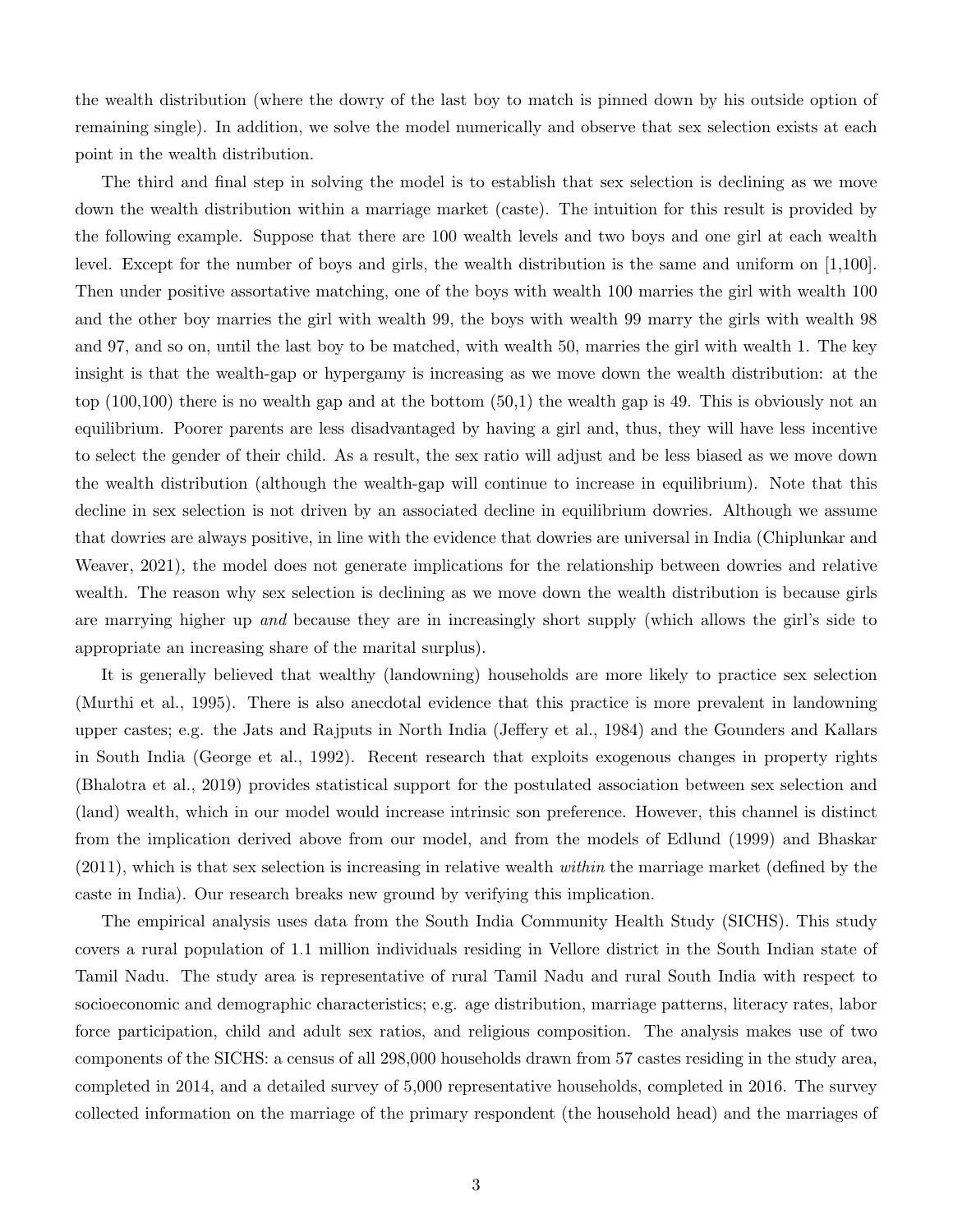the wealth distribution (where the dowry of the last boy to match is pinned down by his outside option of remaining single). In addition, we solve the model numerically and observe that sex selection exists at each point in the wealth distribution.

The third and final step in solving the model is to establish that sex selection is declining as we move down the wealth distribution within a marriage market (caste). The intuition for this result is provided by the following example. Suppose that there are 100 wealth levels and two boys and one girl at each wealth level. Except for the number of boys and girls, the wealth distribution is the same and uniform on [1,100]. Then under positive assortative matching, one of the boys with wealth 100 marries the girl with wealth 100 and the other boy marries the girl with wealth 99, the boys with wealth 99 marry the girls with wealth 98 and 97, and so on, until the last boy to be matched, with wealth 50, marries the girl with wealth 1. The key insight is that the wealth-gap or hypergamy is increasing as we move down the wealth distribution: at the top (100,100) there is no wealth gap and at the bottom (50,1) the wealth gap is 49. This is obviously not an equilibrium. Poorer parents are less disadvantaged by having a girl and, thus, they will have less incentive to select the gender of their child. As a result, the sex ratio will adjust and be less biased as we move down the wealth distribution (although the wealth-gap will continue to increase in equilibrium). Note that this decline in sex selection is not driven by an associated decline in equilibrium dowries. Although we assume that dowries are always positive, in line with the evidence that dowries are universal in India (Chiplunkar and Weaver, 2021), the model does not generate implications for the relationship between dowries and relative wealth. The reason why sex selection is declining as we move down the wealth distribution is because girls are marrying higher up *and* because they are in increasingly short supply (which allows the girl's side to appropriate an increasing share of the marital surplus).

It is generally believed that wealthy (landowning) households are more likely to practice sex selection (Murthi et al., 1995). There is also anecdotal evidence that this practice is more prevalent in landowning upper castes; e.g. the Jats and Rajputs in North India (Jeffery et al., 1984) and the Gounders and Kallars in South India (George et al., 1992). Recent research that exploits exogenous changes in property rights (Bhalotra et al., 2019) provides statistical support for the postulated association between sex selection and (land) wealth, which in our model would increase intrinsic son preference. However, this channel is distinct from the implication derived above from our model, and from the models of Edlund (1999) and Bhaskar (2011), which is that sex selection is increasing in relative wealth *within* the marriage market (defined by the caste in India). Our research breaks new ground by verifying this implication.

The empirical analysis uses data from the South India Community Health Study (SICHS). This study covers a rural population of 1.1 million individuals residing in Vellore district in the South Indian state of Tamil Nadu. The study area is representative of rural Tamil Nadu and rural South India with respect to socioeconomic and demographic characteristics; e.g. age distribution, marriage patterns, literacy rates, labor force participation, child and adult sex ratios, and religious composition. The analysis makes use of two components of the SICHS: a census of all 298,000 households drawn from 57 castes residing in the study area, completed in 2014, and a detailed survey of 5,000 representative households, completed in 2016. The survey collected information on the marriage of the primary respondent (the household head) and the marriages of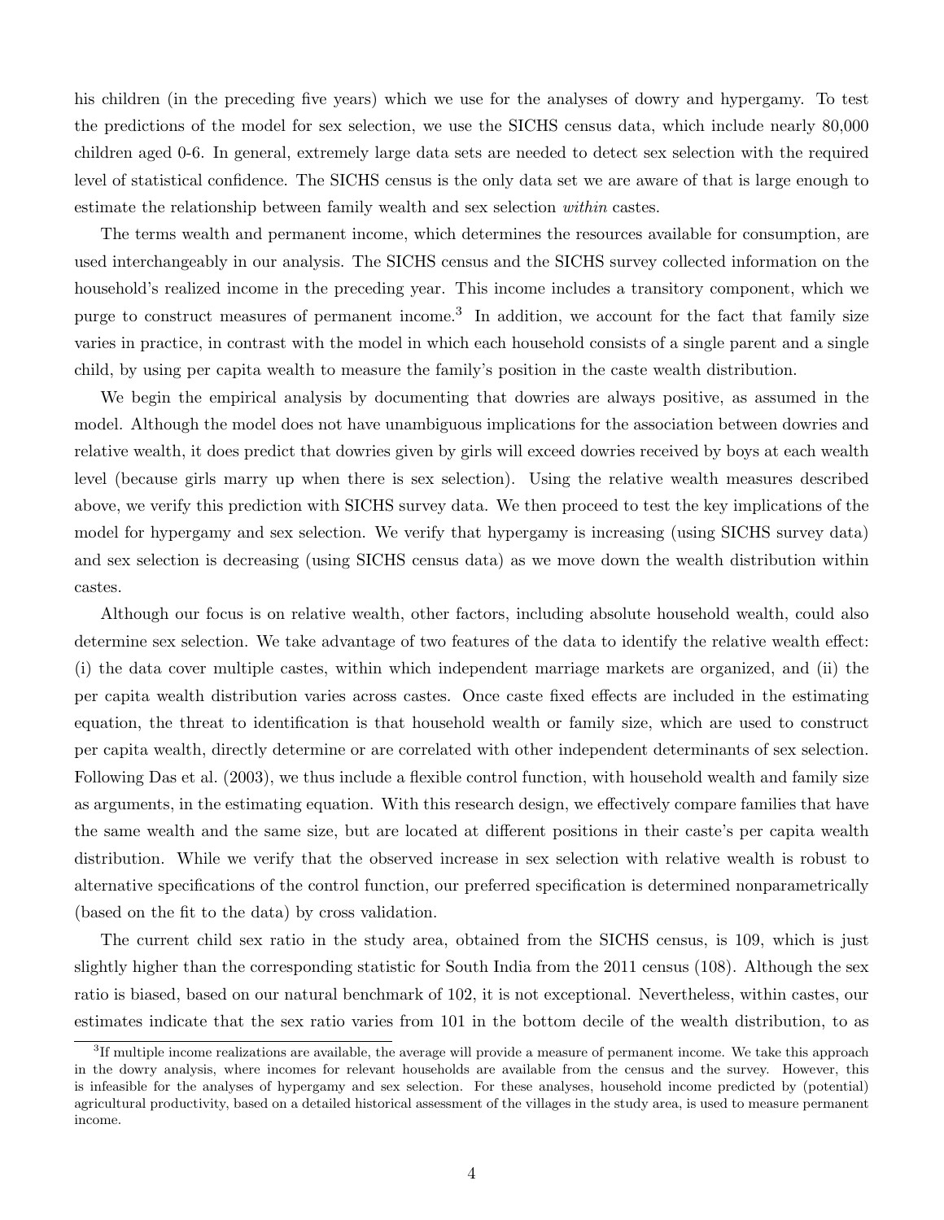his children (in the preceding five years) which we use for the analyses of dowry and hypergamy. To test the predictions of the model for sex selection, we use the SICHS census data, which include nearly 80,000 children aged 0-6. In general, extremely large data sets are needed to detect sex selection with the required level of statistical confidence. The SICHS census is the only data set we are aware of that is large enough to estimate the relationship between family wealth and sex selection *within* castes.

The terms wealth and permanent income, which determines the resources available for consumption, are used interchangeably in our analysis. The SICHS census and the SICHS survey collected information on the household's realized income in the preceding year. This income includes a transitory component, which we purge to construct measures of permanent income.[3] In addition, we account for the fact that family size varies in practice, in contrast with the model in which each household consists of a single parent and a single child, by using per capita wealth to measure the family's position in the caste wealth distribution.

We begin the empirical analysis by documenting that dowries are always positive, as assumed in the model. Although the model does not have unambiguous implications for the association between dowries and relative wealth, it does predict that dowries given by girls will exceed dowries received by boys at each wealth level (because girls marry up when there is sex selection). Using the relative wealth measures described above, we verify this prediction with SICHS survey data. We then proceed to test the key implications of the model for hypergamy and sex selection. We verify that hypergamy is increasing (using SICHS survey data) and sex selection is decreasing (using SICHS census data) as we move down the wealth distribution within castes.

Although our focus is on relative wealth, other factors, including absolute household wealth, could also determine sex selection. We take advantage of two features of the data to identify the relative wealth effect: (i) the data cover multiple castes, within which independent marriage markets are organized, and (ii) the per capita wealth distribution varies across castes. Once caste fixed effects are included in the estimating equation, the threat to identification is that household wealth or family size, which are used to construct per capita wealth, directly determine or are correlated with other independent determinants of sex selection. Following Das et al. (2003), we thus include a flexible control function, with household wealth and family size as arguments, in the estimating equation. With this research design, we effectively compare families that have the same wealth and the same size, but are located at different positions in their caste's per capita wealth distribution. While we verify that the observed increase in sex selection with relative wealth is robust to alternative specifications of the control function, our preferred specification is determined nonparametrically (based on the fit to the data) by cross validation.

The current child sex ratio in the study area, obtained from the SICHS census, is 109, which is just slightly higher than the corresponding statistic for South India from the 2011 census (108). Although the sex ratio is biased, based on our natural benchmark of 102, it is not exceptional. Nevertheless, within castes, our estimates indicate that the sex ratio varies from 101 in the bottom decile of the wealth distribution, to as

[3] If multiple income realizations are available, the average will provide a measure of permanent income. We take this approach in the dowry analysis, where incomes for relevant households are available from the census and the survey. However, this is infeasible for the analyses of hypergamy and sex selection. For these analyses, household income predicted by (potential) agricultural productivity, based on a detailed historical assessment of the villages in the study area, is used to measure permanent income.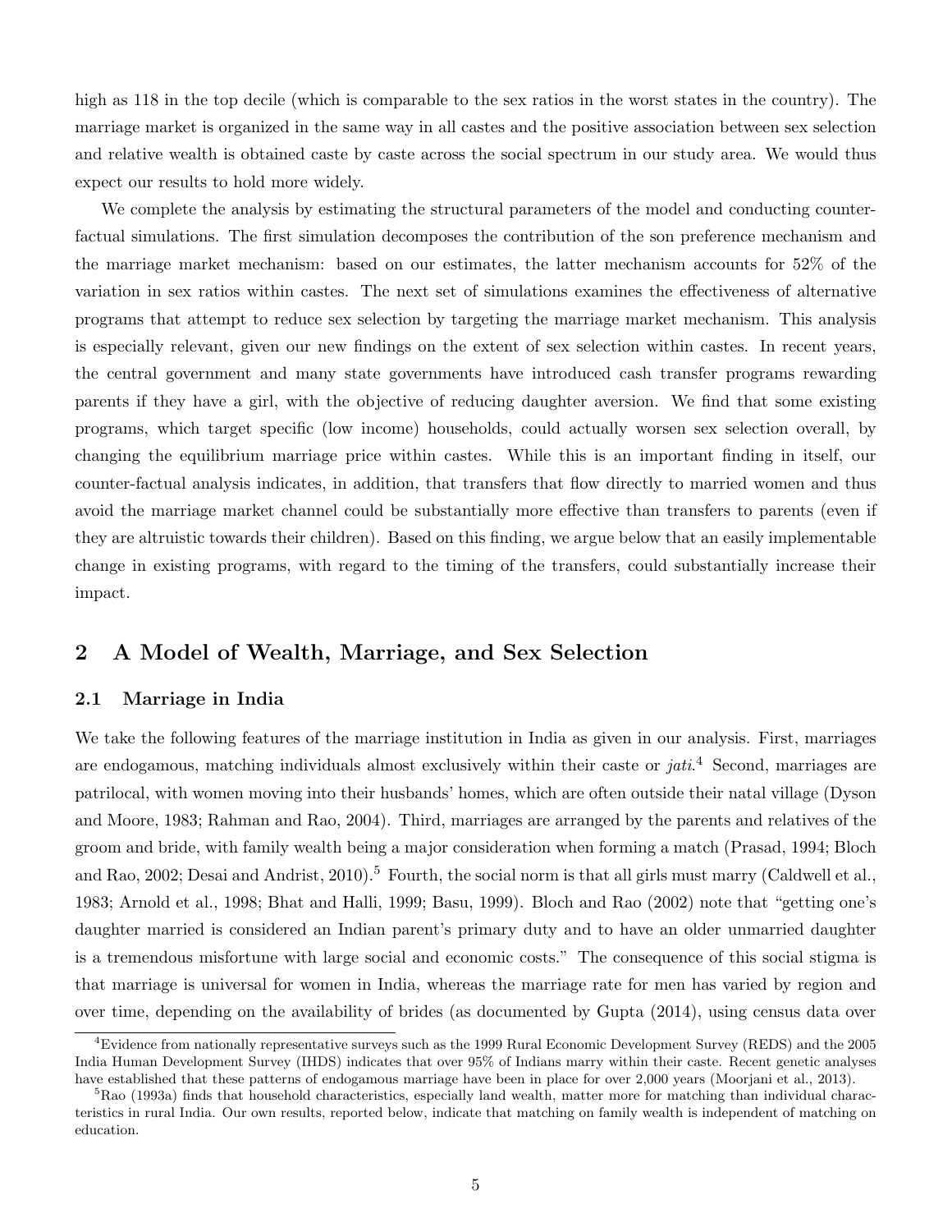high as 118 in the top decile (which is comparable to the sex ratios in the worst states in the country). The marriage market is organized in the same way in all castes and the positive association between sex selection and relative wealth is obtained caste by caste across the social spectrum in our study area. We would thus expect our results to hold more widely.

We complete the analysis by estimating the structural parameters of the model and conducting counter-factual simulations. The first simulation decomposes the contribution of the son preference mechanism and the marriage market mechanism: based on our estimates, the latter mechanism accounts for 52% of the variation in sex ratios within castes. The next set of simulations examines the effectiveness of alternative programs that attempt to reduce sex selection by targeting the marriage market mechanism. This analysis is especially relevant, given our new findings on the extent of sex selection within castes. In recent years, the central government and many state governments have introduced cash transfer programs rewarding parents if they have a girl, with the objective of reducing daughter aversion. We find that some existing programs, which target specific (low income) households, could actually worsen sex selection overall, by changing the equilibrium marriage price within castes. While this is an important finding in itself, our counter-factual analysis indicates, in addition, that transfers that flow directly to married women and thus avoid the marriage market channel could be substantially more effective than transfers to parents (even if they are altruistic towards their children). Based on this finding, we argue below that an easily implementable change in existing programs, with regard to the timing of the transfers, could substantially increase their impact.

## 2 A Model of Wealth, Marriage, and Sex Selection

### 2.1 Marriage in India

We take the following features of the marriage institution in India as given in our analysis. First, marriages are endogamous, matching individuals almost exclusively within their caste or *jati*.[4] Second, marriages are patrilocal, with women moving into their husbands' homes, which are often outside their natal village (Dyson and Moore, 1983; Rahman and Rao, 2004). Third, marriages are arranged by the parents and relatives of the groom and bride, with family wealth being a major consideration when forming a match (Prasad, 1994; Bloch and Rao, 2002; Desai and Andrist, 2010).[5] Fourth, the social norm is that all girls must marry (Caldwell et al., 1983; Arnold et al., 1998; Bhat and Halli, 1999; Basu, 1999). Bloch and Rao (2002) note that "getting one's daughter married is considered an Indian parent's primary duty and to have an older unmarried daughter is a tremendous misfortune with large social and economic costs." The consequence of this social stigma is that marriage is universal for women in India, whereas the marriage rate for men has varied by region and over time, depending on the availability of brides (as documented by Gupta (2014), using census data over

[4] Evidence from nationally representative surveys such as the 1999 Rural Economic Development Survey (REDS) and the 2005 India Human Development Survey (IHDS) indicates that over 95% of Indians marry within their caste. Recent genetic analyses have established that these patterns of endogamous marriage have been in place for over 2,000 years (Moorjani et al., 2013).

[5] Rao (1993a) finds that household characteristics, especially land wealth, matter more for matching than individual characteristics in rural India. Our own results, reported below, indicate that matching on family wealth is independent of matching on education.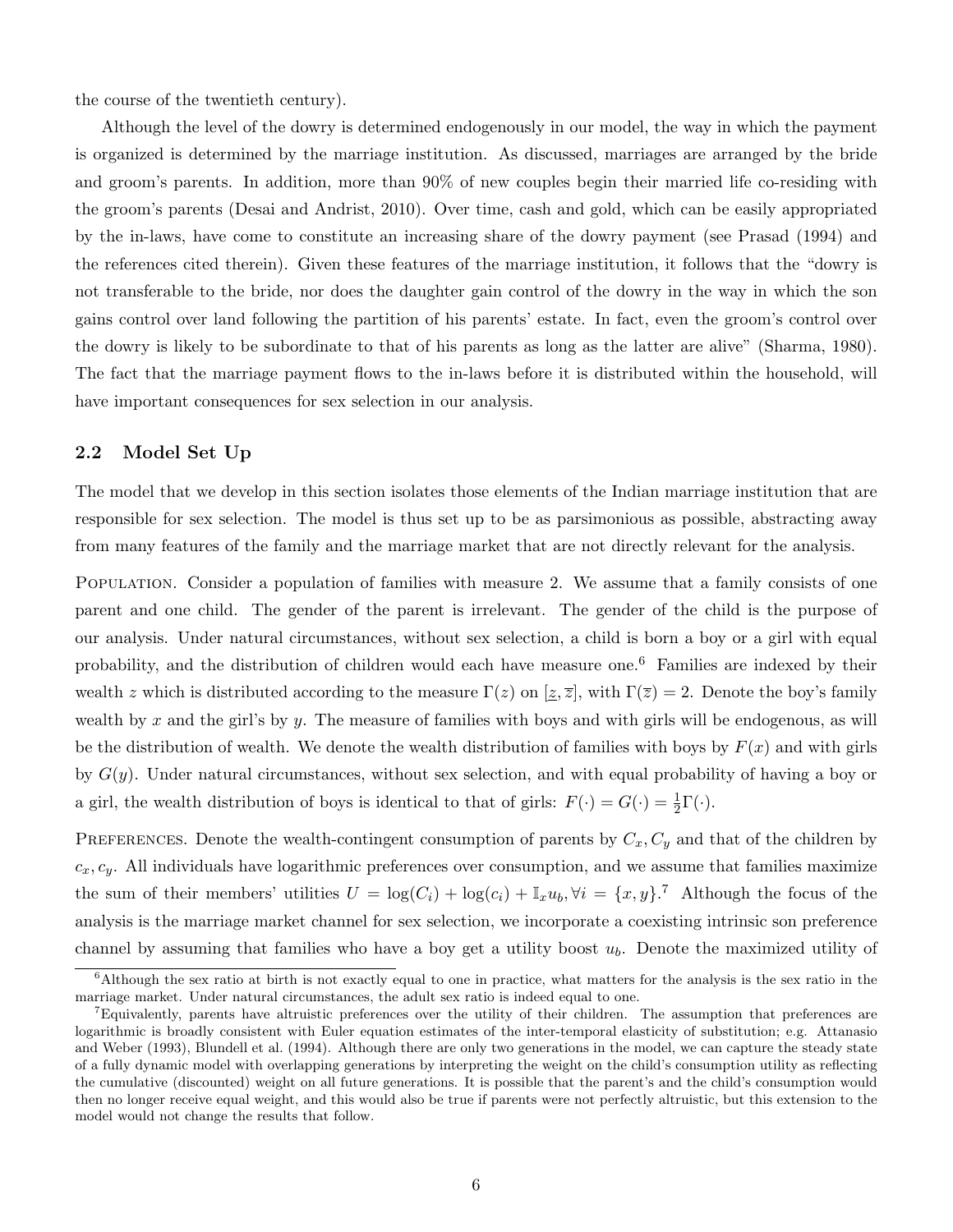the course of the twentieth century).

Although the level of the dowry is determined endogenously in our model, the way in which the payment is organized is determined by the marriage institution. As discussed, marriages are arranged by the bride and groom's parents. In addition, more than 90% of new couples begin their married life co-residing with the groom's parents (Desai and Andrist, 2010). Over time, cash and gold, which can be easily appropriated by the in-laws, have come to constitute an increasing share of the dowry payment (see Prasad (1994) and the references cited therein). Given these features of the marriage institution, it follows that the "dowry is not transferable to the bride, nor does the daughter gain control of the dowry in the way in which the son gains control over land following the partition of his parents' estate. In fact, even the groom's control over the dowry is likely to be subordinate to that of his parents as long as the latter are alive" (Sharma, 1980). The fact that the marriage payment flows to the in-laws before it is distributed within the household, will have important consequences for sex selection in our analysis.

### 2.2 Model Set Up

The model that we develop in this section isolates those elements of the Indian marriage institution that are responsible for sex selection. The model is thus set up to be as parsimonious as possible, abstracting away from many features of the family and the marriage market that are not directly relevant for the analysis.

Population. Consider a population of families with measure 2. We assume that a family consists of one parent and one child. The gender of the parent is irrelevant. The gender of the child is the purpose of our analysis. Under natural circumstances, without sex selection, a child is born a boy or a girl with equal probability, and the distribution of children would each have measure one.[6] Families are indexed by their wealth $z$ which is distributed according to the measure $\Gamma(z)$ on $[\underline{z}, \overline{z}]$, with $\Gamma(\overline{z}) = 2$. Denote the boy's family wealth by $x$ and the girl's by $y$. The measure of families with boys and with girls will be endogenous, as will be the distribution of wealth. We denote the wealth distribution of families with boys by $F(x)$ and with girls by $G(y)$. Under natural circumstances, without sex selection, and with equal probability of having a boy or a girl, the wealth distribution of boys is identical to that of girls: $F(\cdot) = G(\cdot) = \frac{1}{2}\Gamma(\cdot)$.

Preferences. Denote the wealth-contingent consumption of parents by $C_x, C_y$ and that of the children by $c_x, c_y$. All individuals have logarithmic preferences over consumption, and we assume that families maximize the sum of their members' utilities $U = \log(C_i) + \log(c_i) + \mathbb{I}_x u_b, \forall i = \{x, y\}$.[7] Although the focus of the analysis is the marriage market channel for sex selection, we incorporate a coexisting intrinsic son preference channel by assuming that families who have a boy get a utility boost $u_b$. Denote the maximized utility of

---

[6] Although the sex ratio at birth is not exactly equal to one in practice, what matters for the analysis is the sex ratio in the marriage market. Under natural circumstances, the adult sex ratio is indeed equal to one.

[7] Equivalently, parents have altruistic preferences over the utility of their children. The assumption that preferences are logarithmic is broadly consistent with Euler equation estimates of the inter-temporal elasticity of substitution; e.g. Attanasio and Weber (1993), Blundell et al. (1994). Although there are only two generations in the model, we can capture the steady state of a fully dynamic model with overlapping generations by interpreting the weight on the child's consumption utility as reflecting the cumulative (discounted) weight on all future generations. It is possible that the parent's and the child's consumption would then no longer receive equal weight, and this would also be true if parents were not perfectly altruistic, but this extension to the model would not change the results that follow.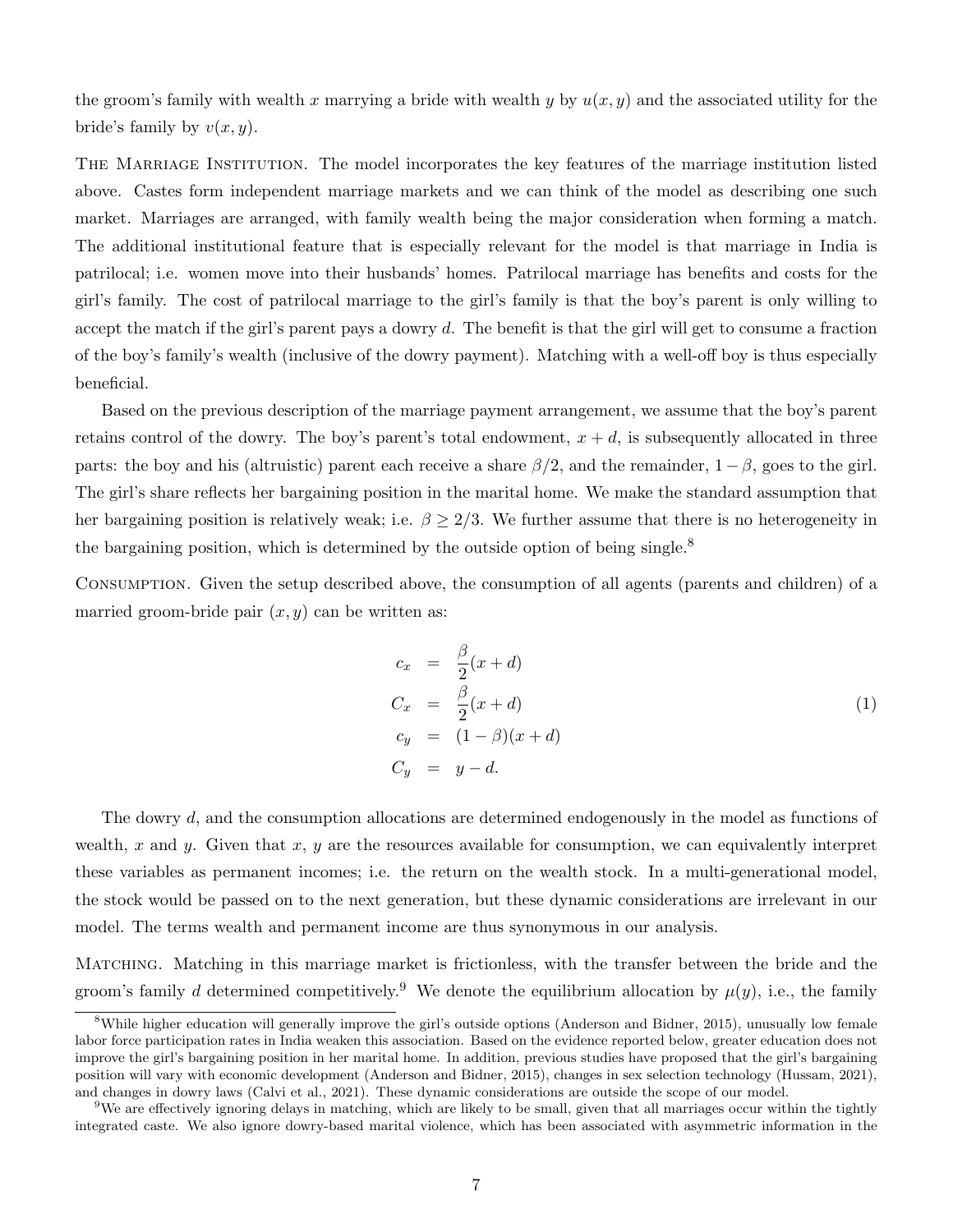the groom's family with wealth $x$ marrying a bride with wealth $y$ by $u(x, y)$ and the associated utility for the bride's family by $v(x, y)$.

The Marriage Institution. The model incorporates the key features of the marriage institution listed above. Castes form independent marriage markets and we can think of the model as describing one such market. Marriages are arranged, with family wealth being the major consideration when forming a match. The additional institutional feature that is especially relevant for the model is that marriage in India is patrilocal; i.e. women move into their husbands' homes. Patrilocal marriage has benefits and costs for the girl's family. The cost of patrilocal marriage to the girl's family is that the boy's parent is only willing to accept the match if the girl's parent pays a dowry $d$. The benefit is that the girl will get to consume a fraction of the boy's family's wealth (inclusive of the dowry payment). Matching with a well-off boy is thus especially beneficial.

Based on the previous description of the marriage payment arrangement, we assume that the boy's parent retains control of the dowry. The boy's parent's total endowment, $x + d$, is subsequently allocated in three parts: the boy and his (altruistic) parent each receive a share $\beta/2$, and the remainder, $1 - \beta$, goes to the girl. The girl's share reflects her bargaining position in the marital home. We make the standard assumption that her bargaining position is relatively weak; i.e. $\beta \geq 2/3$. We further assume that there is no heterogeneity in the bargaining position, which is determined by the outside option of being single.[8]

Consumption. Given the setup described above, the consumption of all agents (parents and children) of a married groom-bride pair $(x, y)$ can be written as:

$$
\begin{aligned}
c_x &= \frac{\beta}{2}(x + d) \\
C_x &= \frac{\beta}{2}(x + d) \\
c_y &= (1 - \beta)(x + d) \\
C_y &= y - d.
\end{aligned}
\tag{1}
$$

The dowry $d$, and the consumption allocations are determined endogenously in the model as functions of wealth, $x$ and $y$. Given that $x$, $y$ are the resources available for consumption, we can equivalently interpret these variables as permanent incomes; i.e. the return on the wealth stock. In a multi-generational model, the stock would be passed on to the next generation, but these dynamic considerations are irrelevant in our model. The terms wealth and permanent income are thus synonymous in our analysis.

Matching. Matching in this marriage market is frictionless, with the transfer between the bride and the groom's family $d$ determined competitively.[9] We denote the equilibrium allocation by $\mu(y)$, i.e., the family

[8] While higher education will generally improve the girl's outside options (Anderson and Bidner, 2015), unusually low female labor force participation rates in India weaken this association. Based on the evidence reported below, greater education does not improve the girl's bargaining position in her marital home. In addition, previous studies have proposed that the girl's bargaining position will vary with economic development (Anderson and Bidner, 2015), changes in sex selection technology (Hussam, 2021), and changes in dowry laws (Calvi et al., 2021). These dynamic considerations are outside the scope of our model.

[9] We are effectively ignoring delays in matching, which are likely to be small, given that all marriages occur within the tightly integrated caste. We also ignore dowry-based marital violence, which has been associated with asymmetric information in the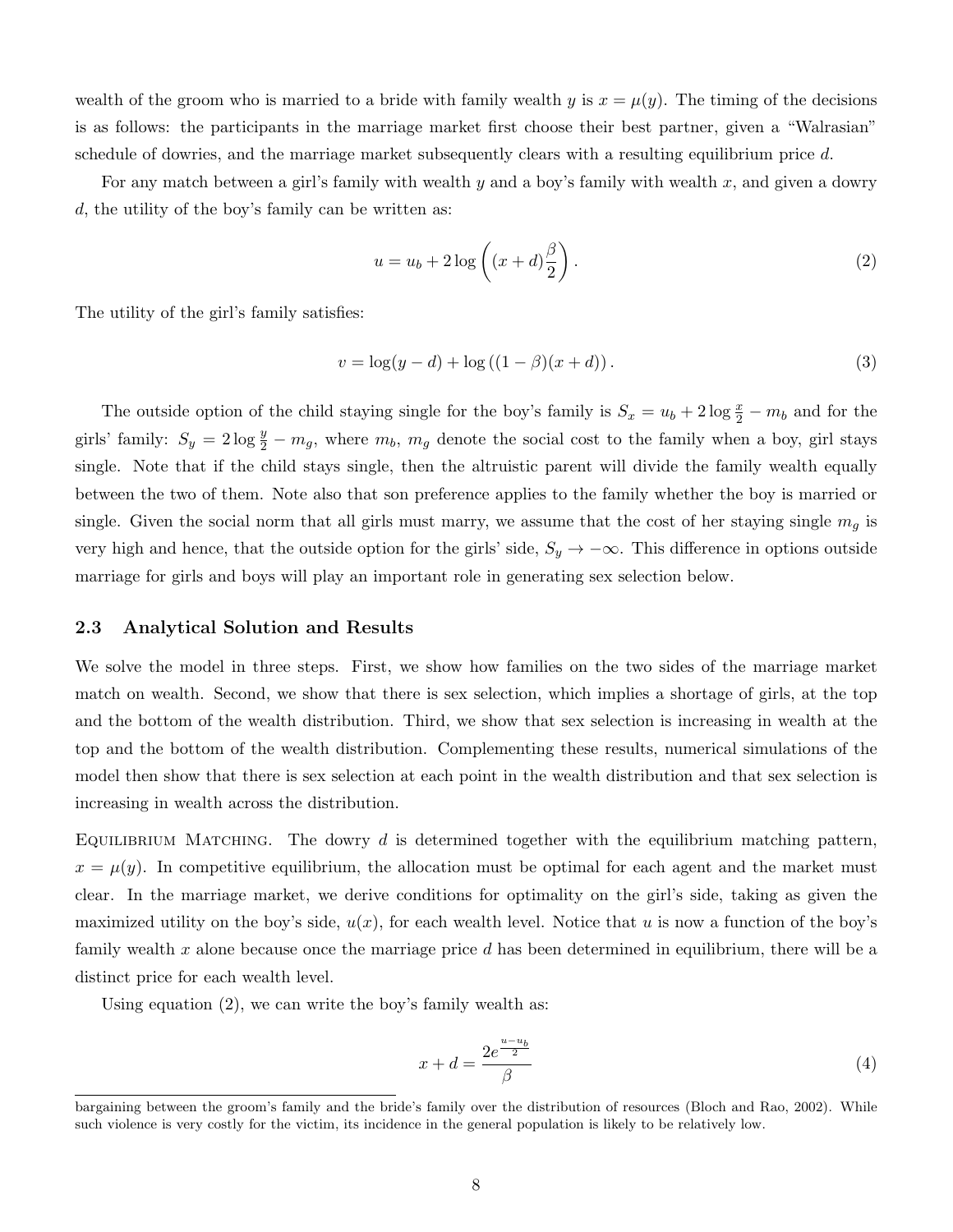wealth of the groom who is married to a bride with family wealth $y$ is $x = \mu(y)$. The timing of the decisions is as follows: the participants in the marriage market first choose their best partner, given a "Walrasian" schedule of dowries, and the marriage market subsequently clears with a resulting equilibrium price $d$.

For any match between a girl's family with wealth $y$ and a boy's family with wealth $x$, and given a dowry $d$, the utility of the boy's family can be written as:

$$u = u_b + 2\log\left((x+d)\frac{\beta}{2}\right). \tag{2}$$

The utility of the girl's family satisfies:

$$v = \log(y-d) + \log\left((1-\beta)(x+d)\right). \tag{3}$$

The outside option of the child staying single for the boy's family is $S_x = u_b + 2\log\frac{x}{2} - m_b$ and for the girls' family: $S_y = 2\log\frac{y}{2} - m_g$, where $m_b$, $m_g$ denote the social cost to the family when a boy, girl stays single. Note that if the child stays single, then the altruistic parent will divide the family wealth equally between the two of them. Note also that son preference applies to the family whether the boy is married or single. Given the social norm that all girls must marry, we assume that the cost of her staying single $m_g$ is very high and hence, that the outside option for the girls' side, $S_y \to -\infty$. This difference in options outside marriage for girls and boys will play an important role in generating sex selection below.

### 2.3 Analytical Solution and Results

We solve the model in three steps. First, we show how families on the two sides of the marriage market match on wealth. Second, we show that there is sex selection, which implies a shortage of girls, at the top and the bottom of the wealth distribution. Third, we show that sex selection is increasing in wealth at the top and the bottom of the wealth distribution. Complementing these results, numerical simulations of the model then show that there is sex selection at each point in the wealth distribution and that sex selection is increasing in wealth across the distribution.

Equilibrium Matching. The dowry $d$ is determined together with the equilibrium matching pattern, $x = \mu(y)$. In competitive equilibrium, the allocation must be optimal for each agent and the market must clear. In the marriage market, we derive conditions for optimality on the girl's side, taking as given the maximized utility on the boy's side, $u(x)$, for each wealth level. Notice that $u$ is now a function of the boy's family wealth $x$ alone because once the marriage price $d$ has been determined in equilibrium, there will be a distinct price for each wealth level.

Using equation (2), we can write the boy's family wealth as:

$$x + d = \frac{2e^{\frac{u-u_b}{2}}}{\beta} \tag{4}$$

bargaining between the groom's family and the bride's family over the distribution of resources (Bloch and Rao, 2002). While such violence is very costly for the victim, its incidence in the general population is likely to be relatively low.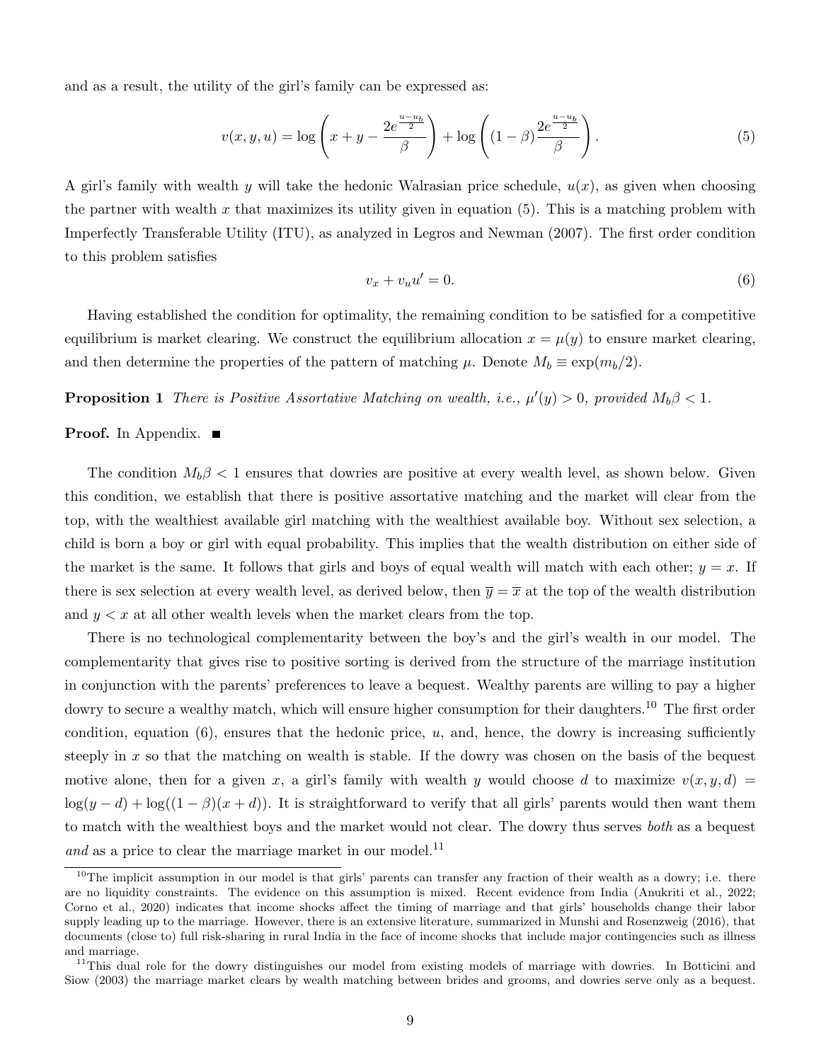and as a result, the utility of the girl's family can be expressed as:

$$v(x, y, u) = \log\left(x + y - \frac{2e^{\frac{u-u_b}{2}}}{\beta}\right) + \log\left((1-\beta)\frac{2e^{\frac{u-u_b}{2}}}{\beta}\right). \tag{5}$$

A girl's family with wealth $y$ will take the hedonic Walrasian price schedule, $u(x)$, as given when choosing the partner with wealth $x$ that maximizes its utility given in equation (5). This is a matching problem with Imperfectly Transferable Utility (ITU), as analyzed in Legros and Newman (2007). The first order condition to this problem satisfies

$$v_x + v_u u' = 0. \tag{6}$$

Having established the condition for optimality, the remaining condition to be satisfied for a competitive equilibrium is market clearing. We construct the equilibrium allocation $x = \mu(y)$ to ensure market clearing, and then determine the properties of the pattern of matching $\mu$. Denote $M_b \equiv \exp(m_b/2)$.

**Proposition 1** *There is Positive Assortative Matching on wealth, i.e., $\mu'(y) > 0$, provided $M_b\beta < 1$.*

**Proof.** In Appendix. ■

The condition $M_b\beta < 1$ ensures that dowries are positive at every wealth level, as shown below. Given this condition, we establish that there is positive assortative matching and the market will clear from the top, with the wealthiest available girl matching with the wealthiest available boy. Without sex selection, a child is born a boy or girl with equal probability. This implies that the wealth distribution on either side of the market is the same. It follows that girls and boys of equal wealth will match with each other; $y = x$. If there is sex selection at every wealth level, as derived below, then $\overline{y} = \overline{x}$ at the top of the wealth distribution and $y < x$ at all other wealth levels when the market clears from the top.

There is no technological complementarity between the boy's and the girl's wealth in our model. The complementarity that gives rise to positive sorting is derived from the structure of the marriage institution in conjunction with the parents' preferences to leave a bequest. Wealthy parents are willing to pay a higher dowry to secure a wealthy match, which will ensure higher consumption for their daughters.[10] The first order condition, equation (6), ensures that the hedonic price, $u$, and, hence, the dowry is increasing sufficiently steeply in $x$ so that the matching on wealth is stable. If the dowry was chosen on the basis of the bequest motive alone, then for a given $x$, a girl's family with wealth $y$ would choose $d$ to maximize $v(x, y, d) = \log(y - d) + \log((1-\beta)(x + d))$. It is straightforward to verify that all girls' parents would then want them to match with the wealthiest boys and the market would not clear. The dowry thus serves *both* as a bequest *and* as a price to clear the marriage market in our model.[11]

[10] The implicit assumption in our model is that girls' parents can transfer any fraction of their wealth as a dowry; i.e. there are no liquidity constraints. The evidence on this assumption is mixed. Recent evidence from India (Anukriti et al., 2022; Corno et al., 2020) indicates that income shocks affect the timing of marriage and that girls' households change their labor supply leading up to the marriage. However, there is an extensive literature, summarized in Munshi and Rosenzweig (2016), that documents (close to) full risk-sharing in rural India in the face of income shocks that include major contingencies such as illness and marriage.

[11] This dual role for the dowry distinguishes our model from existing models of marriage with dowries. In Botticini and Siow (2003) the marriage market clears by wealth matching between brides and grooms, and dowries serve only as a bequest.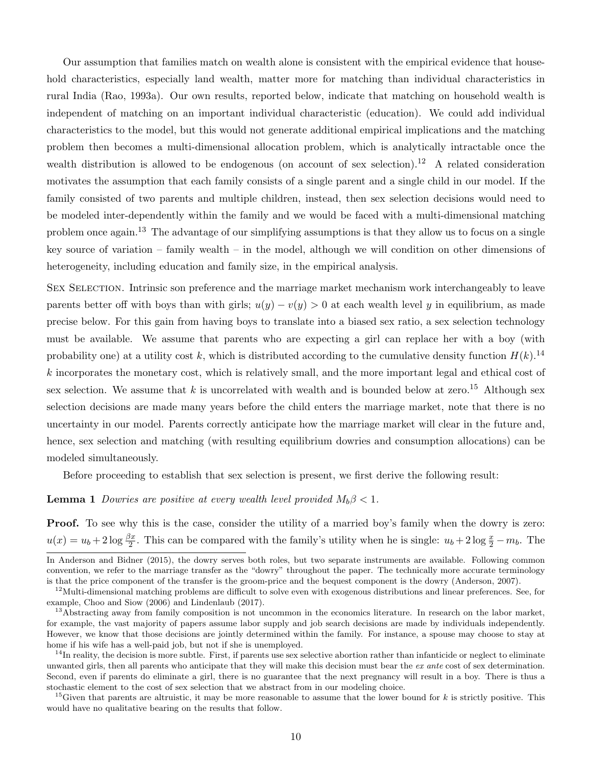Our assumption that families match on wealth alone is consistent with the empirical evidence that household characteristics, especially land wealth, matter more for matching than individual characteristics in rural India (Rao, 1993a). Our own results, reported below, indicate that matching on household wealth is independent of matching on an important individual characteristic (education). We could add individual characteristics to the model, but this would not generate additional empirical implications and the matching problem then becomes a multi-dimensional allocation problem, which is analytically intractable once the wealth distribution is allowed to be endogenous (on account of sex selection).[12] A related consideration motivates the assumption that each family consists of a single parent and a single child in our model. If the family consisted of two parents and multiple children, instead, then sex selection decisions would need to be modeled inter-dependently within the family and we would be faced with a multi-dimensional matching problem once again.[13] The advantage of our simplifying assumptions is that they allow us to focus on a single key source of variation – family wealth – in the model, although we will condition on other dimensions of heterogeneity, including education and family size, in the empirical analysis.

Sex Selection. Intrinsic son preference and the marriage market mechanism work interchangeably to leave parents better off with boys than with girls; $u(y) - v(y) > 0$ at each wealth level $y$ in equilibrium, as made precise below. For this gain from having boys to translate into a biased sex ratio, a sex selection technology must be available. We assume that parents who are expecting a girl can replace her with a boy (with probability one) at a utility cost $k$, which is distributed according to the cumulative density function $H(k)$.[14] $k$ incorporates the monetary cost, which is relatively small, and the more important legal and ethical cost of sex selection. We assume that $k$ is uncorrelated with wealth and is bounded below at zero.[15] Although sex selection decisions are made many years before the child enters the marriage market, note that there is no uncertainty in our model. Parents correctly anticipate how the marriage market will clear in the future and, hence, sex selection and matching (with resulting equilibrium dowries and consumption allocations) can be modeled simultaneously.

Before proceeding to establish that sex selection is present, we first derive the following result:

**Lemma 1** *Dowries are positive at every wealth level provided $M_b\beta < 1$.*

**Proof.** To see why this is the case, consider the utility of a married boy's family when the dowry is zero: $u(x) = u_b + 2\log\frac{\beta x}{2}$. This can be compared with the family's utility when he is single: $u_b + 2\log\frac{x}{2} - m_b$. The

In Anderson and Bidner (2015), the dowry serves both roles, but two separate instruments are available. Following common convention, we refer to the marriage transfer as the "dowry" throughout the paper. The technically more accurate terminology is that the price component of the transfer is the groom-price and the bequest component is the dowry (Anderson, 2007).

[12] Multi-dimensional matching problems are difficult to solve even with exogenous distributions and linear preferences. See, for example, Choo and Siow (2006) and Lindenlaub (2017).

[13] Abstracting away from family composition is not uncommon in the economics literature. In research on the labor market, for example, the vast majority of papers assume labor supply and job search decisions are made by individuals independently. However, we know that those decisions are jointly determined within the family. For instance, a spouse may choose to stay at home if his wife has a well-paid job, but not if she is unemployed.

[14] In reality, the decision is more subtle. First, if parents use sex selective abortion rather than infanticide or neglect to eliminate unwanted girls, then all parents who anticipate that they will make this decision must bear the *ex ante* cost of sex determination. Second, even if parents do eliminate a girl, there is no guarantee that the next pregnancy will result in a boy. There is thus a stochastic element to the cost of sex selection that we abstract from in our modeling choice.

[15] Given that parents are altruistic, it may be more reasonable to assume that the lower bound for $k$ is strictly positive. This would have no qualitative bearing on the results that follow.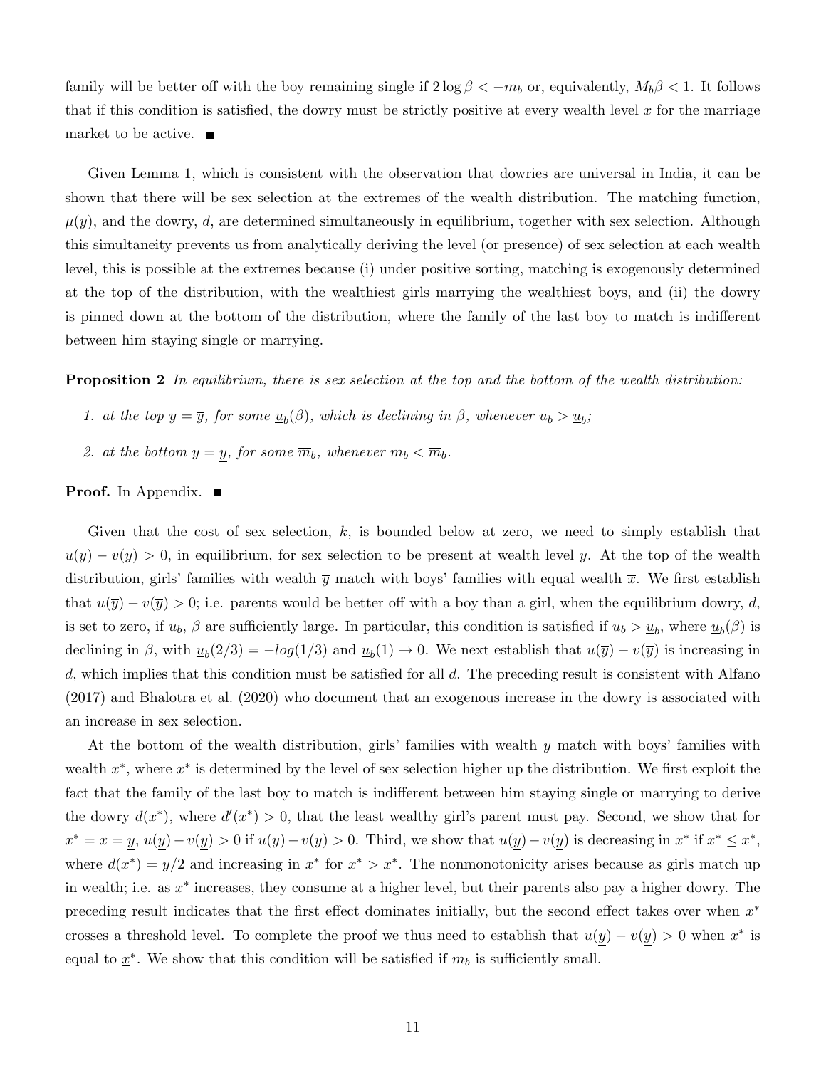family will be better off with the boy remaining single if $2 \log \beta < -m_b$ or, equivalently, $M_b \beta < 1$. It follows that if this condition is satisfied, the dowry must be strictly positive at every wealth level $x$ for the marriage market to be active. ∎

Given Lemma 1, which is consistent with the observation that dowries are universal in India, it can be shown that there will be sex selection at the extremes of the wealth distribution. The matching function, $\mu(y)$, and the dowry, $d$, are determined simultaneously in equilibrium, together with sex selection. Although this simultaneity prevents us from analytically deriving the level (or presence) of sex selection at each wealth level, this is possible at the extremes because (i) under positive sorting, matching is exogenously determined at the top of the distribution, with the wealthiest girls marrying the wealthiest boys, and (ii) the dowry is pinned down at the bottom of the distribution, where the family of the last boy to match is indifferent between him staying single or marrying.

**Proposition 2** *In equilibrium, there is sex selection at the top and the bottom of the wealth distribution:*

1. *at the top $y = \overline{y}$, for some $\underline{u}_b(\beta)$, which is declining in $\beta$, whenever $u_b > \underline{u}_b$;*
2. *at the bottom $y = \underline{y}$, for some $\overline{m}_b$, whenever $m_b < \overline{m}_b$.*

**Proof.** In Appendix. ∎

Given that the cost of sex selection, $k$, is bounded below at zero, we need to simply establish that $u(y) - v(y) > 0$, in equilibrium, for sex selection to be present at wealth level $y$. At the top of the wealth distribution, girls' families with wealth $\overline{y}$ match with boys' families with equal wealth $\overline{x}$. We first establish that $u(\overline{y}) - v(\overline{y}) > 0$; i.e. parents would be better off with a boy than a girl, when the equilibrium dowry, $d$, is set to zero, if $u_b$, $\beta$ are sufficiently large. In particular, this condition is satisfied if $u_b > \underline{u}_b$, where $\underline{u}_b(\beta)$ is declining in $\beta$, with $\underline{u}_b(2/3) = -log(1/3)$ and $\underline{u}_b(1) \to 0$. We next establish that $u(\overline{y}) - v(\overline{y})$ is increasing in $d$, which implies that this condition must be satisfied for all $d$. The preceding result is consistent with Alfano (2017) and Bhalotra et al. (2020) who document that an exogenous increase in the dowry is associated with an increase in sex selection.

At the bottom of the wealth distribution, girls' families with wealth $\underline{y}$ match with boys' families with wealth $x^*$, where $x^*$ is determined by the level of sex selection higher up the distribution. We first exploit the fact that the family of the last boy to match is indifferent between him staying single or marrying to derive the dowry $d(x^*)$, where $d'(x^*) > 0$, that the least wealthy girl's parent must pay. Second, we show that for $x^* = \underline{x} = \underline{y}$, $u(\underline{y}) - v(\underline{y}) > 0$ if $u(\overline{y}) - v(\overline{y}) > 0$. Third, we show that $u(\underline{y}) - v(\underline{y})$ is decreasing in $x^*$ if $x^* \leq \underline{x}^*$, where $d(\underline{x}^*) = \underline{y}/2$ and increasing in $x^*$ for $x^* > \underline{x}^*$. The nonmonotonicity arises because as girls match up in wealth; i.e. as $x^*$ increases, they consume at a higher level, but their parents also pay a higher dowry. The preceding result indicates that the first effect dominates initially, but the second effect takes over when $x^*$ crosses a threshold level. To complete the proof we thus need to establish that $u(\underline{y}) - v(\underline{y}) > 0$ when $x^*$ is equal to $\underline{x}^*$. We show that this condition will be satisfied if $m_b$ is sufficiently small.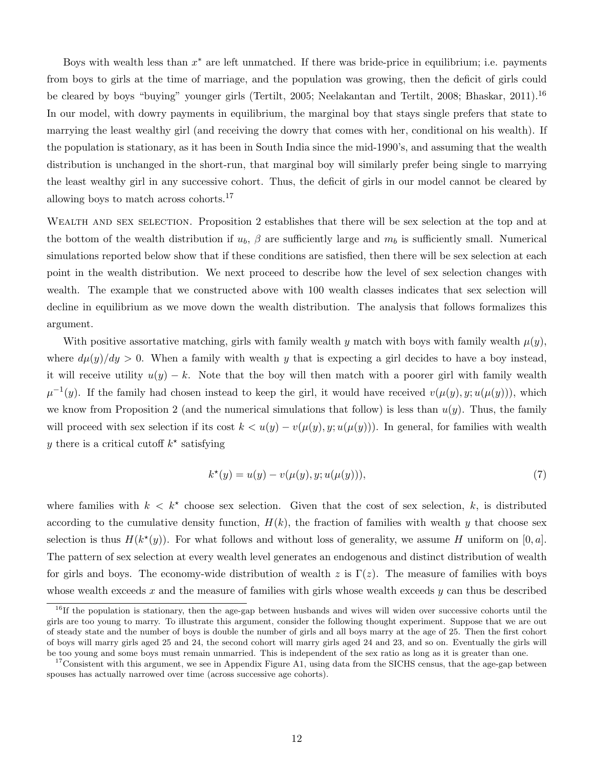Boys with wealth less than $x^*$ are left unmatched. If there was bride-price in equilibrium; i.e. payments from boys to girls at the time of marriage, and the population was growing, then the deficit of girls could be cleared by boys "buying" younger girls (Tertilt, 2005; Neelakantan and Tertilt, 2008; Bhaskar, 2011).[16] In our model, with dowry payments in equilibrium, the marginal boy that stays single prefers that state to marrying the least wealthy girl (and receiving the dowry that comes with her, conditional on his wealth). If the population is stationary, as it has been in South India since the mid-1990's, and assuming that the wealth distribution is unchanged in the short-run, that marginal boy will similarly prefer being single to marrying the least wealthy girl in any successive cohort. Thus, the deficit of girls in our model cannot be cleared by allowing boys to match across cohorts.[17]

WEALTH AND SEX SELECTION. Proposition 2 establishes that there will be sex selection at the top and at the bottom of the wealth distribution if $u_b$, $\beta$ are sufficiently large and $m_b$ is sufficiently small. Numerical simulations reported below show that if these conditions are satisfied, then there will be sex selection at each point in the wealth distribution. We next proceed to describe how the level of sex selection changes with wealth. The example that we constructed above with 100 wealth classes indicates that sex selection will decline in equilibrium as we move down the wealth distribution. The analysis that follows formalizes this argument.

With positive assortative matching, girls with family wealth $y$ match with boys with family wealth $\mu(y)$, where $d\mu(y)/dy > 0$. When a family with wealth $y$ that is expecting a girl decides to have a boy instead, it will receive utility $u(y) - k$. Note that the boy will then match with a poorer girl with family wealth $\mu^{-1}(y)$. If the family had chosen instead to keep the girl, it would have received $v(\mu(y), y; u(\mu(y)))$, which we know from Proposition 2 (and the numerical simulations that follow) is less than $u(y)$. Thus, the family will proceed with sex selection if its cost $k < u(y) - v(\mu(y), y; u(\mu(y)))$. In general, for families with wealth $y$ there is a critical cutoff $k^\star$ satisfying

$$k^\star(y) = u(y) - v(\mu(y), y; u(\mu(y))), \tag{7}$$

where families with $k < k^\star$ choose sex selection. Given that the cost of sex selection, $k$, is distributed according to the cumulative density function, $H(k)$, the fraction of families with wealth $y$ that choose sex selection is thus $H(k^\star(y))$. For what follows and without loss of generality, we assume $H$ uniform on $[0, a]$. The pattern of sex selection at every wealth level generates an endogenous and distinct distribution of wealth for girls and boys. The economy-wide distribution of wealth $z$ is $\Gamma(z)$. The measure of families with boys whose wealth exceeds $x$ and the measure of families with girls whose wealth exceeds $y$ can thus be described

[16] If the population is stationary, then the age-gap between husbands and wives will widen over successive cohorts until the girls are too young to marry. To illustrate this argument, consider the following thought experiment. Suppose that we are out of steady state and the number of boys is double the number of girls and all boys marry at the age of 25. Then the first cohort of boys will marry girls aged 25 and 24, the second cohort will marry girls aged 24 and 23, and so on. Eventually the girls will be too young and some boys must remain unmarried. This is independent of the sex ratio as long as it is greater than one.

[17] Consistent with this argument, we see in Appendix Figure A1, using data from the SICHS census, that the age-gap between spouses has actually narrowed over time (across successive age cohorts).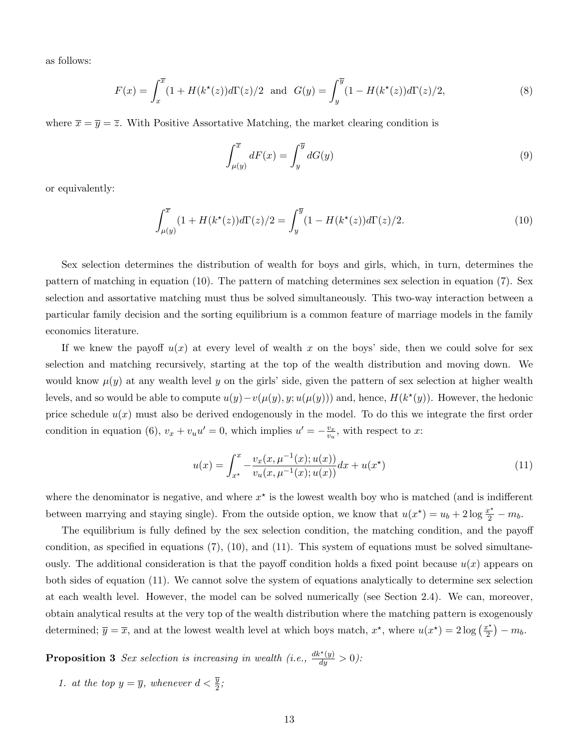as follows:

$$F(x) = \int_{x}^{\overline{x}} (1 + H(k^{\star}(z))d\Gamma(z)/2 \;\; \text{and} \;\; G(y) = \int_{y}^{\overline{y}} (1 - H(k^{\star}(z))d\Gamma(z)/2, \tag{8}$$

where $\overline{x} = \overline{y} = \overline{z}$. With Positive Assortative Matching, the market clearing condition is

$$\int_{\mu(y)}^{\overline{x}} dF(x) = \int_{y}^{\overline{y}} dG(y) \tag{9}$$

or equivalently:

$$\int_{\mu(y)}^{\overline{x}} (1 + H(k^{\star}(z))d\Gamma(z)/2 = \int_{y}^{\overline{y}} (1 - H(k^{\star}(z))d\Gamma(z)/2. \tag{10}$$

Sex selection determines the distribution of wealth for boys and girls, which, in turn, determines the pattern of matching in equation (10). The pattern of matching determines sex selection in equation (7). Sex selection and assortative matching must thus be solved simultaneously. This two-way interaction between a particular family decision and the sorting equilibrium is a common feature of marriage models in the family economics literature.

If we knew the payoff $u(x)$ at every level of wealth $x$ on the boys' side, then we could solve for sex selection and matching recursively, starting at the top of the wealth distribution and moving down. We would know $\mu(y)$ at any wealth level $y$ on the girls' side, given the pattern of sex selection at higher wealth levels, and so would be able to compute $u(y) - v(\mu(y), y; u(\mu(y)))$ and, hence, $H(k^{\star}(y))$. However, the hedonic price schedule $u(x)$ must also be derived endogenously in the model. To do this we integrate the first order condition in equation (6), $v_x + v_u u' = 0$, which implies $u' = -\frac{v_x}{v_u}$, with respect to $x$:

$$u(x) = \int_{x^{\star}}^{x} -\frac{v_x(x, \mu^{-1}(x); u(x))}{v_u(x, \mu^{-1}(x); u(x))} dx + u(x^{\star}) \tag{11}$$

where the denominator is negative, and where $x^{\star}$ is the lowest wealth boy who is matched (and is indifferent between marrying and staying single). From the outside option, we know that $u(x^{\star}) = u_b + 2 \log \frac{x^{\star}}{2} - m_b$.

The equilibrium is fully defined by the sex selection condition, the matching condition, and the payoff condition, as specified in equations (7), (10), and (11). This system of equations must be solved simultaneously. The additional consideration is that the payoff condition holds a fixed point because $u(x)$ appears on both sides of equation (11). We cannot solve the system of equations analytically to determine sex selection at each wealth level. However, the model can be solved numerically (see Section 2.4). We can, moreover, obtain analytical results at the very top of the wealth distribution where the matching pattern is exogenously determined; $\overline{y} = \overline{x}$, and at the lowest wealth level at which boys match, $x^{\star}$, where $u(x^{\star}) = 2 \log \left(\frac{x^{\star}}{2}\right) - m_b$.

**Proposition 3** *Sex selection is increasing in wealth (i.e., $\frac{dk^{\star}(y)}{dy} > 0$):*

1. *at the top $y = \overline{y}$, whenever $d < \frac{\overline{y}}{2}$;*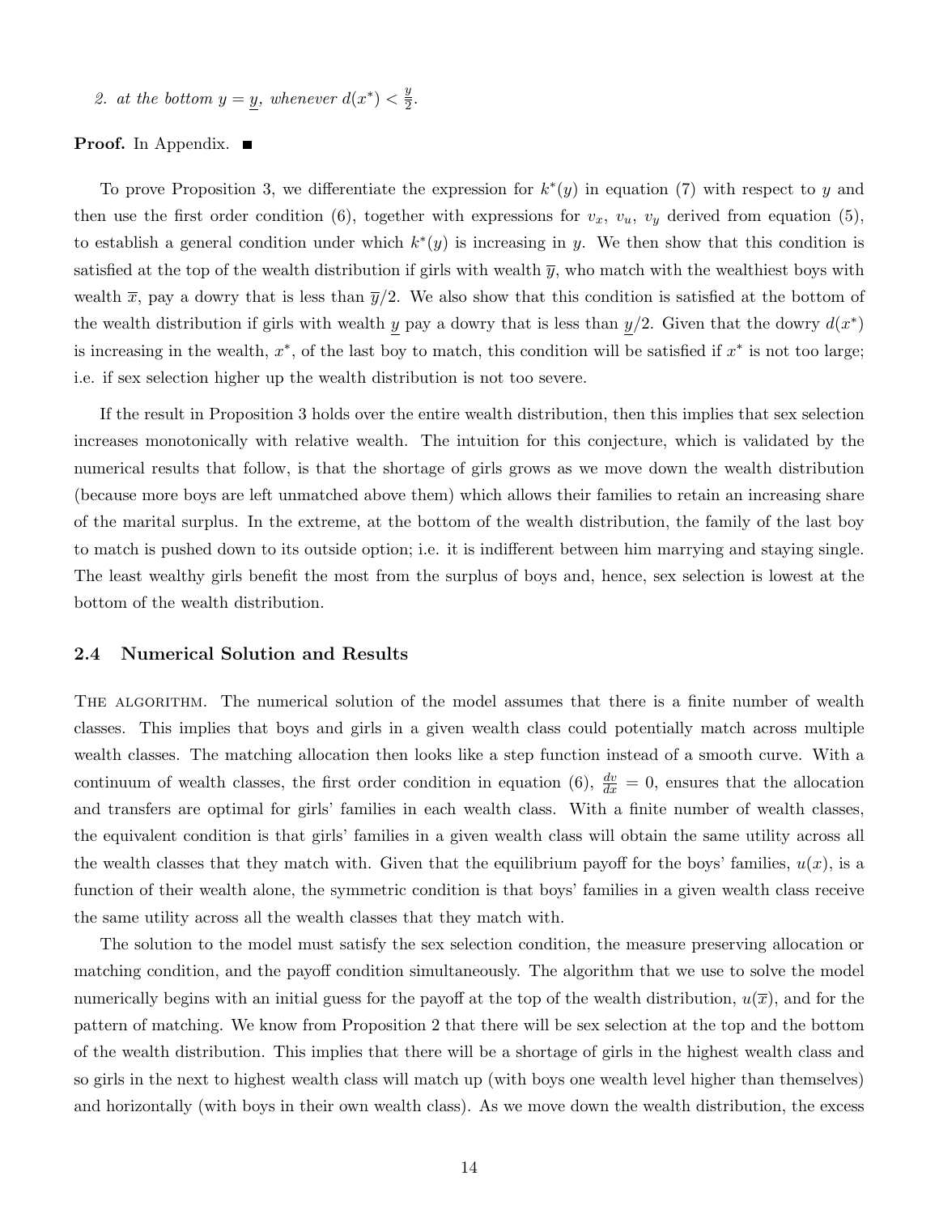*2. at the bottom $y = \underline{y}$, whenever $d(x^*) < \frac{\underline{y}}{2}$.*

**Proof.** In Appendix. ■

To prove Proposition 3, we differentiate the expression for $k^*(y)$ in equation (7) with respect to $y$ and then use the first order condition (6), together with expressions for $v_x$, $v_u$, $v_y$ derived from equation (5), to establish a general condition under which $k^*(y)$ is increasing in $y$. We then show that this condition is satisfied at the top of the wealth distribution if girls with wealth $\overline{y}$, who match with the wealthiest boys with wealth $\overline{x}$, pay a dowry that is less than $\overline{y}/2$. We also show that this condition is satisfied at the bottom of the wealth distribution if girls with wealth $\underline{y}$ pay a dowry that is less than $\underline{y}/2$. Given that the dowry $d(x^*)$ is increasing in the wealth, $x^*$, of the last boy to match, this condition will be satisfied if $x^*$ is not too large; i.e. if sex selection higher up the wealth distribution is not too severe.

If the result in Proposition 3 holds over the entire wealth distribution, then this implies that sex selection increases monotonically with relative wealth. The intuition for this conjecture, which is validated by the numerical results that follow, is that the shortage of girls grows as we move down the wealth distribution (because more boys are left unmatched above them) which allows their families to retain an increasing share of the marital surplus. In the extreme, at the bottom of the wealth distribution, the family of the last boy to match is pushed down to its outside option; i.e. it is indifferent between him marrying and staying single. The least wealthy girls benefit the most from the surplus of boys and, hence, sex selection is lowest at the bottom of the wealth distribution.

### 2.4 Numerical Solution and Results

THE ALGORITHM. The numerical solution of the model assumes that there is a finite number of wealth classes. This implies that boys and girls in a given wealth class could potentially match across multiple wealth classes. The matching allocation then looks like a step function instead of a smooth curve. With a continuum of wealth classes, the first order condition in equation (6), $\frac{dv}{dx} = 0$, ensures that the allocation and transfers are optimal for girls' families in each wealth class. With a finite number of wealth classes, the equivalent condition is that girls' families in a given wealth class will obtain the same utility across all the wealth classes that they match with. Given that the equilibrium payoff for the boys' families, $u(x)$, is a function of their wealth alone, the symmetric condition is that boys' families in a given wealth class receive the same utility across all the wealth classes that they match with.

The solution to the model must satisfy the sex selection condition, the measure preserving allocation or matching condition, and the payoff condition simultaneously. The algorithm that we use to solve the model numerically begins with an initial guess for the payoff at the top of the wealth distribution, $u(\overline{x})$, and for the pattern of matching. We know from Proposition 2 that there will be sex selection at the top and the bottom of the wealth distribution. This implies that there will be a shortage of girls in the highest wealth class and so girls in the next to highest wealth class will match up (with boys one wealth level higher than themselves) and horizontally (with boys in their own wealth class). As we move down the wealth distribution, the excess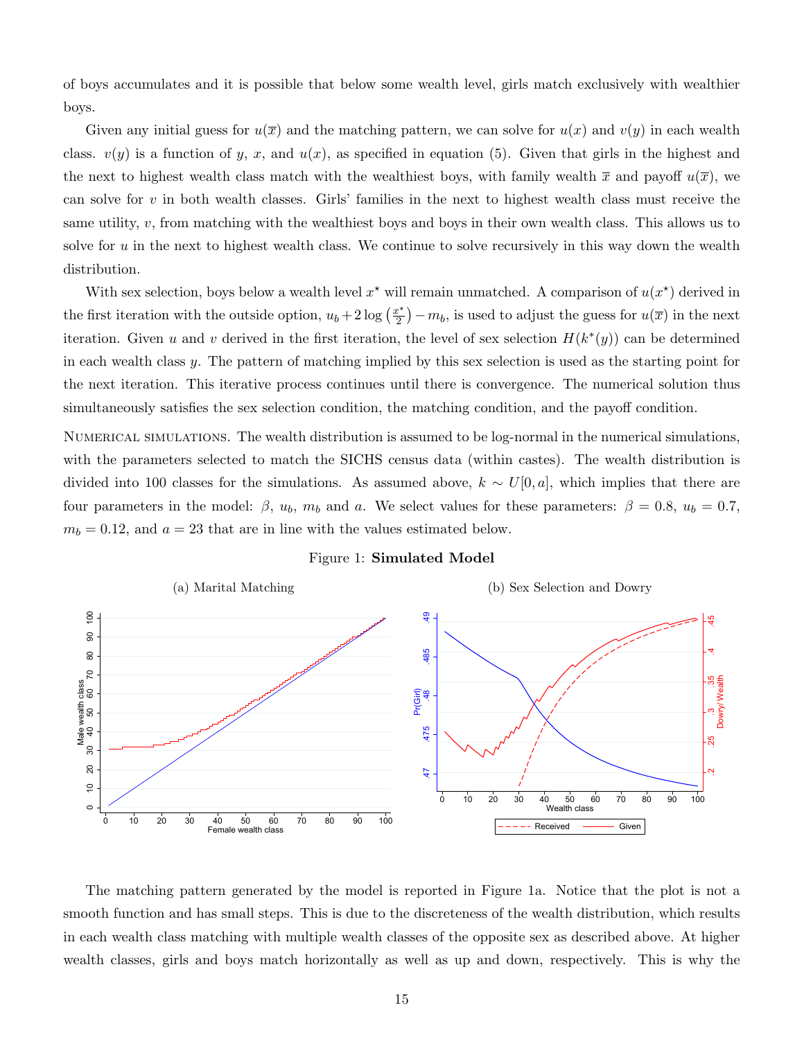of boys accumulates and it is possible that below some wealth level, girls match exclusively with wealthier boys.

Given any initial guess for $u(\overline{x})$ and the matching pattern, we can solve for $u(x)$ and $v(y)$ in each wealth class. $v(y)$ is a function of $y$, $x$, and $u(x)$, as specified in equation (5). Given that girls in the highest and the next to highest wealth class match with the wealthiest boys, with family wealth $\overline{x}$ and payoff $u(\overline{x})$, we can solve for $v$ in both wealth classes. Girls' families in the next to highest wealth class must receive the same utility, $v$, from matching with the wealthiest boys and boys in their own wealth class. This allows us to solve for $u$ in the next to highest wealth class. We continue to solve recursively in this way down the wealth distribution.

With sex selection, boys below a wealth level $x^\star$ will remain unmatched. A comparison of $u(x^\star)$ derived in the first iteration with the outside option, $u_b + 2\log\left(\frac{x^\star}{2}\right) - m_b$, is used to adjust the guess for $u(\overline{x})$ in the next iteration. Given $u$ and $v$ derived in the first iteration, the level of sex selection $H(k^*(y))$ can be determined in each wealth class $y$. The pattern of matching implied by this sex selection is used as the starting point for the next iteration. This iterative process continues until there is convergence. The numerical solution thus simultaneously satisfies the sex selection condition, the matching condition, and the payoff condition.

Numerical simulations. The wealth distribution is assumed to be log-normal in the numerical simulations, with the parameters selected to match the SICHS census data (within castes). The wealth distribution is divided into 100 classes for the simulations. As assumed above, $k \sim U[0, a]$, which implies that there are four parameters in the model: $\beta$, $u_b$, $m_b$ and $a$. We select values for these parameters: $\beta = 0.8$, $u_b = 0.7$, $m_b = 0.12$, and $a = 23$ that are in line with the values estimated below.

Figure 1: **Simulated Model**

(a) Marital Matching

(b) Sex Selection and Dowry

The matching pattern generated by the model is reported in Figure 1a. Notice that the plot is not a smooth function and has small steps. This is due to the discreteness of the wealth distribution, which results in each wealth class matching with multiple wealth classes of the opposite sex as described above. At higher wealth classes, girls and boys match horizontally as well as up and down, respectively. This is why the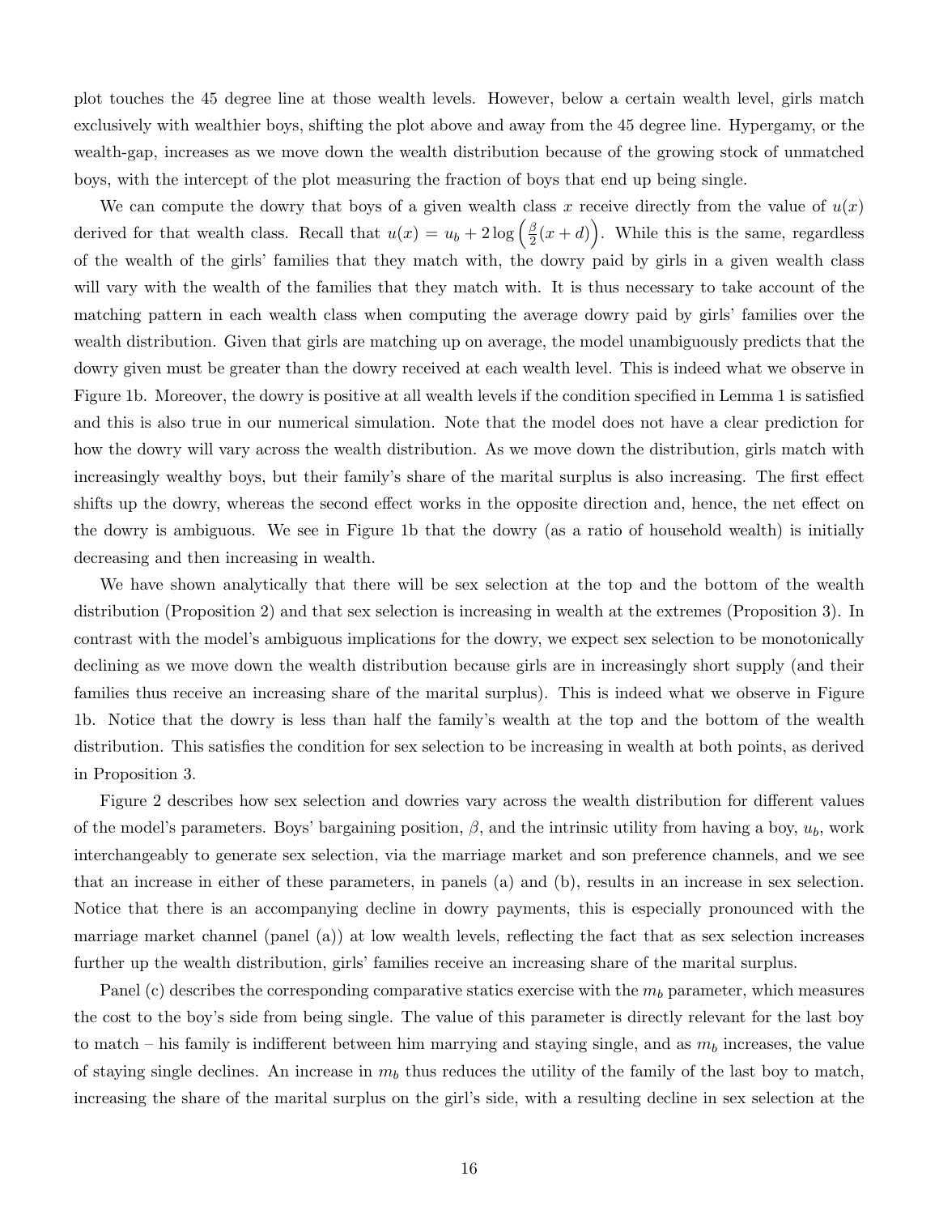plot touches the 45 degree line at those wealth levels. However, below a certain wealth level, girls match exclusively with wealthier boys, shifting the plot above and away from the 45 degree line. Hypergamy, or the wealth-gap, increases as we move down the wealth distribution because of the growing stock of unmatched boys, with the intercept of the plot measuring the fraction of boys that end up being single.

We can compute the dowry that boys of a given wealth class $x$ receive directly from the value of $u(x)$ derived for that wealth class. Recall that $u(x) = u_b + 2\log\left(\frac{\beta}{2}(x+d)\right)$. While this is the same, regardless of the wealth of the girls' families that they match with, the dowry paid by girls in a given wealth class will vary with the wealth of the families that they match with. It is thus necessary to take account of the matching pattern in each wealth class when computing the average dowry paid by girls' families over the wealth distribution. Given that girls are matching up on average, the model unambiguously predicts that the dowry given must be greater than the dowry received at each wealth level. This is indeed what we observe in Figure 1b. Moreover, the dowry is positive at all wealth levels if the condition specified in Lemma 1 is satisfied and this is also true in our numerical simulation. Note that the model does not have a clear prediction for how the dowry will vary across the wealth distribution. As we move down the distribution, girls match with increasingly wealthy boys, but their family's share of the marital surplus is also increasing. The first effect shifts up the dowry, whereas the second effect works in the opposite direction and, hence, the net effect on the dowry is ambiguous. We see in Figure 1b that the dowry (as a ratio of household wealth) is initially decreasing and then increasing in wealth.

We have shown analytically that there will be sex selection at the top and the bottom of the wealth distribution (Proposition 2) and that sex selection is increasing in wealth at the extremes (Proposition 3). In contrast with the model's ambiguous implications for the dowry, we expect sex selection to be monotonically declining as we move down the wealth distribution because girls are in increasingly short supply (and their families thus receive an increasing share of the marital surplus). This is indeed what we observe in Figure 1b. Notice that the dowry is less than half the family's wealth at the top and the bottom of the wealth distribution. This satisfies the condition for sex selection to be increasing in wealth at both points, as derived in Proposition 3.

Figure 2 describes how sex selection and dowries vary across the wealth distribution for different values of the model's parameters. Boys' bargaining position, $\beta$, and the intrinsic utility from having a boy, $u_b$, work interchangeably to generate sex selection, via the marriage market and son preference channels, and we see that an increase in either of these parameters, in panels (a) and (b), results in an increase in sex selection. Notice that there is an accompanying decline in dowry payments, this is especially pronounced with the marriage market channel (panel (a)) at low wealth levels, reflecting the fact that as sex selection increases further up the wealth distribution, girls' families receive an increasing share of the marital surplus.

Panel (c) describes the corresponding comparative statics exercise with the $m_b$ parameter, which measures the cost to the boy's side from being single. The value of this parameter is directly relevant for the last boy to match – his family is indifferent between him marrying and staying single, and as $m_b$ increases, the value of staying single declines. An increase in $m_b$ thus reduces the utility of the family of the last boy to match, increasing the share of the marital surplus on the girl's side, with a resulting decline in sex selection at the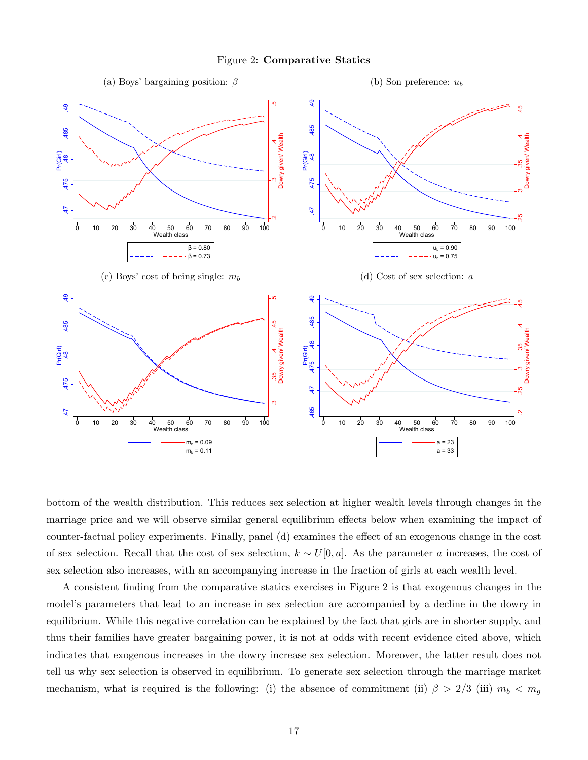Figure 2: **Comparative Statics**

(a) Boys' bargaining position: $\beta$

(b) Son preference: $u_b$

(c) Boys' cost of being single: $m_b$

(d) Cost of sex selection: $a$

bottom of the wealth distribution. This reduces sex selection at higher wealth levels through changes in the marriage price and we will observe similar general equilibrium effects below when examining the impact of counter-factual policy experiments. Finally, panel (d) examines the effect of an exogenous change in the cost of sex selection. Recall that the cost of sex selection, $k \sim U[0, a]$. As the parameter $a$ increases, the cost of sex selection also increases, with an accompanying increase in the fraction of girls at each wealth level.

A consistent finding from the comparative statics exercises in Figure 2 is that exogenous changes in the model's parameters that lead to an increase in sex selection are accompanied by a decline in the dowry in equilibrium. While this negative correlation can be explained by the fact that girls are in shorter supply, and thus their families have greater bargaining power, it is not at odds with recent evidence cited above, which indicates that exogenous increases in the dowry increase sex selection. Moreover, the latter result does not tell us why sex selection is observed in equilibrium. To generate sex selection through the marriage market mechanism, what is required is the following: (i) the absence of commitment (ii) $\beta > 2/3$ (iii) $m_b < m_g$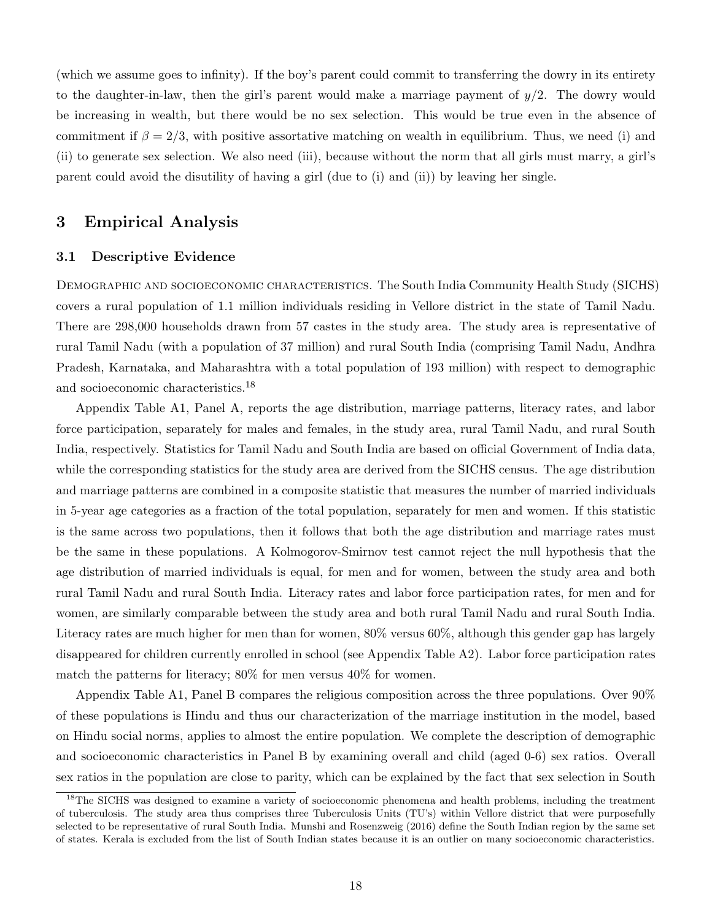(which we assume goes to infinity). If the boy's parent could commit to transferring the dowry in its entirety to the daughter-in-law, then the girl's parent would make a marriage payment of $y/2$. The dowry would be increasing in wealth, but there would be no sex selection. This would be true even in the absence of commitment if $\beta = 2/3$, with positive assortative matching on wealth in equilibrium. Thus, we need (i) and (ii) to generate sex selection. We also need (iii), because without the norm that all girls must marry, a girl's parent could avoid the disutility of having a girl (due to (i) and (ii)) by leaving her single.

## 3 Empirical Analysis

### 3.1 Descriptive Evidence

Demographic and socioeconomic characteristics. The South India Community Health Study (SICHS) covers a rural population of 1.1 million individuals residing in Vellore district in the state of Tamil Nadu. There are 298,000 households drawn from 57 castes in the study area. The study area is representative of rural Tamil Nadu (with a population of 37 million) and rural South India (comprising Tamil Nadu, Andhra Pradesh, Karnataka, and Maharashtra with a total population of 193 million) with respect to demographic and socioeconomic characteristics.[18]

Appendix Table A1, Panel A, reports the age distribution, marriage patterns, literacy rates, and labor force participation, separately for males and females, in the study area, rural Tamil Nadu, and rural South India, respectively. Statistics for Tamil Nadu and South India are based on official Government of India data, while the corresponding statistics for the study area are derived from the SICHS census. The age distribution and marriage patterns are combined in a composite statistic that measures the number of married individuals in 5-year age categories as a fraction of the total population, separately for men and women. If this statistic is the same across two populations, then it follows that both the age distribution and marriage rates must be the same in these populations. A Kolmogorov-Smirnov test cannot reject the null hypothesis that the age distribution of married individuals is equal, for men and for women, between the study area and both rural Tamil Nadu and rural South India. Literacy rates and labor force participation rates, for men and for women, are similarly comparable between the study area and both rural Tamil Nadu and rural South India. Literacy rates are much higher for men than for women, 80% versus 60%, although this gender gap has largely disappeared for children currently enrolled in school (see Appendix Table A2). Labor force participation rates match the patterns for literacy; 80% for men versus 40% for women.

Appendix Table A1, Panel B compares the religious composition across the three populations. Over 90% of these populations is Hindu and thus our characterization of the marriage institution in the model, based on Hindu social norms, applies to almost the entire population. We complete the description of demographic and socioeconomic characteristics in Panel B by examining overall and child (aged 0-6) sex ratios. Overall sex ratios in the population are close to parity, which can be explained by the fact that sex selection in South

[18] The SICHS was designed to examine a variety of socioeconomic phenomena and health problems, including the treatment of tuberculosis. The study area thus comprises three Tuberculosis Units (TU's) within Vellore district that were purposefully selected to be representative of rural South India. Munshi and Rosenzweig (2016) define the South Indian region by the same set of states. Kerala is excluded from the list of South Indian states because it is an outlier on many socioeconomic characteristics.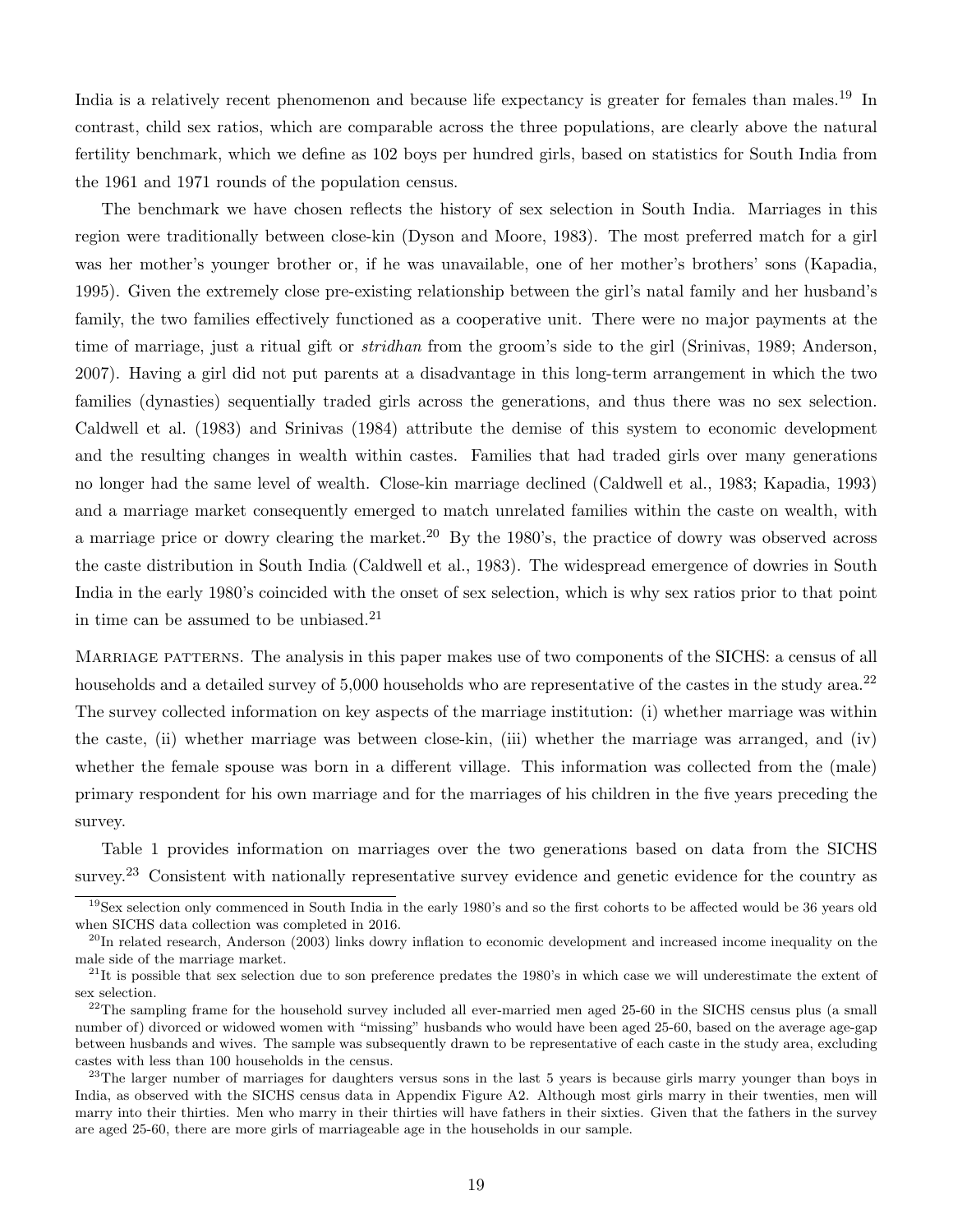India is a relatively recent phenomenon and because life expectancy is greater for females than males.[19] In contrast, child sex ratios, which are comparable across the three populations, are clearly above the natural fertility benchmark, which we define as 102 boys per hundred girls, based on statistics for South India from the 1961 and 1971 rounds of the population census.

The benchmark we have chosen reflects the history of sex selection in South India. Marriages in this region were traditionally between close-kin (Dyson and Moore, 1983). The most preferred match for a girl was her mother's younger brother or, if he was unavailable, one of her mother's brothers' sons (Kapadia, 1995). Given the extremely close pre-existing relationship between the girl's natal family and her husband's family, the two families effectively functioned as a cooperative unit. There were no major payments at the time of marriage, just a ritual gift or *stridhan* from the groom's side to the girl (Srinivas, 1989; Anderson, 2007). Having a girl did not put parents at a disadvantage in this long-term arrangement in which the two families (dynasties) sequentially traded girls across the generations, and thus there was no sex selection. Caldwell et al. (1983) and Srinivas (1984) attribute the demise of this system to economic development and the resulting changes in wealth within castes. Families that had traded girls over many generations no longer had the same level of wealth. Close-kin marriage declined (Caldwell et al., 1983; Kapadia, 1993) and a marriage market consequently emerged to match unrelated families within the caste on wealth, with a marriage price or dowry clearing the market.[20] By the 1980's, the practice of dowry was observed across the caste distribution in South India (Caldwell et al., 1983). The widespread emergence of dowries in South India in the early 1980's coincided with the onset of sex selection, which is why sex ratios prior to that point in time can be assumed to be unbiased.[21]

Marriage patterns. The analysis in this paper makes use of two components of the SICHS: a census of all households and a detailed survey of 5,000 households who are representative of the castes in the study area.[22] The survey collected information on key aspects of the marriage institution: (i) whether marriage was within the caste, (ii) whether marriage was between close-kin, (iii) whether the marriage was arranged, and (iv) whether the female spouse was born in a different village. This information was collected from the (male) primary respondent for his own marriage and for the marriages of his children in the five years preceding the survey.

Table 1 provides information on marriages over the two generations based on data from the SICHS survey.[23] Consistent with nationally representative survey evidence and genetic evidence for the country as

---

[19] Sex selection only commenced in South India in the early 1980's and so the first cohorts to be affected would be 36 years old when SICHS data collection was completed in 2016.

[20] In related research, Anderson (2003) links dowry inflation to economic development and increased income inequality on the male side of the marriage market.

[21] It is possible that sex selection due to son preference predates the 1980's in which case we will underestimate the extent of sex selection.

[22] The sampling frame for the household survey included all ever-married men aged 25-60 in the SICHS census plus (a small number of) divorced or widowed women with "missing" husbands who would have been aged 25-60, based on the average age-gap between husbands and wives. The sample was subsequently drawn to be representative of each caste in the study area, excluding castes with less than 100 households in the census.

[23] The larger number of marriages for daughters versus sons in the last 5 years is because girls marry younger than boys in India, as observed with the SICHS census data in Appendix Figure A2. Although most girls marry in their twenties, men will marry into their thirties. Men who marry in their thirties will have fathers in their sixties. Given that the fathers in the survey are aged 25-60, there are more girls of marriageable age in the households in our sample.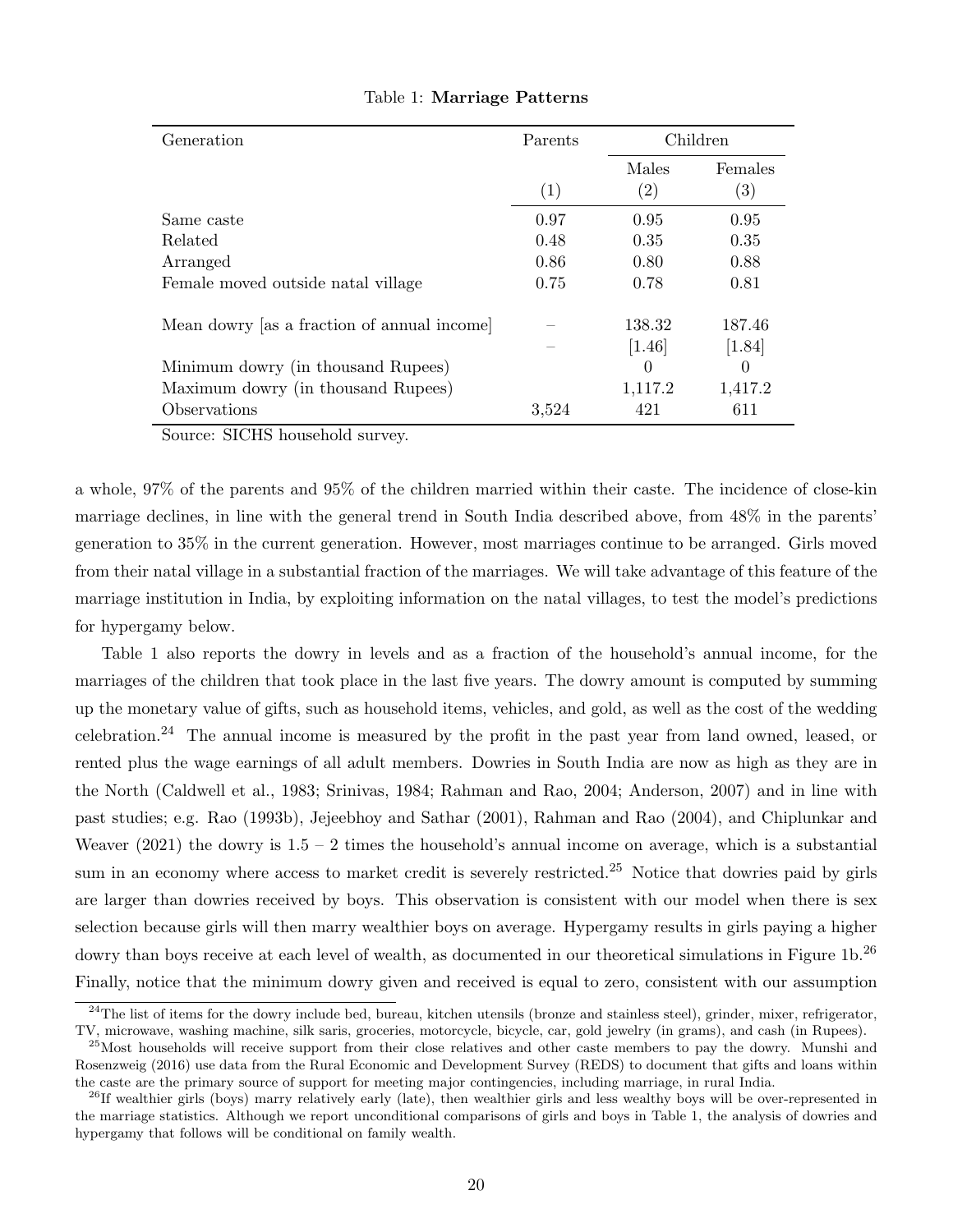Table 1: **Marriage Patterns**

| Generation | Parents | Children | |
|---|---|---|---|
| | | Males | Females |
| | (1) | (2) | (3) |
| Same caste | 0.97 | 0.95 | 0.95 |
| Related | 0.48 | 0.35 | 0.35 |
| Arranged | 0.86 | 0.80 | 0.88 |
| Female moved outside natal village | 0.75 | 0.78 | 0.81 |
| Mean dowry [as a fraction of annual income] | – | 138.32 | 187.46 |
| | – | [1.46] | [1.84] |
| Minimum dowry (in thousand Rupees) | | 0 | 0 |
| Maximum dowry (in thousand Rupees) | | 1,117.2 | 1,417.2 |
| Observations | 3,524 | 421 | 611 |

Source: SICHS household survey.

a whole, 97% of the parents and 95% of the children married within their caste. The incidence of close-kin marriage declines, in line with the general trend in South India described above, from 48% in the parents' generation to 35% in the current generation. However, most marriages continue to be arranged. Girls moved from their natal village in a substantial fraction of the marriages. We will take advantage of this feature of the marriage institution in India, by exploiting information on the natal villages, to test the model's predictions for hypergamy below.

Table 1 also reports the dowry in levels and as a fraction of the household's annual income, for the marriages of the children that took place in the last five years. The dowry amount is computed by summing up the monetary value of gifts, such as household items, vehicles, and gold, as well as the cost of the wedding celebration.[24] The annual income is measured by the profit in the past year from land owned, leased, or rented plus the wage earnings of all adult members. Dowries in South India are now as high as they are in the North (Caldwell et al., 1983; Srinivas, 1984; Rahman and Rao, 2004; Anderson, 2007) and in line with past studies; e.g. Rao (1993b), Jejeebhoy and Sathar (2001), Rahman and Rao (2004), and Chiplunkar and Weaver (2021) the dowry is 1.5 – 2 times the household's annual income on average, which is a substantial sum in an economy where access to market credit is severely restricted.[25] Notice that dowries paid by girls are larger than dowries received by boys. This observation is consistent with our model when there is sex selection because girls will then marry wealthier boys on average. Hypergamy results in girls paying a higher dowry than boys receive at each level of wealth, as documented in our theoretical simulations in Figure 1b.[26] Finally, notice that the minimum dowry given and received is equal to zero, consistent with our assumption

[24] The list of items for the dowry include bed, bureau, kitchen utensils (bronze and stainless steel), grinder, mixer, refrigerator, TV, microwave, washing machine, silk saris, groceries, motorcycle, bicycle, car, gold jewelry (in grams), and cash (in Rupees).

[25] Most households will receive support from their close relatives and other caste members to pay the dowry. Munshi and Rosenzweig (2016) use data from the Rural Economic and Development Survey (REDS) to document that gifts and loans within the caste are the primary source of support for meeting major contingencies, including marriage, in rural India.

[26] If wealthier girls (boys) marry relatively early (late), then wealthier girls and less wealthy boys will be over-represented in the marriage statistics. Although we report unconditional comparisons of girls and boys in Table 1, the analysis of dowries and hypergamy that follows will be conditional on family wealth.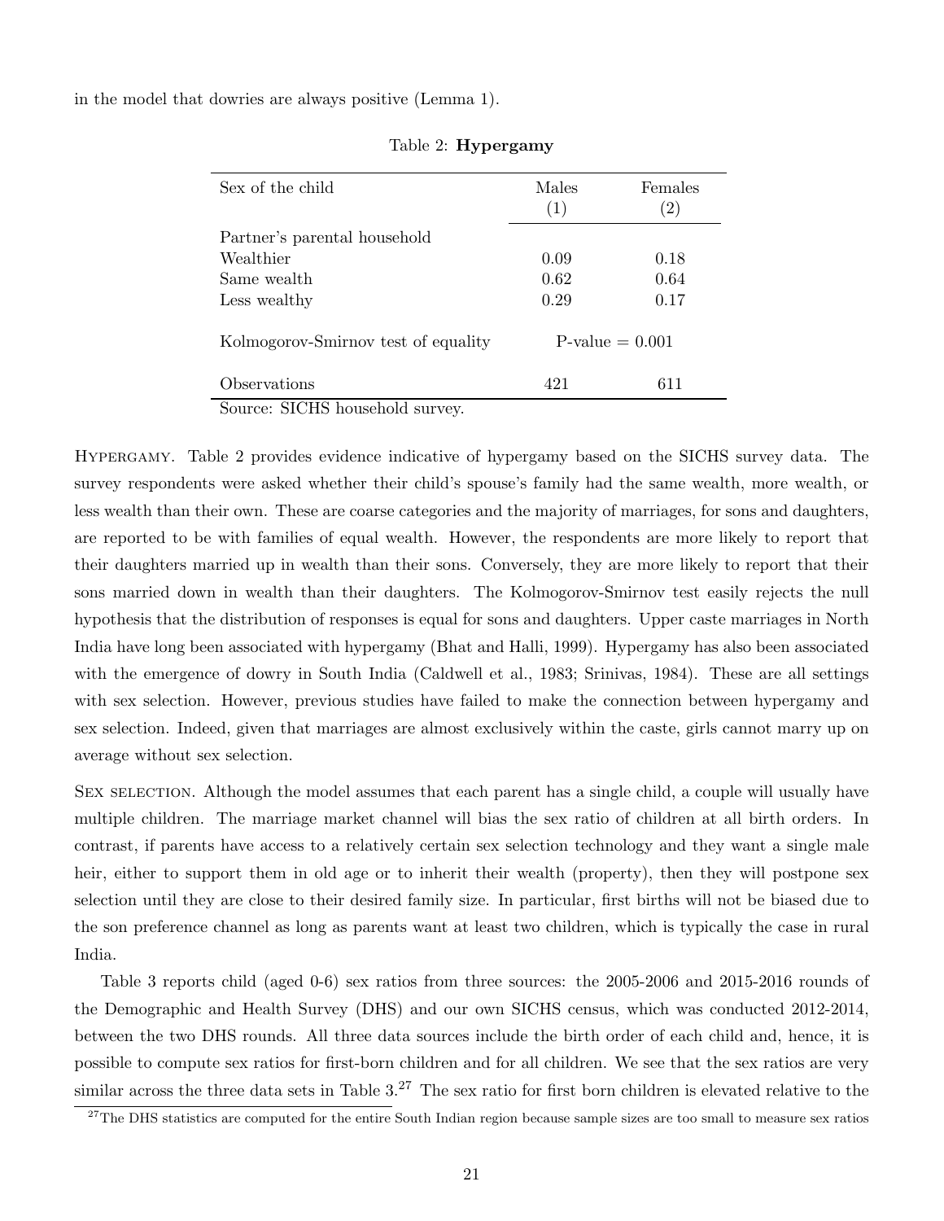in the model that dowries are always positive (Lemma 1).

Table 2: **Hypergamy**

| Sex of the child | Males (1) | Females (2) |
|---|---|---|
| Partner's parental household | | |
| Wealthier | 0.09 | 0.18 |
| Same wealth | 0.62 | 0.64 |
| Less wealthy | 0.29 | 0.17 |
| Kolmogorov-Smirnov test of equality | P-value = 0.001 | |
| Observations | 421 | 611 |

Source: SICHS household survey.

Hypergamy. Table 2 provides evidence indicative of hypergamy based on the SICHS survey data. The survey respondents were asked whether their child's spouse's family had the same wealth, more wealth, or less wealth than their own. These are coarse categories and the majority of marriages, for sons and daughters, are reported to be with families of equal wealth. However, the respondents are more likely to report that their daughters married up in wealth than their sons. Conversely, they are more likely to report that their sons married down in wealth than their daughters. The Kolmogorov-Smirnov test easily rejects the null hypothesis that the distribution of responses is equal for sons and daughters. Upper caste marriages in North India have long been associated with hypergamy (Bhat and Halli, 1999). Hypergamy has also been associated with the emergence of dowry in South India (Caldwell et al., 1983; Srinivas, 1984). These are all settings with sex selection. However, previous studies have failed to make the connection between hypergamy and sex selection. Indeed, given that marriages are almost exclusively within the caste, girls cannot marry up on average without sex selection.

Sex selection. Although the model assumes that each parent has a single child, a couple will usually have multiple children. The marriage market channel will bias the sex ratio of children at all birth orders. In contrast, if parents have access to a relatively certain sex selection technology and they want a single male heir, either to support them in old age or to inherit their wealth (property), then they will postpone sex selection until they are close to their desired family size. In particular, first births will not be biased due to the son preference channel as long as parents want at least two children, which is typically the case in rural India.

Table 3 reports child (aged 0-6) sex ratios from three sources: the 2005-2006 and 2015-2016 rounds of the Demographic and Health Survey (DHS) and our own SICHS census, which was conducted 2012-2014, between the two DHS rounds. All three data sources include the birth order of each child and, hence, it is possible to compute sex ratios for first-born children and for all children. We see that the sex ratios are very similar across the three data sets in Table 3.[27] The sex ratio for first born children is elevated relative to the

[27] The DHS statistics are computed for the entire South Indian region because sample sizes are too small to measure sex ratios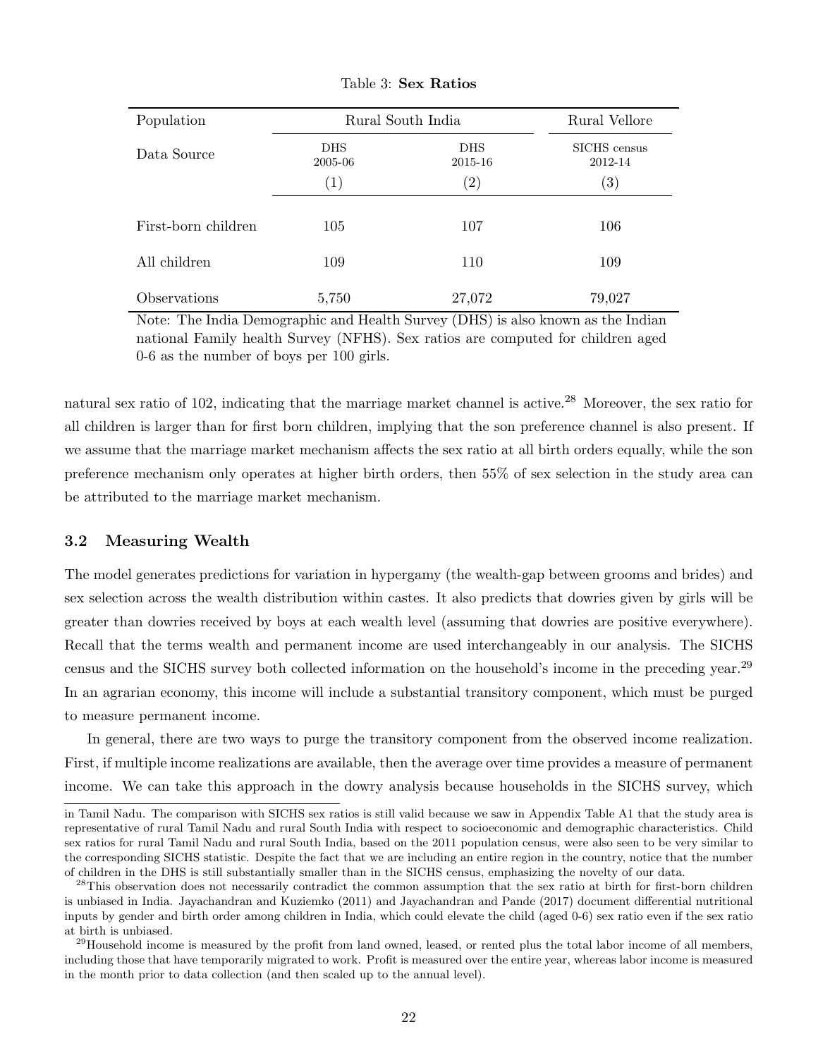Table 3: **Sex Ratios**

| Population | Rural South India | | Rural Vellore |
|---|---|---|---|
| Data Source | DHS 2005-06 | DHS 2015-16 | SICHS census 2012-14 |
| | (1) | (2) | (3) |
| First-born children | 105 | 107 | 106 |
| All children | 109 | 110 | 109 |
| Observations | 5,750 | 27,072 | 79,027 |

Note: The India Demographic and Health Survey (DHS) is also known as the Indian national Family health Survey (NFHS). Sex ratios are computed for children aged 0-6 as the number of boys per 100 girls.

natural sex ratio of 102, indicating that the marriage market channel is active.[28] Moreover, the sex ratio for all children is larger than for first born children, implying that the son preference channel is also present. If we assume that the marriage market mechanism affects the sex ratio at all birth orders equally, while the son preference mechanism only operates at higher birth orders, then 55% of sex selection in the study area can be attributed to the marriage market mechanism.

### 3.2 Measuring Wealth

The model generates predictions for variation in hypergamy (the wealth-gap between grooms and brides) and sex selection across the wealth distribution within castes. It also predicts that dowries given by girls will be greater than dowries received by boys at each wealth level (assuming that dowries are positive everywhere). Recall that the terms wealth and permanent income are used interchangeably in our analysis. The SICHS census and the SICHS survey both collected information on the household's income in the preceding year.[29] In an agrarian economy, this income will include a substantial transitory component, which must be purged to measure permanent income.

In general, there are two ways to purge the transitory component from the observed income realization. First, if multiple income realizations are available, then the average over time provides a measure of permanent income. We can take this approach in the dowry analysis because households in the SICHS survey, which

in Tamil Nadu. The comparison with SICHS sex ratios is still valid because we saw in Appendix Table A1 that the study area is representative of rural Tamil Nadu and rural South India with respect to socioeconomic and demographic characteristics. Child sex ratios for rural Tamil Nadu and rural South India, based on the 2011 population census, were also seen to be very similar to the corresponding SICHS statistic. Despite the fact that we are including an entire region in the country, notice that the number of children in the DHS is still substantially smaller than in the SICHS census, emphasizing the novelty of our data.

[28]This observation does not necessarily contradict the common assumption that the sex ratio at birth for first-born children is unbiased in India. Jayachandran and Kuziemko (2011) and Jayachandran and Pande (2017) document differential nutritional inputs by gender and birth order among children in India, which could elevate the child (aged 0-6) sex ratio even if the sex ratio at birth is unbiased.

[29]Household income is measured by the profit from land owned, leased, or rented plus the total labor income of all members, including those that have temporarily migrated to work. Profit is measured over the entire year, whereas labor income is measured in the month prior to data collection (and then scaled up to the annual level).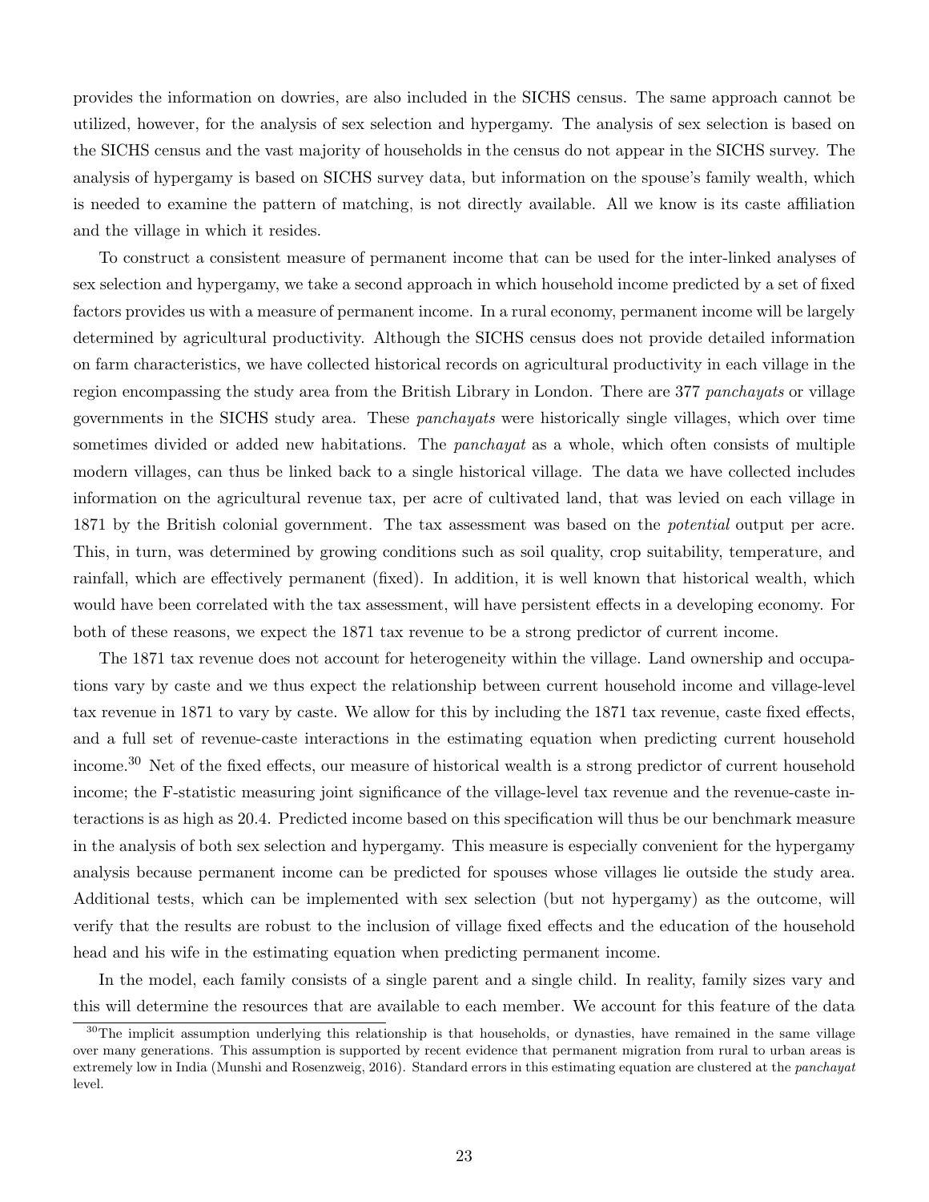provides the information on dowries, are also included in the SICHS census. The same approach cannot be utilized, however, for the analysis of sex selection and hypergamy. The analysis of sex selection is based on the SICHS census and the vast majority of households in the census do not appear in the SICHS survey. The analysis of hypergamy is based on SICHS survey data, but information on the spouse's family wealth, which is needed to examine the pattern of matching, is not directly available. All we know is its caste affiliation and the village in which it resides.

To construct a consistent measure of permanent income that can be used for the inter-linked analyses of sex selection and hypergamy, we take a second approach in which household income predicted by a set of fixed factors provides us with a measure of permanent income. In a rural economy, permanent income will be largely determined by agricultural productivity. Although the SICHS census does not provide detailed information on farm characteristics, we have collected historical records on agricultural productivity in each village in the region encompassing the study area from the British Library in London. There are 377 *panchayats* or village governments in the SICHS study area. These *panchayats* were historically single villages, which over time sometimes divided or added new habitations. The *panchayat* as a whole, which often consists of multiple modern villages, can thus be linked back to a single historical village. The data we have collected includes information on the agricultural revenue tax, per acre of cultivated land, that was levied on each village in 1871 by the British colonial government. The tax assessment was based on the *potential* output per acre. This, in turn, was determined by growing conditions such as soil quality, crop suitability, temperature, and rainfall, which are effectively permanent (fixed). In addition, it is well known that historical wealth, which would have been correlated with the tax assessment, will have persistent effects in a developing economy. For both of these reasons, we expect the 1871 tax revenue to be a strong predictor of current income.

The 1871 tax revenue does not account for heterogeneity within the village. Land ownership and occupations vary by caste and we thus expect the relationship between current household income and village-level tax revenue in 1871 to vary by caste. We allow for this by including the 1871 tax revenue, caste fixed effects, and a full set of revenue-caste interactions in the estimating equation when predicting current household income.[30] Net of the fixed effects, our measure of historical wealth is a strong predictor of current household income; the F-statistic measuring joint significance of the village-level tax revenue and the revenue-caste interactions is as high as 20.4. Predicted income based on this specification will thus be our benchmark measure in the analysis of both sex selection and hypergamy. This measure is especially convenient for the hypergamy analysis because permanent income can be predicted for spouses whose villages lie outside the study area. Additional tests, which can be implemented with sex selection (but not hypergamy) as the outcome, will verify that the results are robust to the inclusion of village fixed effects and the education of the household head and his wife in the estimating equation when predicting permanent income.

In the model, each family consists of a single parent and a single child. In reality, family sizes vary and this will determine the resources that are available to each member. We account for this feature of the data

[30]The implicit assumption underlying this relationship is that households, or dynasties, have remained in the same village over many generations. This assumption is supported by recent evidence that permanent migration from rural to urban areas is extremely low in India (Munshi and Rosenzweig, 2016). Standard errors in this estimating equation are clustered at the *panchayat* level.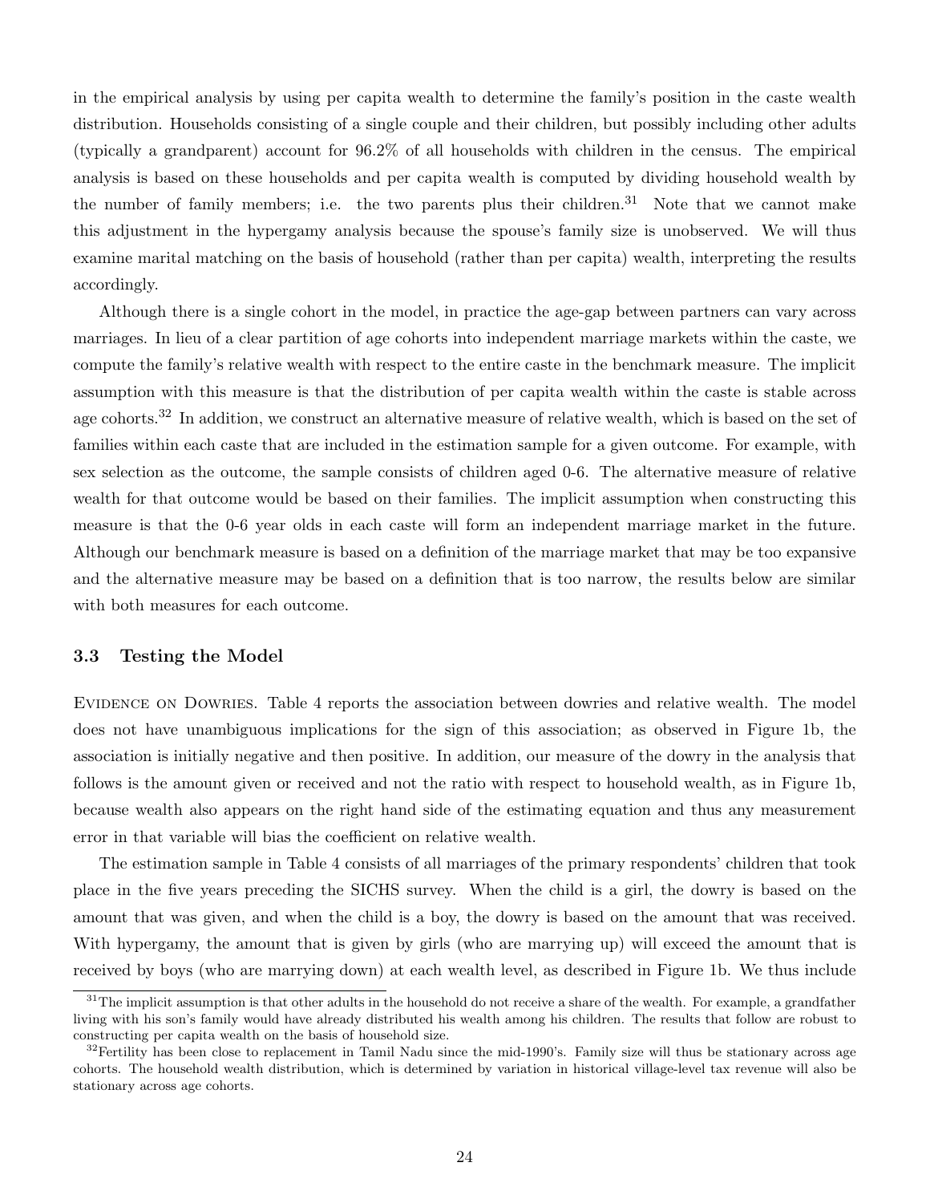in the empirical analysis by using per capita wealth to determine the family's position in the caste wealth distribution. Households consisting of a single couple and their children, but possibly including other adults (typically a grandparent) account for 96.2% of all households with children in the census. The empirical analysis is based on these households and per capita wealth is computed by dividing household wealth by the number of family members; i.e. the two parents plus their children.[31] Note that we cannot make this adjustment in the hypergamy analysis because the spouse's family size is unobserved. We will thus examine marital matching on the basis of household (rather than per capita) wealth, interpreting the results accordingly.

Although there is a single cohort in the model, in practice the age-gap between partners can vary across marriages. In lieu of a clear partition of age cohorts into independent marriage markets within the caste, we compute the family's relative wealth with respect to the entire caste in the benchmark measure. The implicit assumption with this measure is that the distribution of per capita wealth within the caste is stable across age cohorts.[32] In addition, we construct an alternative measure of relative wealth, which is based on the set of families within each caste that are included in the estimation sample for a given outcome. For example, with sex selection as the outcome, the sample consists of children aged 0-6. The alternative measure of relative wealth for that outcome would be based on their families. The implicit assumption when constructing this measure is that the 0-6 year olds in each caste will form an independent marriage market in the future. Although our benchmark measure is based on a definition of the marriage market that may be too expansive and the alternative measure may be based on a definition that is too narrow, the results below are similar with both measures for each outcome.

### 3.3 Testing the Model

EVIDENCE ON DOWRIES. Table 4 reports the association between dowries and relative wealth. The model does not have unambiguous implications for the sign of this association; as observed in Figure 1b, the association is initially negative and then positive. In addition, our measure of the dowry in the analysis that follows is the amount given or received and not the ratio with respect to household wealth, as in Figure 1b, because wealth also appears on the right hand side of the estimating equation and thus any measurement error in that variable will bias the coefficient on relative wealth.

The estimation sample in Table 4 consists of all marriages of the primary respondents' children that took place in the five years preceding the SICHS survey. When the child is a girl, the dowry is based on the amount that was given, and when the child is a boy, the dowry is based on the amount that was received. With hypergamy, the amount that is given by girls (who are marrying up) will exceed the amount that is received by boys (who are marrying down) at each wealth level, as described in Figure 1b. We thus include

[31] The implicit assumption is that other adults in the household do not receive a share of the wealth. For example, a grandfather living with his son's family would have already distributed his wealth among his children. The results that follow are robust to constructing per capita wealth on the basis of household size.

[32] Fertility has been close to replacement in Tamil Nadu since the mid-1990's. Family size will thus be stationary across age cohorts. The household wealth distribution, which is determined by variation in historical village-level tax revenue will also be stationary across age cohorts.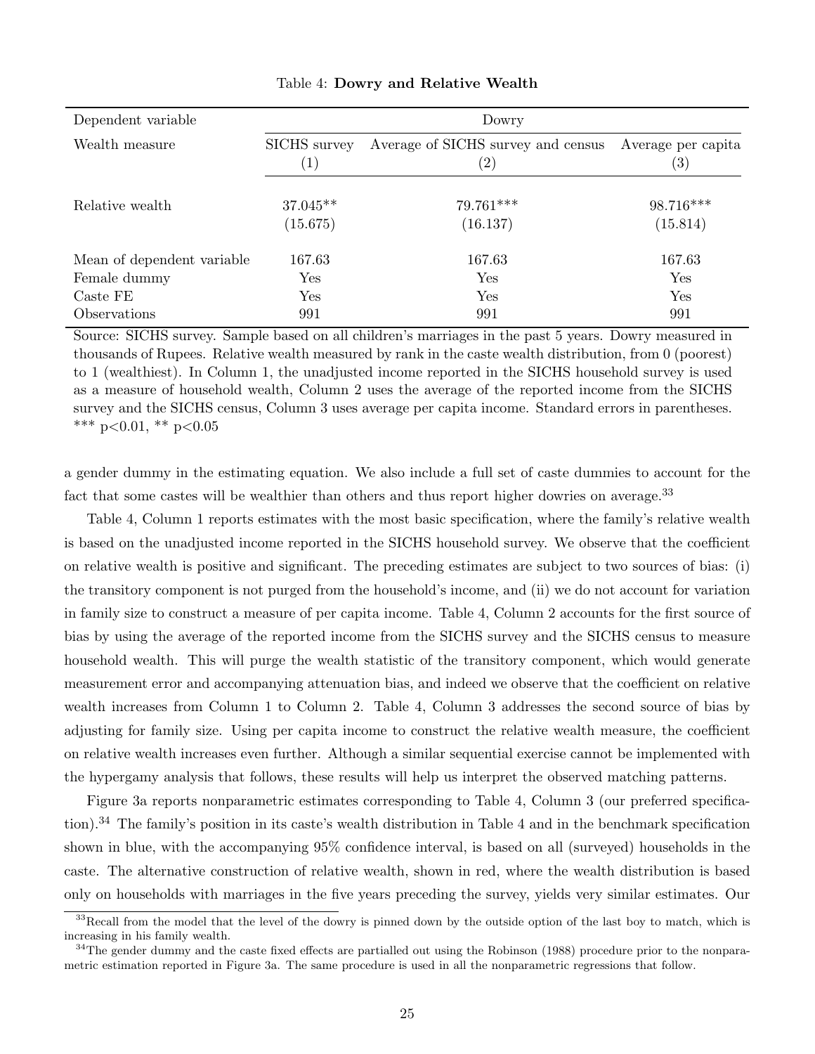Table 4: **Dowry and Relative Wealth**

| Dependent variable | Dowry | | |
|---|---|---|---|
| Wealth measure | SICHS survey | Average of SICHS survey and census | Average per capita |
| | (1) | (2) | (3) |
| Relative wealth | 37.045** | 79.761*** | 98.716*** |
| | (15.675) | (16.137) | (15.814) |
| Mean of dependent variable | 167.63 | 167.63 | 167.63 |
| Female dummy | Yes | Yes | Yes |
| Caste FE | Yes | Yes | Yes |
| Observations | 991 | 991 | 991 |

Source: SICHS survey. Sample based on all children's marriages in the past 5 years. Dowry measured in thousands of Rupees. Relative wealth measured by rank in the caste wealth distribution, from 0 (poorest) to 1 (wealthiest). In Column 1, the unadjusted income reported in the SICHS household survey is used as a measure of household wealth, Column 2 uses the average of the reported income from the SICHS survey and the SICHS census, Column 3 uses average per capita income. Standard errors in parentheses. *** p<0.01, ** p<0.05

a gender dummy in the estimating equation. We also include a full set of caste dummies to account for the fact that some castes will be wealthier than others and thus report higher dowries on average.[33]

Table 4, Column 1 reports estimates with the most basic specification, where the family's relative wealth is based on the unadjusted income reported in the SICHS household survey. We observe that the coefficient on relative wealth is positive and significant. The preceding estimates are subject to two sources of bias: (i) the transitory component is not purged from the household's income, and (ii) we do not account for variation in family size to construct a measure of per capita income. Table 4, Column 2 accounts for the first source of bias by using the average of the reported income from the SICHS survey and the SICHS census to measure household wealth. This will purge the wealth statistic of the transitory component, which would generate measurement error and accompanying attenuation bias, and indeed we observe that the coefficient on relative wealth increases from Column 1 to Column 2. Table 4, Column 3 addresses the second source of bias by adjusting for family size. Using per capita income to construct the relative wealth measure, the coefficient on relative wealth increases even further. Although a similar sequential exercise cannot be implemented with the hypergamy analysis that follows, these results will help us interpret the observed matching patterns.

Figure 3a reports nonparametric estimates corresponding to Table 4, Column 3 (our preferred specification).[34] The family's position in its caste's wealth distribution in Table 4 and in the benchmark specification shown in blue, with the accompanying 95% confidence interval, is based on all (surveyed) households in the caste. The alternative construction of relative wealth, shown in red, where the wealth distribution is based only on households with marriages in the five years preceding the survey, yields very similar estimates. Our

[33] Recall from the model that the level of the dowry is pinned down by the outside option of the last boy to match, which is increasing in his family wealth.

[34] The gender dummy and the caste fixed effects are partialled out using the Robinson (1988) procedure prior to the nonparametric estimation reported in Figure 3a. The same procedure is used in all the nonparametric regressions that follow.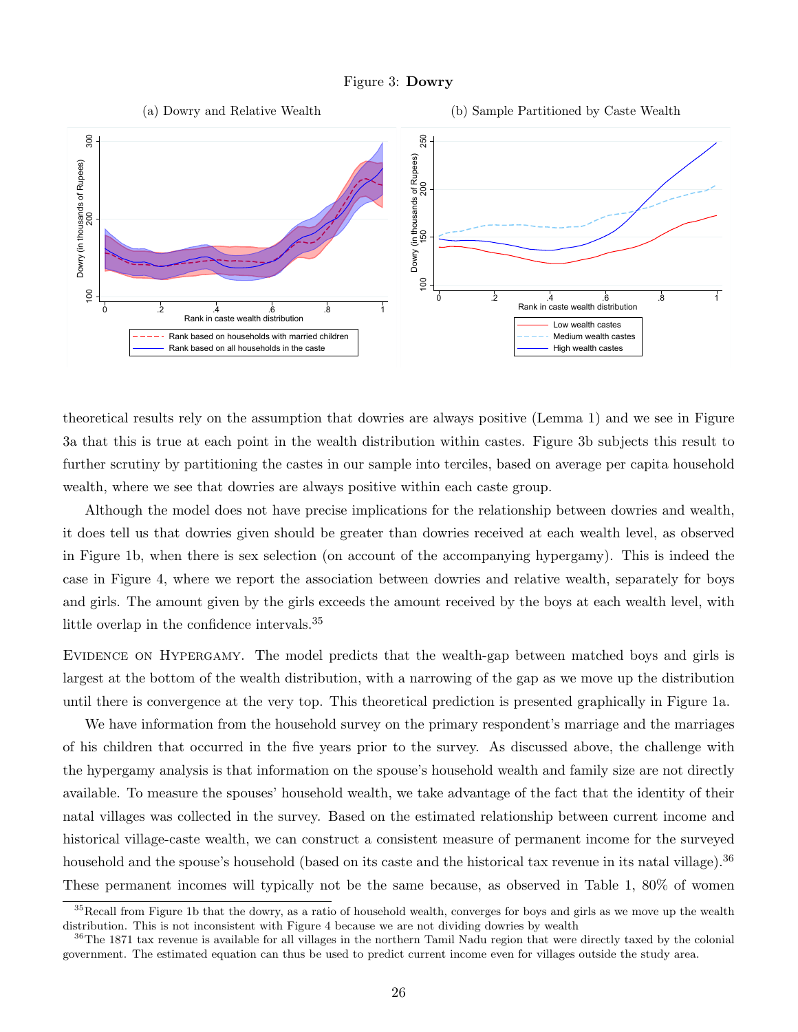Figure 3: **Dowry**

(a) Dowry and Relative Wealth

(b) Sample Partitioned by Caste Wealth

theoretical results rely on the assumption that dowries are always positive (Lemma 1) and we see in Figure 3a that this is true at each point in the wealth distribution within castes. Figure 3b subjects this result to further scrutiny by partitioning the castes in our sample into terciles, based on average per capita household wealth, where we see that dowries are always positive within each caste group.

Although the model does not have precise implications for the relationship between dowries and wealth, it does tell us that dowries given should be greater than dowries received at each wealth level, as observed in Figure 1b, when there is sex selection (on account of the accompanying hypergamy). This is indeed the case in Figure 4, where we report the association between dowries and relative wealth, separately for boys and girls. The amount given by the girls exceeds the amount received by the boys at each wealth level, with little overlap in the confidence intervals.[35]

Evidence on Hypergamy. The model predicts that the wealth-gap between matched boys and girls is largest at the bottom of the wealth distribution, with a narrowing of the gap as we move up the distribution until there is convergence at the very top. This theoretical prediction is presented graphically in Figure 1a.

We have information from the household survey on the primary respondent's marriage and the marriages of his children that occurred in the five years prior to the survey. As discussed above, the challenge with the hypergamy analysis is that information on the spouse's household wealth and family size are not directly available. To measure the spouses' household wealth, we take advantage of the fact that the identity of their natal villages was collected in the survey. Based on the estimated relationship between current income and historical village-caste wealth, we can construct a consistent measure of permanent income for the surveyed household and the spouse's household (based on its caste and the historical tax revenue in its natal village).[36] These permanent incomes will typically not be the same because, as observed in Table 1, 80% of women

[35] Recall from Figure 1b that the dowry, as a ratio of household wealth, converges for boys and girls as we move up the wealth distribution. This is not inconsistent with Figure 4 because we are not dividing dowries by wealth

[36] The 1871 tax revenue is available for all villages in the northern Tamil Nadu region that were directly taxed by the colonial government. The estimated equation can thus be used to predict current income even for villages outside the study area.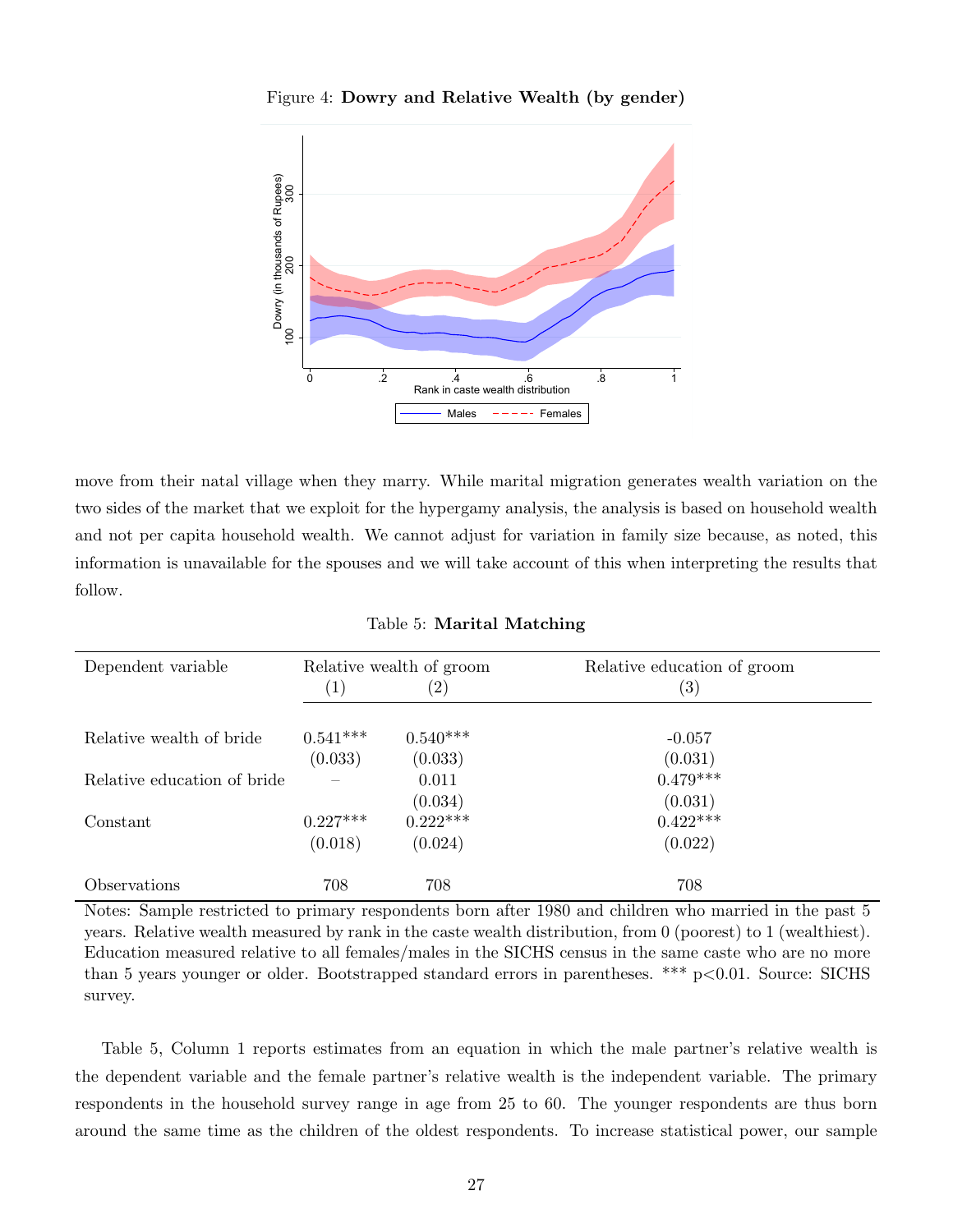Figure 4: **Dowry and Relative Wealth (by gender)**

move from their natal village when they marry. While marital migration generates wealth variation on the two sides of the market that we exploit for the hypergamy analysis, the analysis is based on household wealth and not per capita household wealth. We cannot adjust for variation in family size because, as noted, this information is unavailable for the spouses and we will take account of this when interpreting the results that follow.

Table 5: **Marital Matching**

| Dependent variable | Relative wealth of groom | | Relative education of groom |
|---|---|---|---|
| | (1) | (2) | (3) |
| Relative wealth of bride | 0.541*** | 0.540*** | -0.057 |
| | (0.033) | (0.033) | (0.031) |
| Relative education of bride | – | 0.011 | 0.479*** |
| | | (0.034) | (0.031) |
| Constant | 0.227*** | 0.222*** | 0.422*** |
| | (0.018) | (0.024) | (0.022) |
| Observations | 708 | 708 | 708 |

Notes: Sample restricted to primary respondents born after 1980 and children who married in the past 5 years. Relative wealth measured by rank in the caste wealth distribution, from 0 (poorest) to 1 (wealthiest). Education measured relative to all females/males in the SICHS census in the same caste who are no more than 5 years younger or older. Bootstrapped standard errors in parentheses. *** p<0.01. Source: SICHS survey.

Table 5, Column 1 reports estimates from an equation in which the male partner's relative wealth is the dependent variable and the female partner's relative wealth is the independent variable. The primary respondents in the household survey range in age from 25 to 60. The younger respondents are thus born around the same time as the children of the oldest respondents. To increase statistical power, our sample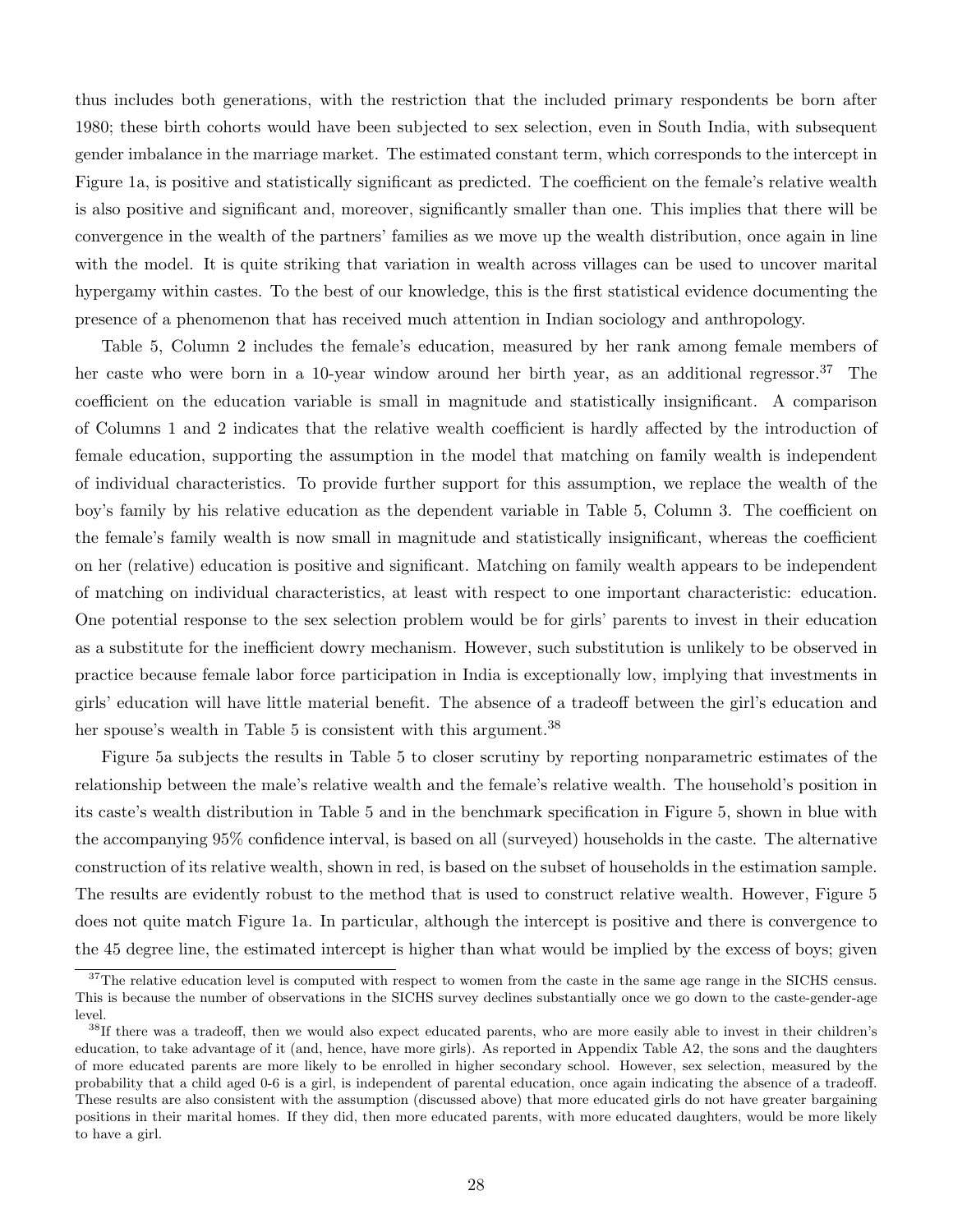thus includes both generations, with the restriction that the included primary respondents be born after 1980; these birth cohorts would have been subjected to sex selection, even in South India, with subsequent gender imbalance in the marriage market. The estimated constant term, which corresponds to the intercept in Figure 1a, is positive and statistically significant as predicted. The coefficient on the female's relative wealth is also positive and significant and, moreover, significantly smaller than one. This implies that there will be convergence in the wealth of the partners' families as we move up the wealth distribution, once again in line with the model. It is quite striking that variation in wealth across villages can be used to uncover marital hypergamy within castes. To the best of our knowledge, this is the first statistical evidence documenting the presence of a phenomenon that has received much attention in Indian sociology and anthropology.

Table 5, Column 2 includes the female's education, measured by her rank among female members of her caste who were born in a 10-year window around her birth year, as an additional regressor.[37] The coefficient on the education variable is small in magnitude and statistically insignificant. A comparison of Columns 1 and 2 indicates that the relative wealth coefficient is hardly affected by the introduction of female education, supporting the assumption in the model that matching on family wealth is independent of individual characteristics. To provide further support for this assumption, we replace the wealth of the boy's family by his relative education as the dependent variable in Table 5, Column 3. The coefficient on the female's family wealth is now small in magnitude and statistically insignificant, whereas the coefficient on her (relative) education is positive and significant. Matching on family wealth appears to be independent of matching on individual characteristics, at least with respect to one important characteristic: education. One potential response to the sex selection problem would be for girls' parents to invest in their education as a substitute for the inefficient dowry mechanism. However, such substitution is unlikely to be observed in practice because female labor force participation in India is exceptionally low, implying that investments in girls' education will have little material benefit. The absence of a tradeoff between the girl's education and her spouse's wealth in Table 5 is consistent with this argument.[38]

Figure 5a subjects the results in Table 5 to closer scrutiny by reporting nonparametric estimates of the relationship between the male's relative wealth and the female's relative wealth. The household's position in its caste's wealth distribution in Table 5 and in the benchmark specification in Figure 5, shown in blue with the accompanying 95% confidence interval, is based on all (surveyed) households in the caste. The alternative construction of its relative wealth, shown in red, is based on the subset of households in the estimation sample. The results are evidently robust to the method that is used to construct relative wealth. However, Figure 5 does not quite match Figure 1a. In particular, although the intercept is positive and there is convergence to the 45 degree line, the estimated intercept is higher than what would be implied by the excess of boys; given

[37] The relative education level is computed with respect to women from the caste in the same age range in the SICHS census. This is because the number of observations in the SICHS survey declines substantially once we go down to the caste-gender-age level.

[38] If there was a tradeoff, then we would also expect educated parents, who are more easily able to invest in their children's education, to take advantage of it (and, hence, have more girls). As reported in Appendix Table A2, the sons and the daughters of more educated parents are more likely to be enrolled in higher secondary school. However, sex selection, measured by the probability that a child aged 0-6 is a girl, is independent of parental education, once again indicating the absence of a tradeoff. These results are also consistent with the assumption (discussed above) that more educated girls do not have greater bargaining positions in their marital homes. If they did, then more educated parents, with more educated daughters, would be more likely to have a girl.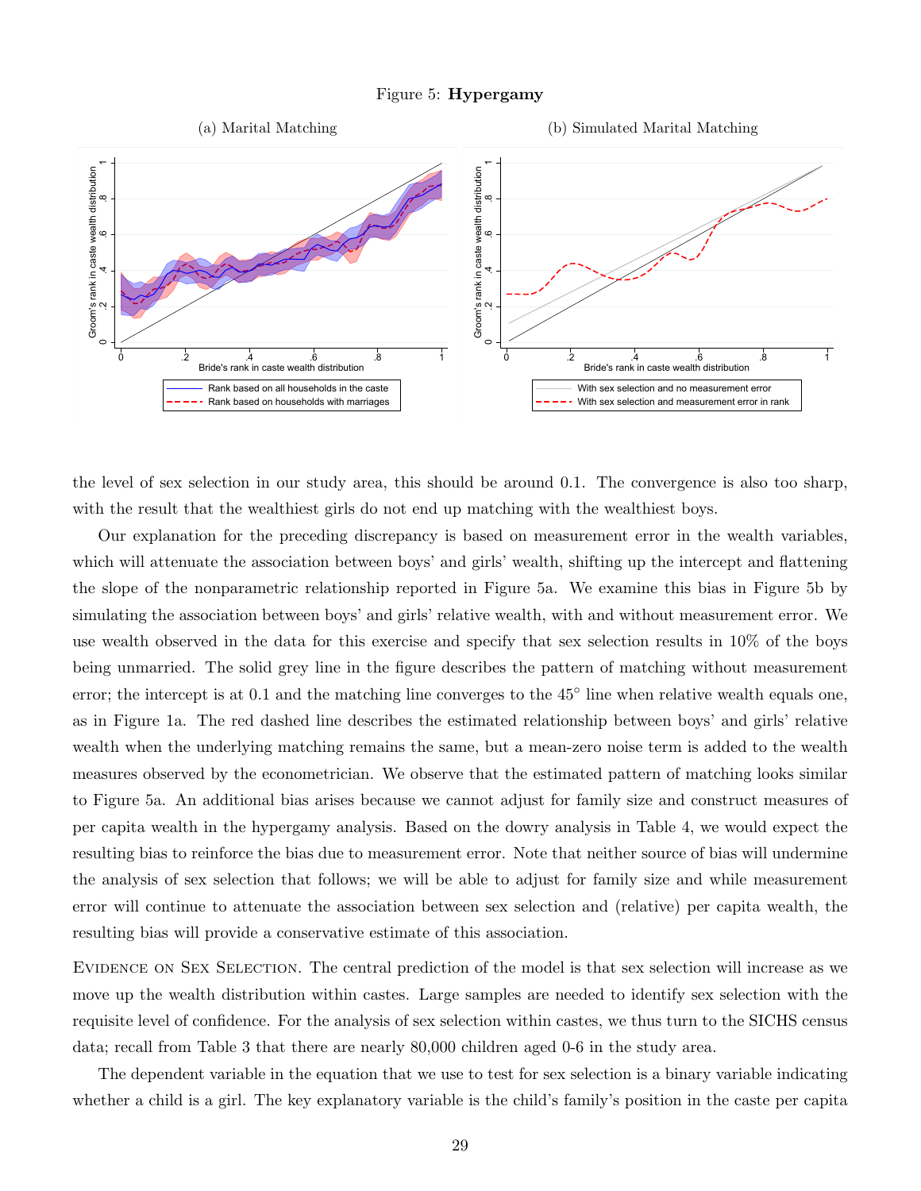Figure 5: **Hypergamy**

(a) Marital Matching

(b) Simulated Marital Matching

the level of sex selection in our study area, this should be around 0.1. The convergence is also too sharp, with the result that the wealthiest girls do not end up matching with the wealthiest boys.

Our explanation for the preceding discrepancy is based on measurement error in the wealth variables, which will attenuate the association between boys' and girls' wealth, shifting up the intercept and flattening the slope of the nonparametric relationship reported in Figure 5a. We examine this bias in Figure 5b by simulating the association between boys' and girls' relative wealth, with and without measurement error. We use wealth observed in the data for this exercise and specify that sex selection results in 10% of the boys being unmarried. The solid grey line in the figure describes the pattern of matching without measurement error; the intercept is at 0.1 and the matching line converges to the 45° line when relative wealth equals one, as in Figure 1a. The red dashed line describes the estimated relationship between boys' and girls' relative wealth when the underlying matching remains the same, but a mean-zero noise term is added to the wealth measures observed by the econometrician. We observe that the estimated pattern of matching looks similar to Figure 5a. An additional bias arises because we cannot adjust for family size and construct measures of per capita wealth in the hypergamy analysis. Based on the dowry analysis in Table 4, we would expect the resulting bias to reinforce the bias due to measurement error. Note that neither source of bias will undermine the analysis of sex selection that follows; we will be able to adjust for family size and while measurement error will continue to attenuate the association between sex selection and (relative) per capita wealth, the resulting bias will provide a conservative estimate of this association.

Evidence on Sex Selection. The central prediction of the model is that sex selection will increase as we move up the wealth distribution within castes. Large samples are needed to identify sex selection with the requisite level of confidence. For the analysis of sex selection within castes, we thus turn to the SICHS census data; recall from Table 3 that there are nearly 80,000 children aged 0-6 in the study area.

The dependent variable in the equation that we use to test for sex selection is a binary variable indicating whether a child is a girl. The key explanatory variable is the child's family's position in the caste per capita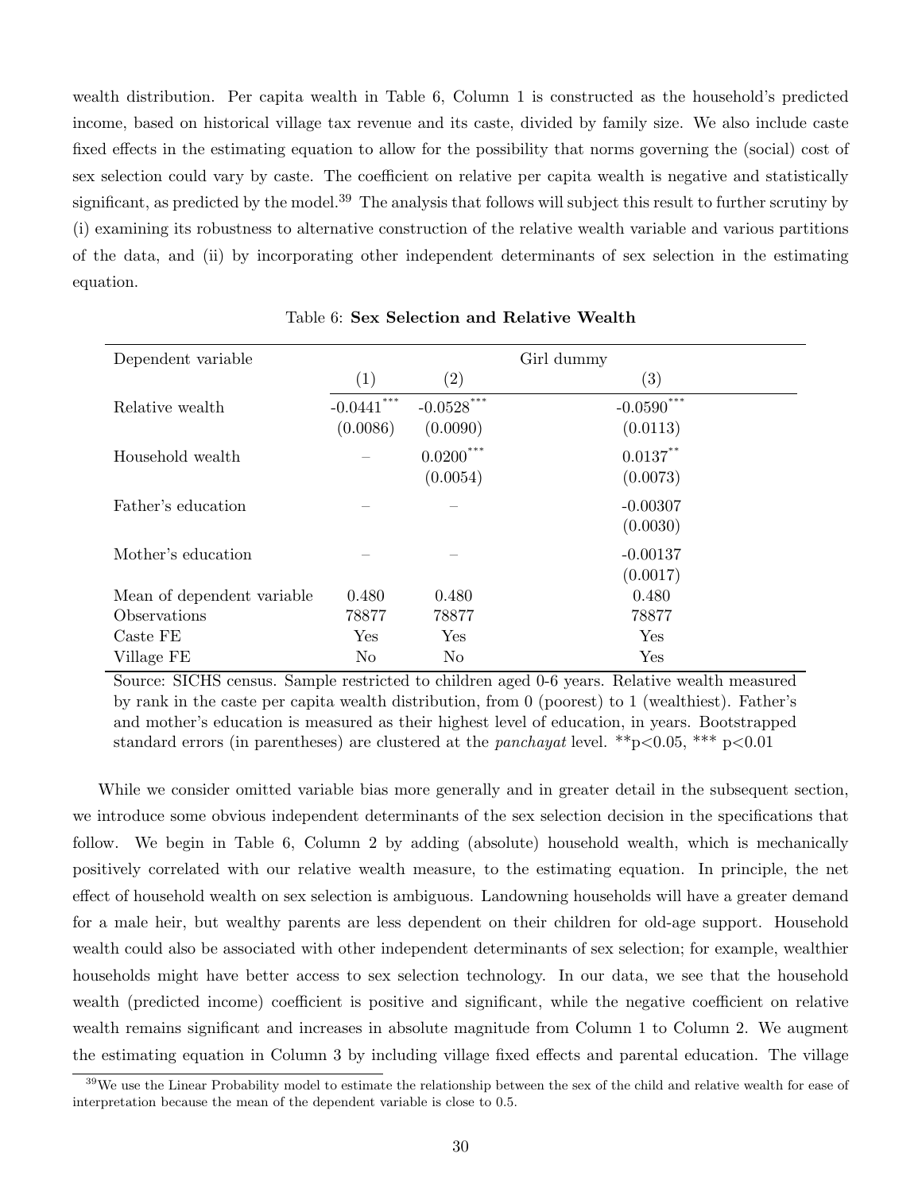wealth distribution. Per capita wealth in Table 6, Column 1 is constructed as the household's predicted income, based on historical village tax revenue and its caste, divided by family size. We also include caste fixed effects in the estimating equation to allow for the possibility that norms governing the (social) cost of sex selection could vary by caste. The coefficient on relative per capita wealth is negative and statistically significant, as predicted by the model.[39] The analysis that follows will subject this result to further scrutiny by (i) examining its robustness to alternative construction of the relative wealth variable and various partitions of the data, and (ii) by incorporating other independent determinants of sex selection in the estimating equation.

Table 6: **Sex Selection and Relative Wealth**

| Dependent variable | Girl dummy | | |
|---|---|---|---|
| | (1) | (2) | (3) |
| Relative wealth | -0.0441*** | -0.0528*** | -0.0590*** |
| | (0.0086) | (0.0090) | (0.0113) |
| Household wealth | – | 0.0200*** | 0.0137** |
| | | (0.0054) | (0.0073) |
| Father's education | – | – | -0.00307 |
| | | | (0.0030) |
| Mother's education | – | – | -0.00137 |
| | | | (0.0017) |
| Mean of dependent variable | 0.480 | 0.480 | 0.480 |
| Observations | 78877 | 78877 | 78877 |
| Caste FE | Yes | Yes | Yes |
| Village FE | No | No | Yes |

Source: SICHS census. Sample restricted to children aged 0-6 years. Relative wealth measured by rank in the caste per capita wealth distribution, from 0 (poorest) to 1 (wealthiest). Father's and mother's education is measured as their highest level of education, in years. Bootstrapped standard errors (in parentheses) are clustered at the *panchayat* level. **p<0.05, *** p<0.01

While we consider omitted variable bias more generally and in greater detail in the subsequent section, we introduce some obvious independent determinants of the sex selection decision in the specifications that follow. We begin in Table 6, Column 2 by adding (absolute) household wealth, which is mechanically positively correlated with our relative wealth measure, to the estimating equation. In principle, the net effect of household wealth on sex selection is ambiguous. Landowning households will have a greater demand for a male heir, but wealthy parents are less dependent on their children for old-age support. Household wealth could also be associated with other independent determinants of sex selection; for example, wealthier households might have better access to sex selection technology. In our data, we see that the household wealth (predicted income) coefficient is positive and significant, while the negative coefficient on relative wealth remains significant and increases in absolute magnitude from Column 1 to Column 2. We augment the estimating equation in Column 3 by including village fixed effects and parental education. The village

[39] We use the Linear Probability model to estimate the relationship between the sex of the child and relative wealth for ease of interpretation because the mean of the dependent variable is close to 0.5.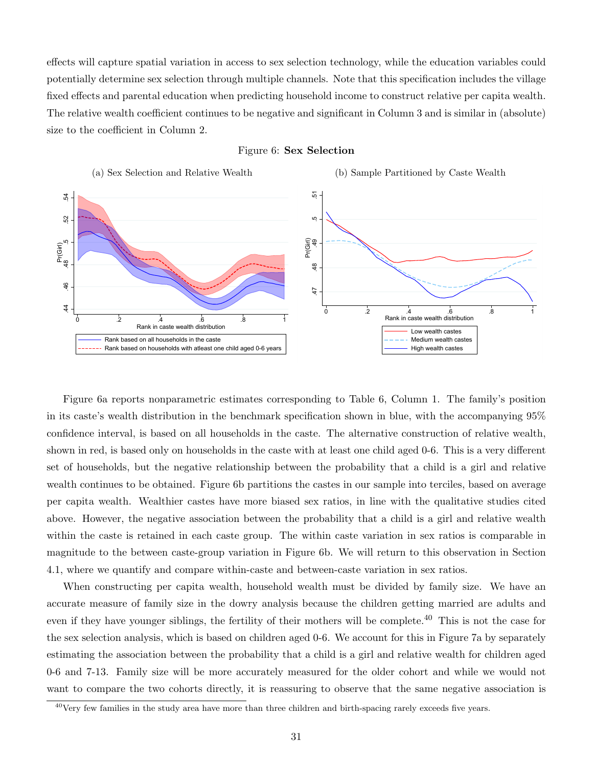effects will capture spatial variation in access to sex selection technology, while the education variables could potentially determine sex selection through multiple channels. Note that this specification includes the village fixed effects and parental education when predicting household income to construct relative per capita wealth. The relative wealth coefficient continues to be negative and significant in Column 3 and is similar in (absolute) size to the coefficient in Column 2.

Figure 6: **Sex Selection**

(a) Sex Selection and Relative Wealth

(b) Sample Partitioned by Caste Wealth

Figure 6a reports nonparametric estimates corresponding to Table 6, Column 1. The family's position in its caste's wealth distribution in the benchmark specification shown in blue, with the accompanying 95% confidence interval, is based on all households in the caste. The alternative construction of relative wealth, shown in red, is based only on households in the caste with at least one child aged 0-6. This is a very different set of households, but the negative relationship between the probability that a child is a girl and relative wealth continues to be obtained. Figure 6b partitions the castes in our sample into terciles, based on average per capita wealth. Wealthier castes have more biased sex ratios, in line with the qualitative studies cited above. However, the negative association between the probability that a child is a girl and relative wealth within the caste is retained in each caste group. The within caste variation in sex ratios is comparable in magnitude to the between caste-group variation in Figure 6b. We will return to this observation in Section 4.1, where we quantify and compare within-caste and between-caste variation in sex ratios.

When constructing per capita wealth, household wealth must be divided by family size. We have an accurate measure of family size in the dowry analysis because the children getting married are adults and even if they have younger siblings, the fertility of their mothers will be complete.[40] This is not the case for the sex selection analysis, which is based on children aged 0-6. We account for this in Figure 7a by separately estimating the association between the probability that a child is a girl and relative wealth for children aged 0-6 and 7-13. Family size will be more accurately measured for the older cohort and while we would not want to compare the two cohorts directly, it is reassuring to observe that the same negative association is

[40] Very few families in the study area have more than three children and birth-spacing rarely exceeds five years.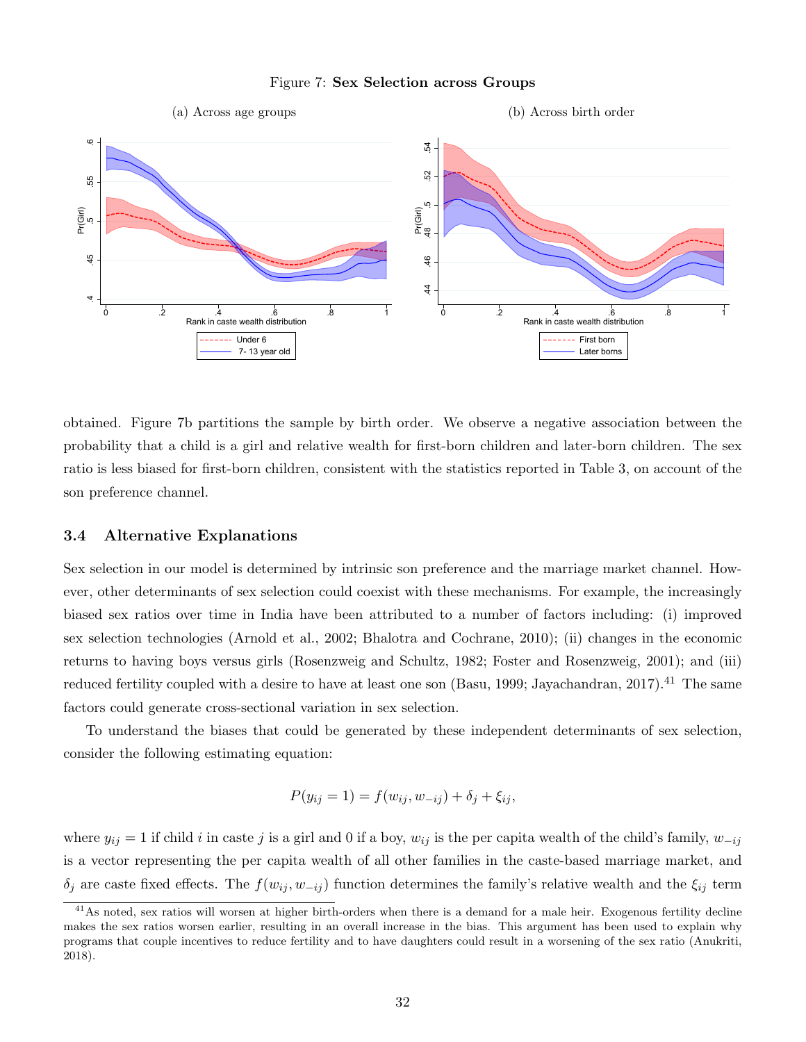Figure 7: **Sex Selection across Groups**

(a) Across age groups

(b) Across birth order

obtained. Figure 7b partitions the sample by birth order. We observe a negative association between the probability that a child is a girl and relative wealth for first-born children and later-born children. The sex ratio is less biased for first-born children, consistent with the statistics reported in Table 3, on account of the son preference channel.

### 3.4 Alternative Explanations

Sex selection in our model is determined by intrinsic son preference and the marriage market channel. However, other determinants of sex selection could coexist with these mechanisms. For example, the increasingly biased sex ratios over time in India have been attributed to a number of factors including: (i) improved sex selection technologies (Arnold et al., 2002; Bhalotra and Cochrane, 2010); (ii) changes in the economic returns to having boys versus girls (Rosenzweig and Schultz, 1982; Foster and Rosenzweig, 2001); and (iii) reduced fertility coupled with a desire to have at least one son (Basu, 1999; Jayachandran, 2017).[41] The same factors could generate cross-sectional variation in sex selection.

To understand the biases that could be generated by these independent determinants of sex selection, consider the following estimating equation:

$$P(y_{ij} = 1) = f(w_{ij}, w_{-ij}) + \delta_j + \xi_{ij},$$

where $y_{ij} = 1$ if child $i$ in caste $j$ is a girl and 0 if a boy, $w_{ij}$ is the per capita wealth of the child's family, $w_{-ij}$ is a vector representing the per capita wealth of all other families in the caste-based marriage market, and $\delta_j$ are caste fixed effects. The $f(w_{ij}, w_{-ij})$ function determines the family's relative wealth and the $\xi_{ij}$ term

[41]As noted, sex ratios will worsen at higher birth-orders when there is a demand for a male heir. Exogenous fertility decline makes the sex ratios worsen earlier, resulting in an overall increase in the bias. This argument has been used to explain why programs that couple incentives to reduce fertility and to have daughters could result in a worsening of the sex ratio (Anukriti, 2018).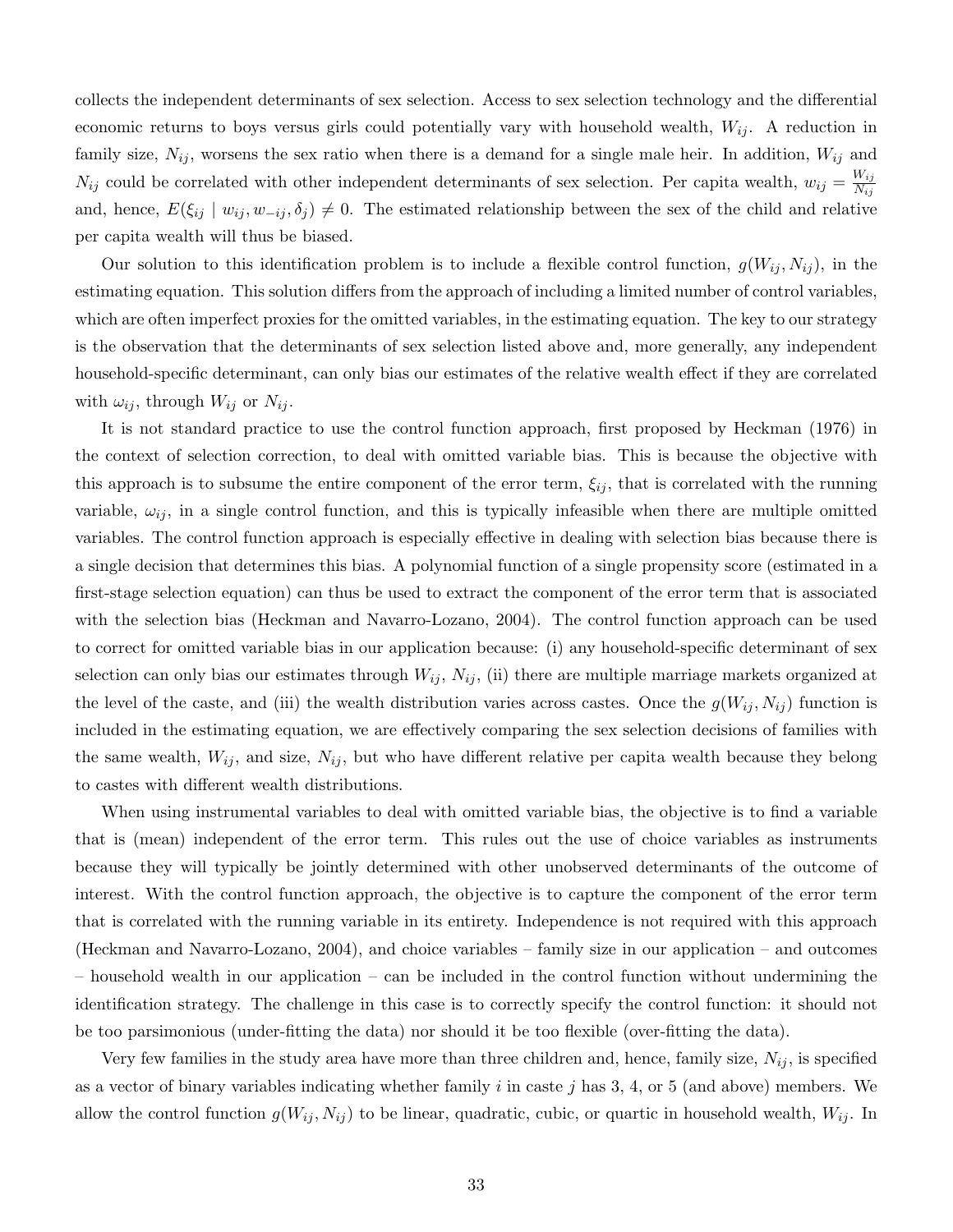collects the independent determinants of sex selection. Access to sex selection technology and the differential economic returns to boys versus girls could potentially vary with household wealth, $W_{ij}$. A reduction in family size, $N_{ij}$, worsens the sex ratio when there is a demand for a single male heir. In addition, $W_{ij}$ and $N_{ij}$ could be correlated with other independent determinants of sex selection. Per capita wealth, $w_{ij} = \frac{W_{ij}}{N_{ij}}$ and, hence, $E(\xi_{ij} \mid w_{ij}, w_{-ij}, \delta_j) \neq 0$. The estimated relationship between the sex of the child and relative per capita wealth will thus be biased.

Our solution to this identification problem is to include a flexible control function, $g(W_{ij}, N_{ij})$, in the estimating equation. This solution differs from the approach of including a limited number of control variables, which are often imperfect proxies for the omitted variables, in the estimating equation. The key to our strategy is the observation that the determinants of sex selection listed above and, more generally, any independent household-specific determinant, can only bias our estimates of the relative wealth effect if they are correlated with $\omega_{ij}$, through $W_{ij}$ or $N_{ij}$.

It is not standard practice to use the control function approach, first proposed by Heckman (1976) in the context of selection correction, to deal with omitted variable bias. This is because the objective with this approach is to subsume the entire component of the error term, $\xi_{ij}$, that is correlated with the running variable, $\omega_{ij}$, in a single control function, and this is typically infeasible when there are multiple omitted variables. The control function approach is especially effective in dealing with selection bias because there is a single decision that determines this bias. A polynomial function of a single propensity score (estimated in a first-stage selection equation) can thus be used to extract the component of the error term that is associated with the selection bias (Heckman and Navarro-Lozano, 2004). The control function approach can be used to correct for omitted variable bias in our application because: (i) any household-specific determinant of sex selection can only bias our estimates through $W_{ij}$, $N_{ij}$, (ii) there are multiple marriage markets organized at the level of the caste, and (iii) the wealth distribution varies across castes. Once the $g(W_{ij}, N_{ij})$ function is included in the estimating equation, we are effectively comparing the sex selection decisions of families with the same wealth, $W_{ij}$, and size, $N_{ij}$, but who have different relative per capita wealth because they belong to castes with different wealth distributions.

When using instrumental variables to deal with omitted variable bias, the objective is to find a variable that is (mean) independent of the error term. This rules out the use of choice variables as instruments because they will typically be jointly determined with other unobserved determinants of the outcome of interest. With the control function approach, the objective is to capture the component of the error term that is correlated with the running variable in its entirety. Independence is not required with this approach (Heckman and Navarro-Lozano, 2004), and choice variables – family size in our application – and outcomes – household wealth in our application – can be included in the control function without undermining the identification strategy. The challenge in this case is to correctly specify the control function: it should not be too parsimonious (under-fitting the data) nor should it be too flexible (over-fitting the data).

Very few families in the study area have more than three children and, hence, family size, $N_{ij}$, is specified as a vector of binary variables indicating whether family $i$ in caste $j$ has 3, 4, or 5 (and above) members. We allow the control function $g(W_{ij}, N_{ij})$ to be linear, quadratic, cubic, or quartic in household wealth, $W_{ij}$. In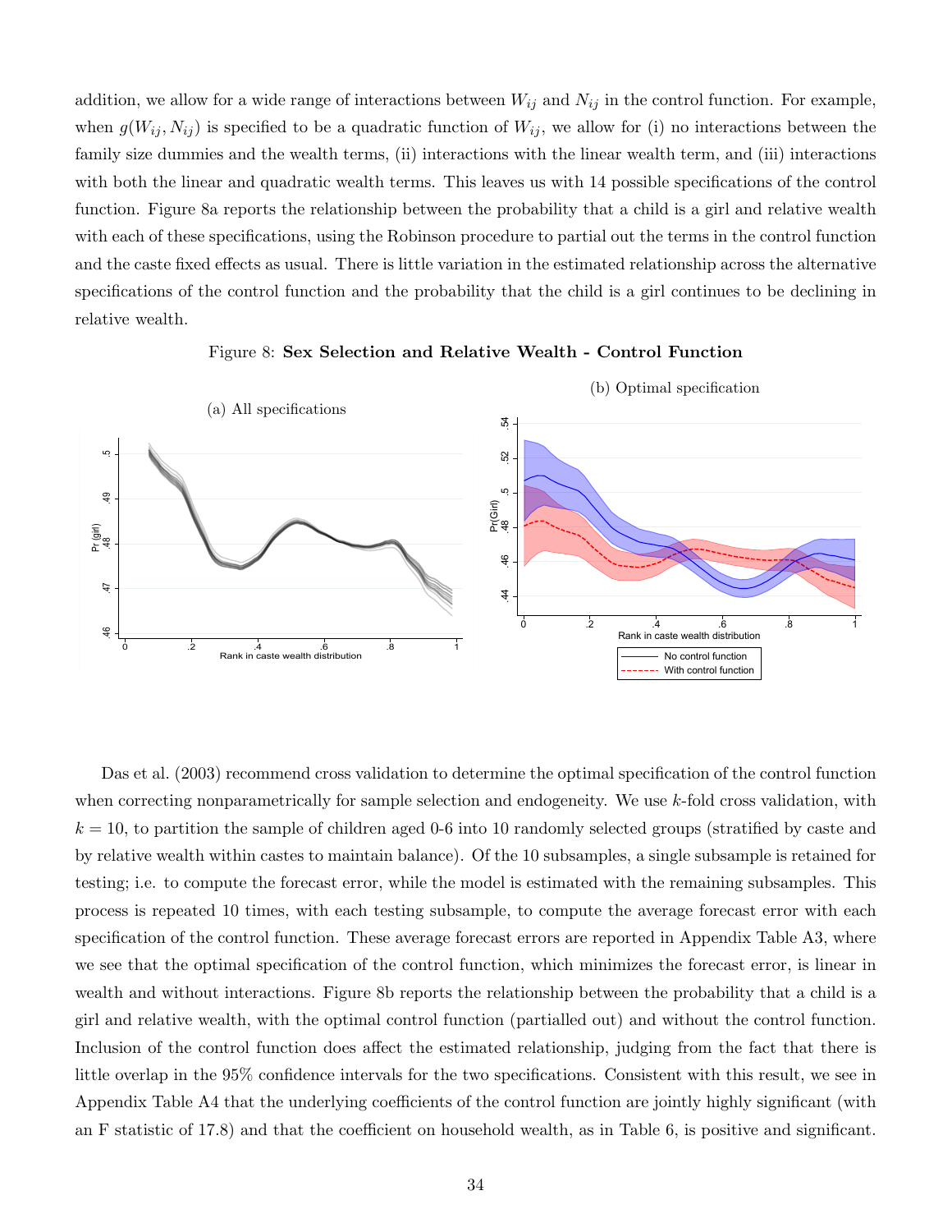addition, we allow for a wide range of interactions between $W_{ij}$ and $N_{ij}$ in the control function. For example, when $g(W_{ij}, N_{ij})$ is specified to be a quadratic function of $W_{ij}$, we allow for (i) no interactions between the family size dummies and the wealth terms, (ii) interactions with the linear wealth term, and (iii) interactions with both the linear and quadratic wealth terms. This leaves us with 14 possible specifications of the control function. Figure 8a reports the relationship between the probability that a child is a girl and relative wealth with each of these specifications, using the Robinson procedure to partial out the terms in the control function and the caste fixed effects as usual. There is little variation in the estimated relationship across the alternative specifications of the control function and the probability that the child is a girl continues to be declining in relative wealth.

Figure 8: **Sex Selection and Relative Wealth - Control Function**

(a) All specifications

(b) Optimal specification

Das et al. (2003) recommend cross validation to determine the optimal specification of the control function when correcting nonparametrically for sample selection and endogeneity. We use $k$-fold cross validation, with $k = 10$, to partition the sample of children aged 0-6 into 10 randomly selected groups (stratified by caste and by relative wealth within castes to maintain balance). Of the 10 subsamples, a single subsample is retained for testing; i.e. to compute the forecast error, while the model is estimated with the remaining subsamples. This process is repeated 10 times, with each testing subsample, to compute the average forecast error with each specification of the control function. These average forecast errors are reported in Appendix Table A3, where we see that the optimal specification of the control function, which minimizes the forecast error, is linear in wealth and without interactions. Figure 8b reports the relationship between the probability that a child is a girl and relative wealth, with the optimal control function (partialled out) and without the control function. Inclusion of the control function does affect the estimated relationship, judging from the fact that there is little overlap in the 95% confidence intervals for the two specifications. Consistent with this result, we see in Appendix Table A4 that the underlying coefficients of the control function are jointly highly significant (with an F statistic of 17.8) and that the coefficient on household wealth, as in Table 6, is positive and significant.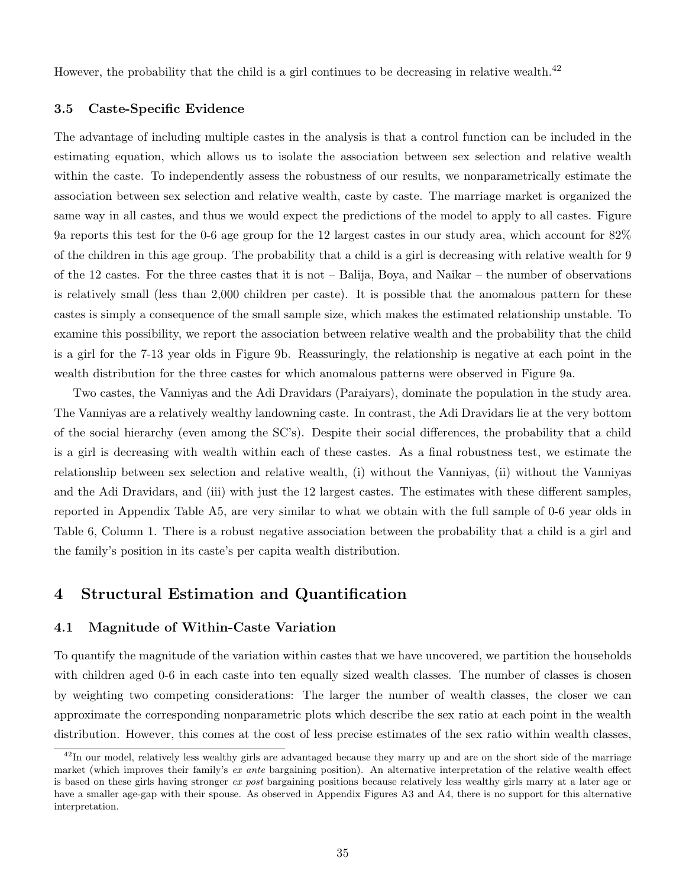However, the probability that the child is a girl continues to be decreasing in relative wealth.[42]

### 3.5 Caste-Specific Evidence

The advantage of including multiple castes in the analysis is that a control function can be included in the estimating equation, which allows us to isolate the association between sex selection and relative wealth within the caste. To independently assess the robustness of our results, we nonparametrically estimate the association between sex selection and relative wealth, caste by caste. The marriage market is organized the same way in all castes, and thus we would expect the predictions of the model to apply to all castes. Figure 9a reports this test for the 0-6 age group for the 12 largest castes in our study area, which account for 82% of the children in this age group. The probability that a child is a girl is decreasing with relative wealth for 9 of the 12 castes. For the three castes that it is not – Balija, Boya, and Naikar – the number of observations is relatively small (less than 2,000 children per caste). It is possible that the anomalous pattern for these castes is simply a consequence of the small sample size, which makes the estimated relationship unstable. To examine this possibility, we report the association between relative wealth and the probability that the child is a girl for the 7-13 year olds in Figure 9b. Reassuringly, the relationship is negative at each point in the wealth distribution for the three castes for which anomalous patterns were observed in Figure 9a.

Two castes, the Vanniyas and the Adi Dravidars (Paraiyars), dominate the population in the study area. The Vanniyas are a relatively wealthy landowning caste. In contrast, the Adi Dravidars lie at the very bottom of the social hierarchy (even among the SC's). Despite their social differences, the probability that a child is a girl is decreasing with wealth within each of these castes. As a final robustness test, we estimate the relationship between sex selection and relative wealth, (i) without the Vanniyas, (ii) without the Vanniyas and the Adi Dravidars, and (iii) with just the 12 largest castes. The estimates with these different samples, reported in Appendix Table A5, are very similar to what we obtain with the full sample of 0-6 year olds in Table 6, Column 1. There is a robust negative association between the probability that a child is a girl and the family's position in its caste's per capita wealth distribution.

## 4 Structural Estimation and Quantification

### 4.1 Magnitude of Within-Caste Variation

To quantify the magnitude of the variation within castes that we have uncovered, we partition the households with children aged 0-6 in each caste into ten equally sized wealth classes. The number of classes is chosen by weighting two competing considerations: The larger the number of wealth classes, the closer we can approximate the corresponding nonparametric plots which describe the sex ratio at each point in the wealth distribution. However, this comes at the cost of less precise estimates of the sex ratio within wealth classes,

[42] In our model, relatively less wealthy girls are advantaged because they marry up and are on the short side of the marriage market (which improves their family's *ex ante* bargaining position). An alternative interpretation of the relative wealth effect is based on these girls having stronger *ex post* bargaining positions because relatively less wealthy girls marry at a later age or have a smaller age-gap with their spouse. As observed in Appendix Figures A3 and A4, there is no support for this alternative interpretation.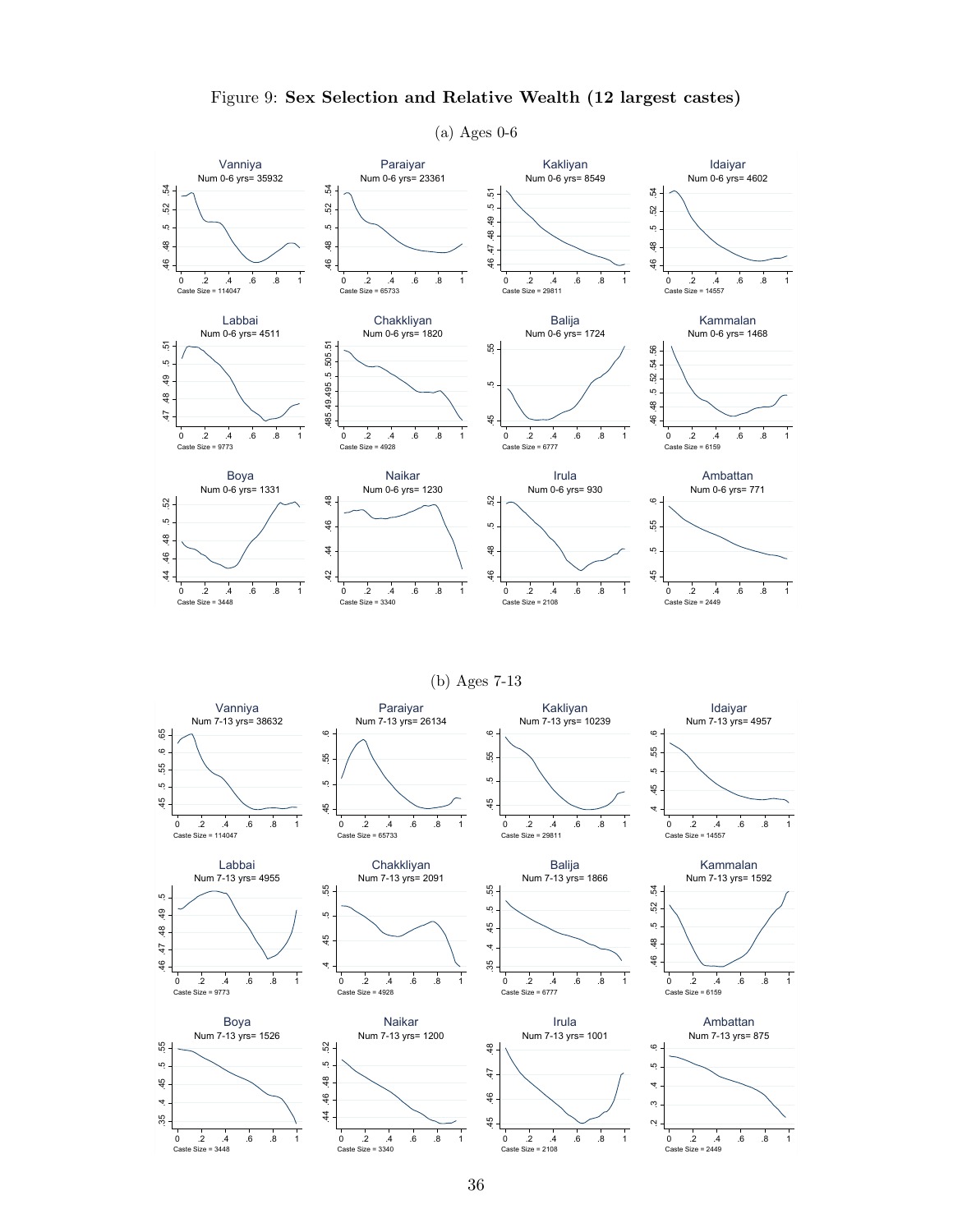Figure 9: **Sex Selection and Relative Wealth (12 largest castes)**

(a) Ages 0-6

Vanniya
Num 0-6 yrs= 35932
Caste Size = 114047

Paraiyar
Num 0-6 yrs= 23361
Caste Size = 65733

Kakliyan
Num 0-6 yrs= 8549
Caste Size = 29811

Idaiyar
Num 0-6 yrs= 4602
Caste Size = 14557

Labbai
Num 0-6 yrs= 4511
Caste Size = 9773

Chakkliyan
Num 0-6 yrs= 1820
Caste Size = 4928

Balija
Num 0-6 yrs= 1724
Caste Size = 6777

Kammalan
Num 0-6 yrs= 1468
Caste Size = 6159

Boya
Num 0-6 yrs= 1331
Caste Size = 3448

Naikar
Num 0-6 yrs= 1230
Caste Size = 3340

Irula
Num 0-6 yrs= 930
Caste Size = 2108

Ambattan
Num 0-6 yrs= 771
Caste Size = 2449

(b) Ages 7-13

Vanniya
Num 7-13 yrs= 38632
Caste Size = 114047

Paraiyar
Num 7-13 yrs= 26134
Caste Size = 65733

Kakliyan
Num 7-13 yrs= 10239
Caste Size = 29811

Idaiyar
Num 7-13 yrs= 4957
Caste Size = 14557

Labbai
Num 7-13 yrs= 4955
Caste Size = 9773

Chakkliyan
Num 7-13 yrs= 2091
Caste Size = 4928

Balija
Num 7-13 yrs= 1866
Caste Size = 6777

Kammalan
Num 7-13 yrs= 1592
Caste Size = 6159

Boya
Num 7-13 yrs= 1526
Caste Size = 3448

Naikar
Num 7-13 yrs= 1200
Caste Size = 3340

Irula
Num 7-13 yrs= 1001
Caste Size = 2108

Ambattan
Num 7-13 yrs= 875
Caste Size = 2449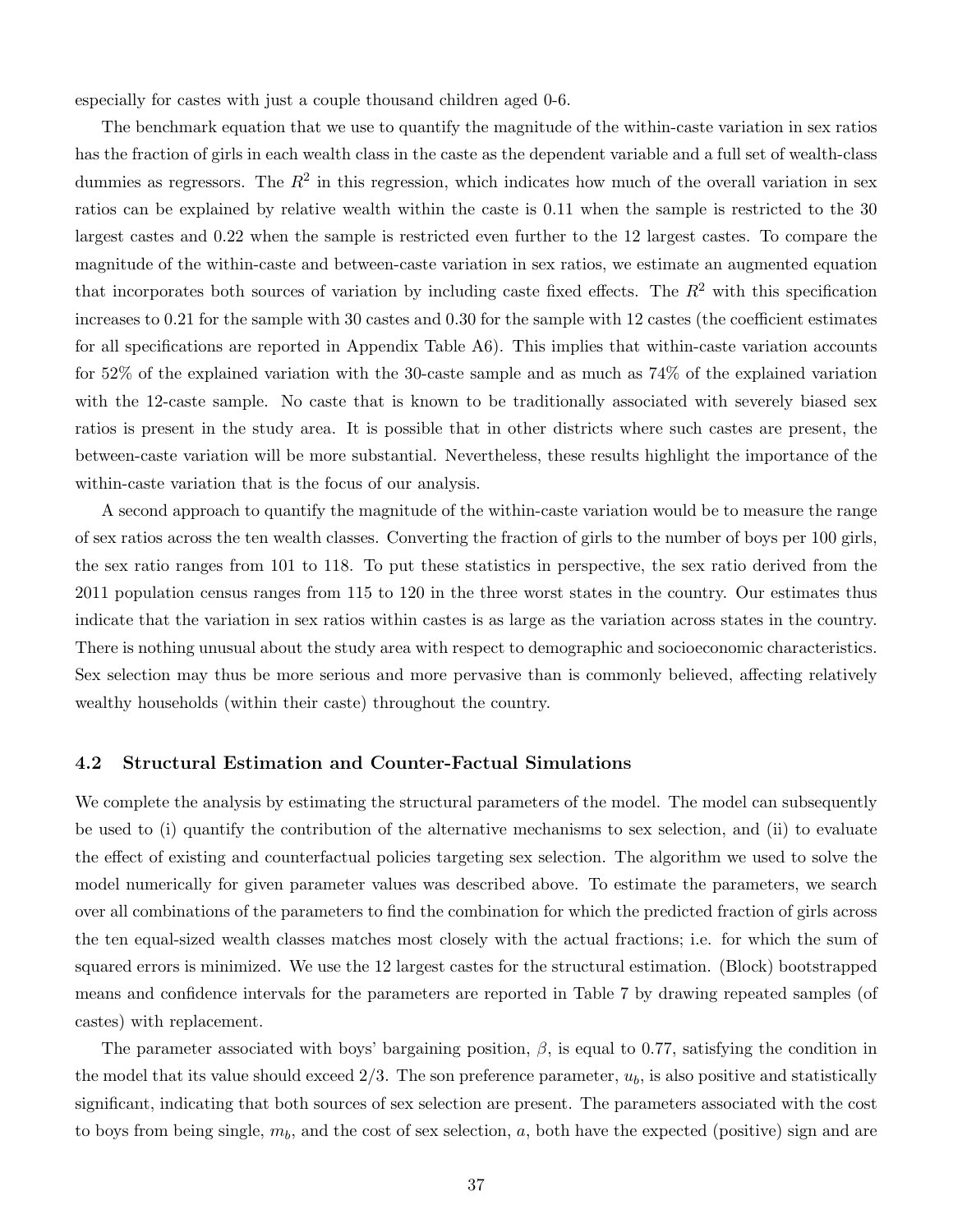especially for castes with just a couple thousand children aged 0-6.

The benchmark equation that we use to quantify the magnitude of the within-caste variation in sex ratios has the fraction of girls in each wealth class in the caste as the dependent variable and a full set of wealth-class dummies as regressors. The $R^2$ in this regression, which indicates how much of the overall variation in sex ratios can be explained by relative wealth within the caste is 0.11 when the sample is restricted to the 30 largest castes and 0.22 when the sample is restricted even further to the 12 largest castes. To compare the magnitude of the within-caste and between-caste variation in sex ratios, we estimate an augmented equation that incorporates both sources of variation by including caste fixed effects. The $R^2$ with this specification increases to 0.21 for the sample with 30 castes and 0.30 for the sample with 12 castes (the coefficient estimates for all specifications are reported in Appendix Table A6). This implies that within-caste variation accounts for 52% of the explained variation with the 30-caste sample and as much as 74% of the explained variation with the 12-caste sample. No caste that is known to be traditionally associated with severely biased sex ratios is present in the study area. It is possible that in other districts where such castes are present, the between-caste variation will be more substantial. Nevertheless, these results highlight the importance of the within-caste variation that is the focus of our analysis.

A second approach to quantify the magnitude of the within-caste variation would be to measure the range of sex ratios across the ten wealth classes. Converting the fraction of girls to the number of boys per 100 girls, the sex ratio ranges from 101 to 118. To put these statistics in perspective, the sex ratio derived from the 2011 population census ranges from 115 to 120 in the three worst states in the country. Our estimates thus indicate that the variation in sex ratios within castes is as large as the variation across states in the country. There is nothing unusual about the study area with respect to demographic and socioeconomic characteristics. Sex selection may thus be more serious and more pervasive than is commonly believed, affecting relatively wealthy households (within their caste) throughout the country.

### 4.2 Structural Estimation and Counter-Factual Simulations

We complete the analysis by estimating the structural parameters of the model. The model can subsequently be used to (i) quantify the contribution of the alternative mechanisms to sex selection, and (ii) to evaluate the effect of existing and counterfactual policies targeting sex selection. The algorithm we used to solve the model numerically for given parameter values was described above. To estimate the parameters, we search over all combinations of the parameters to find the combination for which the predicted fraction of girls across the ten equal-sized wealth classes matches most closely with the actual fractions; i.e. for which the sum of squared errors is minimized. We use the 12 largest castes for the structural estimation. (Block) bootstrapped means and confidence intervals for the parameters are reported in Table 7 by drawing repeated samples (of castes) with replacement.

The parameter associated with boys' bargaining position, $\beta$, is equal to 0.77, satisfying the condition in the model that its value should exceed 2/3. The son preference parameter, $u_b$, is also positive and statistically significant, indicating that both sources of sex selection are present. The parameters associated with the cost to boys from being single, $m_b$, and the cost of sex selection, $a$, both have the expected (positive) sign and are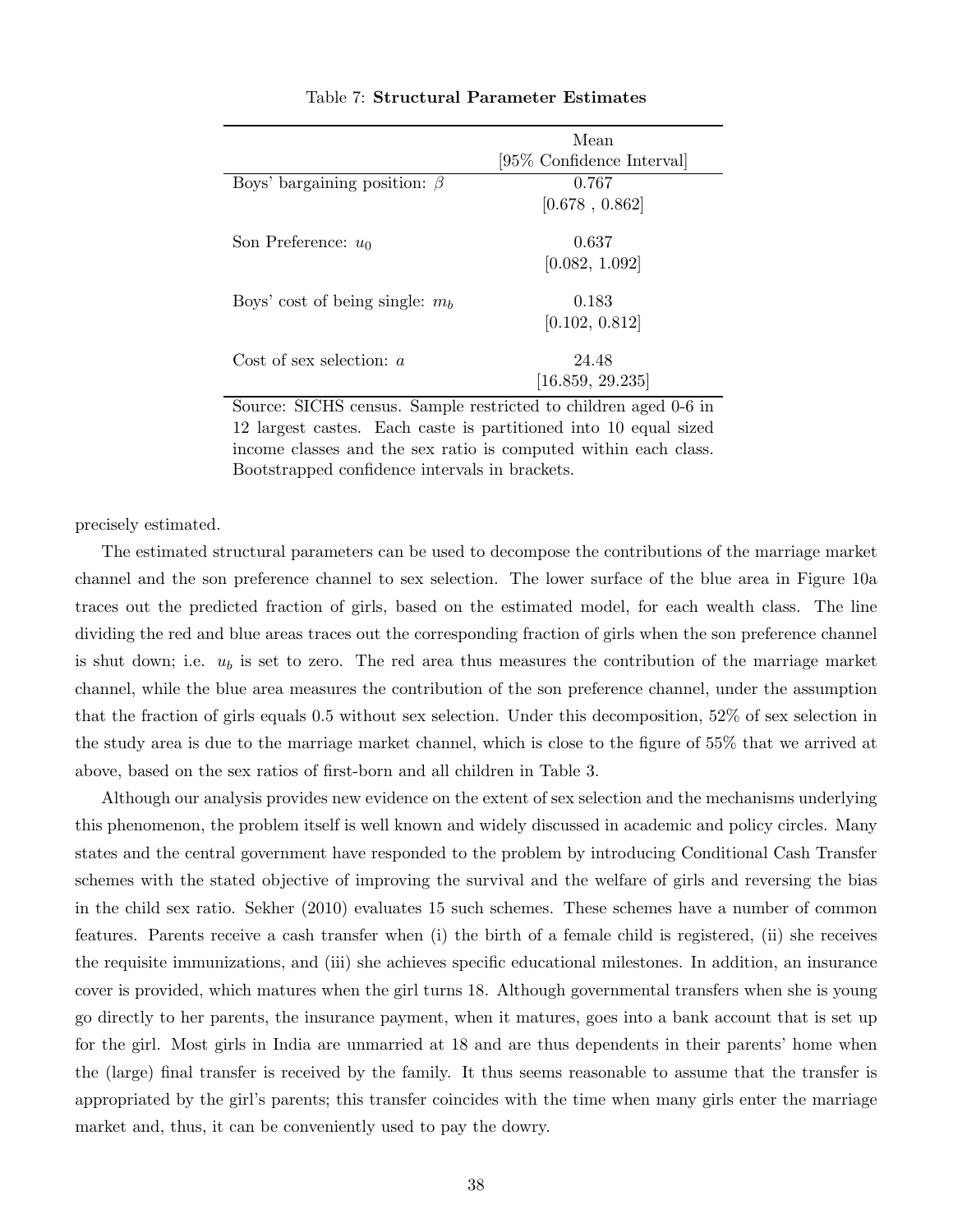Table 7: **Structural Parameter Estimates**

| | Mean<br>[95% Confidence Interval] |
|---|---|
| Boys' bargaining position: $\beta$ | 0.767<br>[0.678 , 0.862] |
| Son Preference: $u_0$ | 0.637<br>[0.082, 1.092] |
| Boys' cost of being single: $m_b$ | 0.183<br>[0.102, 0.812] |
| Cost of sex selection: $a$ | 24.48<br>[16.859, 29.235] |

Source: SICHS census. Sample restricted to children aged 0-6 in 12 largest castes. Each caste is partitioned into 10 equal sized income classes and the sex ratio is computed within each class. Bootstrapped confidence intervals in brackets.

precisely estimated.

The estimated structural parameters can be used to decompose the contributions of the marriage market channel and the son preference channel to sex selection. The lower surface of the blue area in Figure 10a traces out the predicted fraction of girls, based on the estimated model, for each wealth class. The line dividing the red and blue areas traces out the corresponding fraction of girls when the son preference channel is shut down; i.e. $u_b$ is set to zero. The red area thus measures the contribution of the marriage market channel, while the blue area measures the contribution of the son preference channel, under the assumption that the fraction of girls equals 0.5 without sex selection. Under this decomposition, 52% of sex selection in the study area is due to the marriage market channel, which is close to the figure of 55% that we arrived at above, based on the sex ratios of first-born and all children in Table 3.

Although our analysis provides new evidence on the extent of sex selection and the mechanisms underlying this phenomenon, the problem itself is well known and widely discussed in academic and policy circles. Many states and the central government have responded to the problem by introducing Conditional Cash Transfer schemes with the stated objective of improving the survival and the welfare of girls and reversing the bias in the child sex ratio. Sekher (2010) evaluates 15 such schemes. These schemes have a number of common features. Parents receive a cash transfer when (i) the birth of a female child is registered, (ii) she receives the requisite immunizations, and (iii) she achieves specific educational milestones. In addition, an insurance cover is provided, which matures when the girl turns 18. Although governmental transfers when she is young go directly to her parents, the insurance payment, when it matures, goes into a bank account that is set up for the girl. Most girls in India are unmarried at 18 and are thus dependents in their parents' home when the (large) final transfer is received by the family. It thus seems reasonable to assume that the transfer is appropriated by the girl's parents; this transfer coincides with the time when many girls enter the marriage market and, thus, it can be conveniently used to pay the dowry.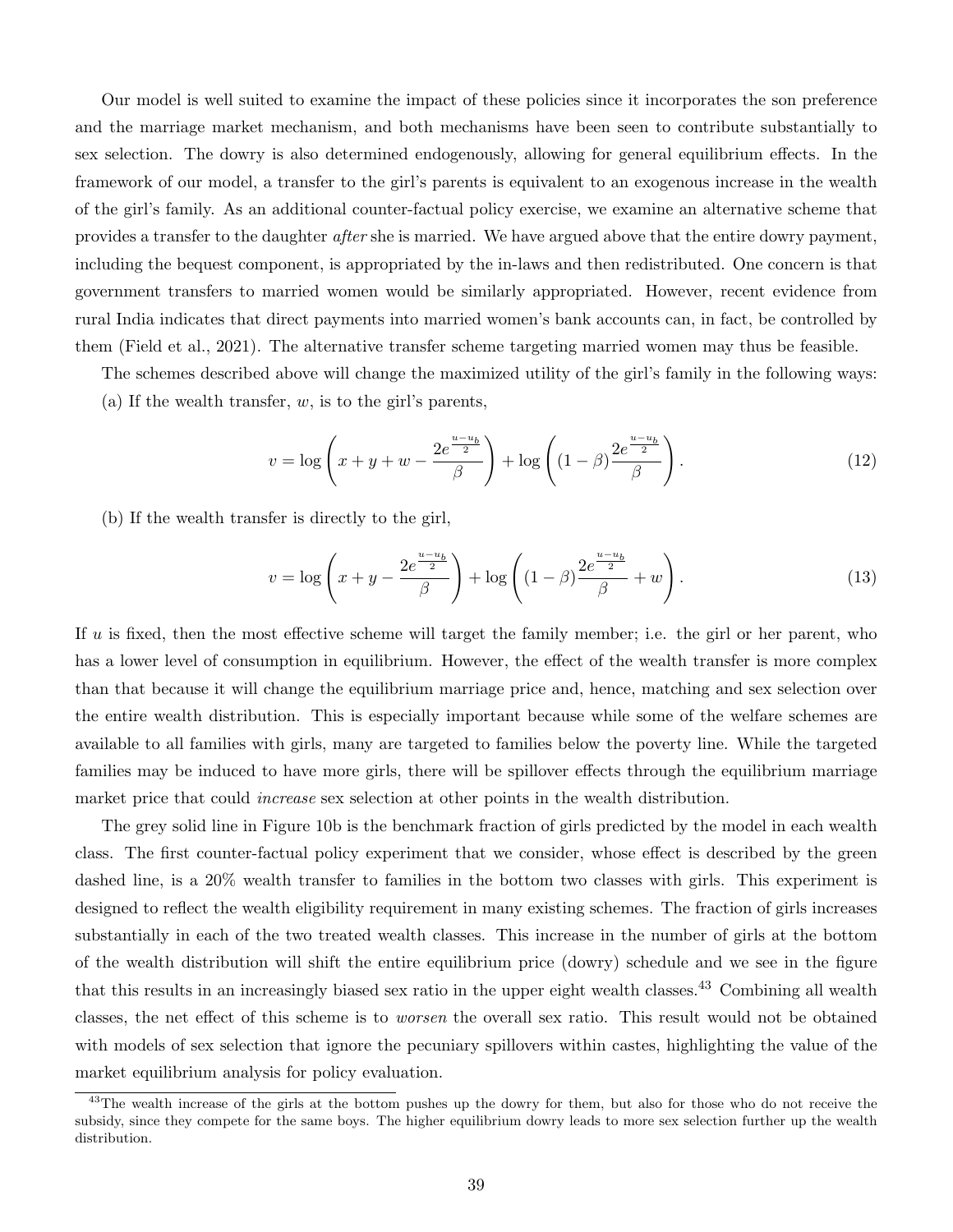Our model is well suited to examine the impact of these policies since it incorporates the son preference and the marriage market mechanism, and both mechanisms have been seen to contribute substantially to sex selection. The dowry is also determined endogenously, allowing for general equilibrium effects. In the framework of our model, a transfer to the girl's parents is equivalent to an exogenous increase in the wealth of the girl's family. As an additional counter-factual policy exercise, we examine an alternative scheme that provides a transfer to the daughter *after* she is married. We have argued above that the entire dowry payment, including the bequest component, is appropriated by the in-laws and then redistributed. One concern is that government transfers to married women would be similarly appropriated. However, recent evidence from rural India indicates that direct payments into married women's bank accounts can, in fact, be controlled by them (Field et al., 2021). The alternative transfer scheme targeting married women may thus be feasible.

The schemes described above will change the maximized utility of the girl's family in the following ways:

(a) If the wealth transfer, $w$, is to the girl's parents,

$$v = \log\left(x + y + w - \frac{2e^{\frac{u-u_b}{2}}}{\beta}\right) + \log\left((1-\beta)\frac{2e^{\frac{u-u_b}{2}}}{\beta}\right). \tag{12}$$

(b) If the wealth transfer is directly to the girl,

$$v = \log\left(x + y - \frac{2e^{\frac{u-u_b}{2}}}{\beta}\right) + \log\left((1-\beta)\frac{2e^{\frac{u-u_b}{2}}}{\beta} + w\right). \tag{13}$$

If $u$ is fixed, then the most effective scheme will target the family member; i.e. the girl or her parent, who has a lower level of consumption in equilibrium. However, the effect of the wealth transfer is more complex than that because it will change the equilibrium marriage price and, hence, matching and sex selection over the entire wealth distribution. This is especially important because while some of the welfare schemes are available to all families with girls, many are targeted to families below the poverty line. While the targeted families may be induced to have more girls, there will be spillover effects through the equilibrium marriage market price that could *increase* sex selection at other points in the wealth distribution.

The grey solid line in Figure 10b is the benchmark fraction of girls predicted by the model in each wealth class. The first counter-factual policy experiment that we consider, whose effect is described by the green dashed line, is a 20% wealth transfer to families in the bottom two classes with girls. This experiment is designed to reflect the wealth eligibility requirement in many existing schemes. The fraction of girls increases substantially in each of the two treated wealth classes. This increase in the number of girls at the bottom of the wealth distribution will shift the entire equilibrium price (dowry) schedule and we see in the figure that this results in an increasingly biased sex ratio in the upper eight wealth classes.[43] Combining all wealth classes, the net effect of this scheme is to *worsen* the overall sex ratio. This result would not be obtained with models of sex selection that ignore the pecuniary spillovers within castes, highlighting the value of the market equilibrium analysis for policy evaluation.

[43] The wealth increase of the girls at the bottom pushes up the dowry for them, but also for those who do not receive the subsidy, since they compete for the same boys. The higher equilibrium dowry leads to more sex selection further up the wealth distribution.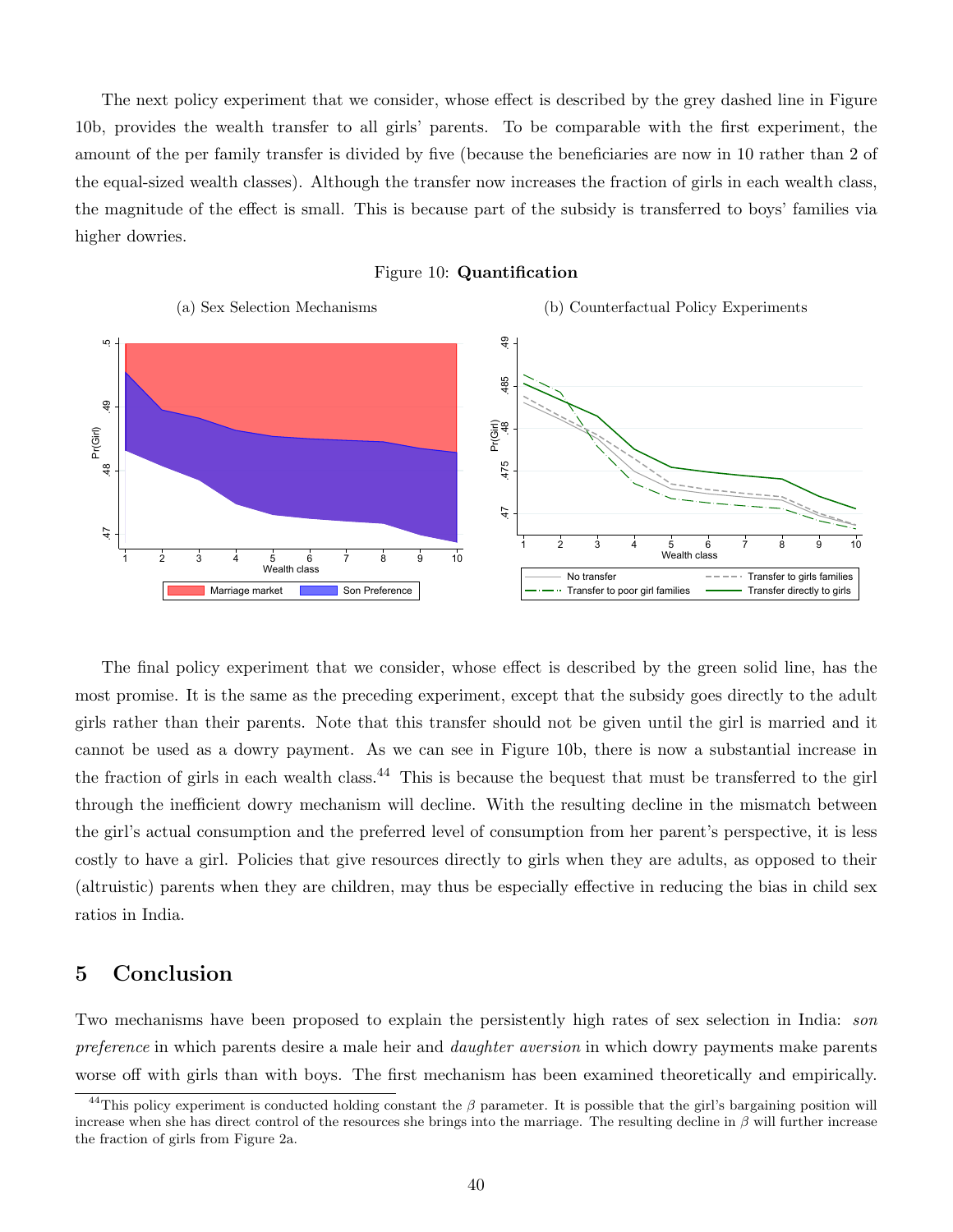The next policy experiment that we consider, whose effect is described by the grey dashed line in Figure 10b, provides the wealth transfer to all girls' parents. To be comparable with the first experiment, the amount of the per family transfer is divided by five (because the beneficiaries are now in 10 rather than 2 of the equal-sized wealth classes). Although the transfer now increases the fraction of girls in each wealth class, the magnitude of the effect is small. This is because part of the subsidy is transferred to boys' families via higher dowries.

Figure 10: **Quantification**

(a) Sex Selection Mechanisms

(b) Counterfactual Policy Experiments

The final policy experiment that we consider, whose effect is described by the green solid line, has the most promise. It is the same as the preceding experiment, except that the subsidy goes directly to the adult girls rather than their parents. Note that this transfer should not be given until the girl is married and it cannot be used as a dowry payment. As we can see in Figure 10b, there is now a substantial increase in the fraction of girls in each wealth class.[44] This is because the bequest that must be transferred to the girl through the inefficient dowry mechanism will decline. With the resulting decline in the mismatch between the girl's actual consumption and the preferred level of consumption from her parent's perspective, it is less costly to have a girl. Policies that give resources directly to girls when they are adults, as opposed to their (altruistic) parents when they are children, may thus be especially effective in reducing the bias in child sex ratios in India.

## 5 Conclusion

Two mechanisms have been proposed to explain the persistently high rates of sex selection in India: *son preference* in which parents desire a male heir and *daughter aversion* in which dowry payments make parents worse off with girls than with boys. The first mechanism has been examined theoretically and empirically.

[44] This policy experiment is conducted holding constant the $\beta$ parameter. It is possible that the girl's bargaining position will increase when she has direct control of the resources she brings into the marriage. The resulting decline in $\beta$ will further increase the fraction of girls from Figure 2a.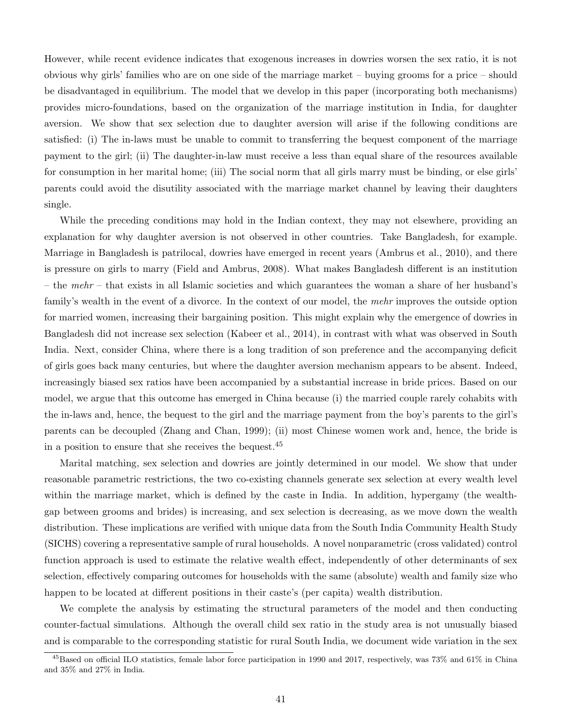However, while recent evidence indicates that exogenous increases in dowries worsen the sex ratio, it is not obvious why girls' families who are on one side of the marriage market – buying grooms for a price – should be disadvantaged in equilibrium. The model that we develop in this paper (incorporating both mechanisms) provides micro-foundations, based on the organization of the marriage institution in India, for daughter aversion. We show that sex selection due to daughter aversion will arise if the following conditions are satisfied: (i) The in-laws must be unable to commit to transferring the bequest component of the marriage payment to the girl; (ii) The daughter-in-law must receive a less than equal share of the resources available for consumption in her marital home; (iii) The social norm that all girls marry must be binding, or else girls' parents could avoid the disutility associated with the marriage market channel by leaving their daughters single.

While the preceding conditions may hold in the Indian context, they may not elsewhere, providing an explanation for why daughter aversion is not observed in other countries. Take Bangladesh, for example. Marriage in Bangladesh is patrilocal, dowries have emerged in recent years (Ambrus et al., 2010), and there is pressure on girls to marry (Field and Ambrus, 2008). What makes Bangladesh different is an institution – the *mehr* – that exists in all Islamic societies and which guarantees the woman a share of her husband's family's wealth in the event of a divorce. In the context of our model, the *mehr* improves the outside option for married women, increasing their bargaining position. This might explain why the emergence of dowries in Bangladesh did not increase sex selection (Kabeer et al., 2014), in contrast with what was observed in South India. Next, consider China, where there is a long tradition of son preference and the accompanying deficit of girls goes back many centuries, but where the daughter aversion mechanism appears to be absent. Indeed, increasingly biased sex ratios have been accompanied by a substantial increase in bride prices. Based on our model, we argue that this outcome has emerged in China because (i) the married couple rarely cohabits with the in-laws and, hence, the bequest to the girl and the marriage payment from the boy's parents to the girl's parents can be decoupled (Zhang and Chan, 1999); (ii) most Chinese women work and, hence, the bride is in a position to ensure that she receives the bequest.[45]

Marital matching, sex selection and dowries are jointly determined in our model. We show that under reasonable parametric restrictions, the two co-existing channels generate sex selection at every wealth level within the marriage market, which is defined by the caste in India. In addition, hypergamy (the wealth-gap between grooms and brides) is increasing, and sex selection is decreasing, as we move down the wealth distribution. These implications are verified with unique data from the South India Community Health Study (SICHS) covering a representative sample of rural households. A novel nonparametric (cross validated) control function approach is used to estimate the relative wealth effect, independently of other determinants of sex selection, effectively comparing outcomes for households with the same (absolute) wealth and family size who happen to be located at different positions in their caste's (per capita) wealth distribution.

We complete the analysis by estimating the structural parameters of the model and then conducting counter-factual simulations. Although the overall child sex ratio in the study area is not unusually biased and is comparable to the corresponding statistic for rural South India, we document wide variation in the sex

[45] Based on official ILO statistics, female labor force participation in 1990 and 2017, respectively, was 73% and 61% in China and 35% and 27% in India.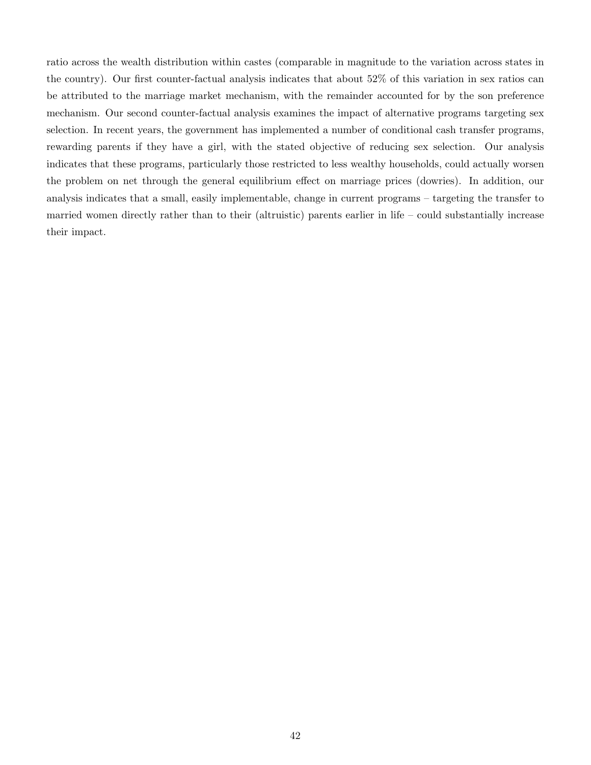ratio across the wealth distribution within castes (comparable in magnitude to the variation across states in the country). Our first counter-factual analysis indicates that about 52% of this variation in sex ratios can be attributed to the marriage market mechanism, with the remainder accounted for by the son preference mechanism. Our second counter-factual analysis examines the impact of alternative programs targeting sex selection. In recent years, the government has implemented a number of conditional cash transfer programs, rewarding parents if they have a girl, with the stated objective of reducing sex selection. Our analysis indicates that these programs, particularly those restricted to less wealthy households, could actually worsen the problem on net through the general equilibrium effect on marriage prices (dowries). In addition, our analysis indicates that a small, easily implementable, change in current programs – targeting the transfer to married women directly rather than to their (altruistic) parents earlier in life – could substantially increase their impact.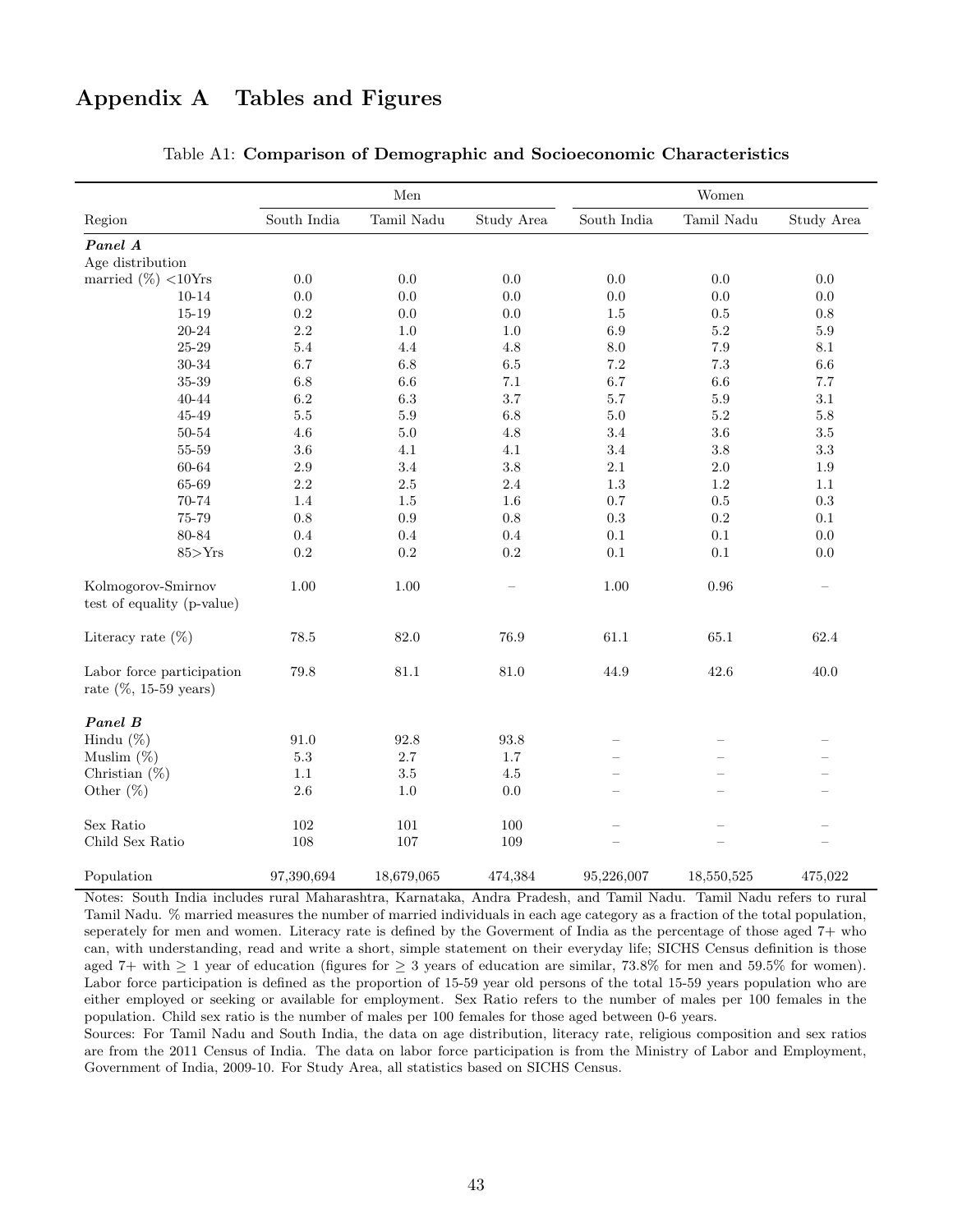# Appendix A Tables and Figures

Table A1: **Comparison of Demographic and Socioeconomic Characteristics**

| | Men | | | Women | | |
|---|---|---|---|---|---|---|
| Region | South India | Tamil Nadu | Study Area | South India | Tamil Nadu | Study Area |
| ***Panel A*** | | | | | | |
| Age distribution | | | | | | |
| married (%) <10Yrs | 0.0 | 0.0 | 0.0 | 0.0 | 0.0 | 0.0 |
| 10-14 | 0.0 | 0.0 | 0.0 | 0.0 | 0.0 | 0.0 |
| 15-19 | 0.2 | 0.0 | 0.0 | 1.5 | 0.5 | 0.8 |
| 20-24 | 2.2 | 1.0 | 1.0 | 6.9 | 5.2 | 5.9 |
| 25-29 | 5.4 | 4.4 | 4.8 | 8.0 | 7.9 | 8.1 |
| 30-34 | 6.7 | 6.8 | 6.5 | 7.2 | 7.3 | 6.6 |
| 35-39 | 6.8 | 6.6 | 7.1 | 6.7 | 6.6 | 7.7 |
| 40-44 | 6.2 | 6.3 | 3.7 | 5.7 | 5.9 | 3.1 |
| 45-49 | 5.5 | 5.9 | 6.8 | 5.0 | 5.2 | 5.8 |
| 50-54 | 4.6 | 5.0 | 4.8 | 3.4 | 3.6 | 3.5 |
| 55-59 | 3.6 | 4.1 | 4.1 | 3.4 | 3.8 | 3.3 |
| 60-64 | 2.9 | 3.4 | 3.8 | 2.1 | 2.0 | 1.9 |
| 65-69 | 2.2 | 2.5 | 2.4 | 1.3 | 1.2 | 1.1 |
| 70-74 | 1.4 | 1.5 | 1.6 | 0.7 | 0.5 | 0.3 |
| 75-79 | 0.8 | 0.9 | 0.8 | 0.3 | 0.2 | 0.1 |
| 80-84 | 0.4 | 0.4 | 0.4 | 0.1 | 0.1 | 0.0 |
| 85>Yrs | 0.2 | 0.2 | 0.2 | 0.1 | 0.1 | 0.0 |
| Kolmogorov-Smirnov test of equality (p-value) | 1.00 | 1.00 | – | 1.00 | 0.96 | – |
| Literacy rate (%) | 78.5 | 82.0 | 76.9 | 61.1 | 65.1 | 62.4 |
| Labor force participation rate (%, 15-59 years) | 79.8 | 81.1 | 81.0 | 44.9 | 42.6 | 40.0 |
| ***Panel B*** | | | | | | |
| Hindu (%) | 91.0 | 92.8 | 93.8 | – | – | – |
| Muslim (%) | 5.3 | 2.7 | 1.7 | – | – | – |
| Christian (%) | 1.1 | 3.5 | 4.5 | – | – | – |
| Other (%) | 2.6 | 1.0 | 0.0 | – | – | – |
| Sex Ratio | 102 | 101 | 100 | – | – | – |
| Child Sex Ratio | 108 | 107 | 109 | – | – | – |
| Population | 97,390,694 | 18,679,065 | 474,384 | 95,226,007 | 18,550,525 | 475,022 |

Notes: South India includes rural Maharashtra, Karnataka, Andra Pradesh, and Tamil Nadu. Tamil Nadu refers to rural Tamil Nadu. % married measures the number of married individuals in each age category as a fraction of the total population, seperately for men and women. Literacy rate is defined by the Goverment of India as the percentage of those aged 7+ who can, with understanding, read and write a short, simple statement on their everyday life; SICHS Census definition is those aged 7+ with $\geq$ 1 year of education (figures for $\geq$ 3 years of education are similar, 73.8% for men and 59.5% for women). Labor force participation is defined as the proportion of 15-59 year old persons of the total 15-59 years population who are either employed or seeking or available for employment. Sex Ratio refers to the number of males per 100 females in the population. Child sex ratio is the number of males per 100 females for those aged between 0-6 years.

Sources: For Tamil Nadu and South India, the data on age distribution, literacy rate, religious composition and sex ratios are from the 2011 Census of India. The data on labor force participation is from the Ministry of Labor and Employment, Government of India, 2009-10. For Study Area, all statistics based on SICHS Census.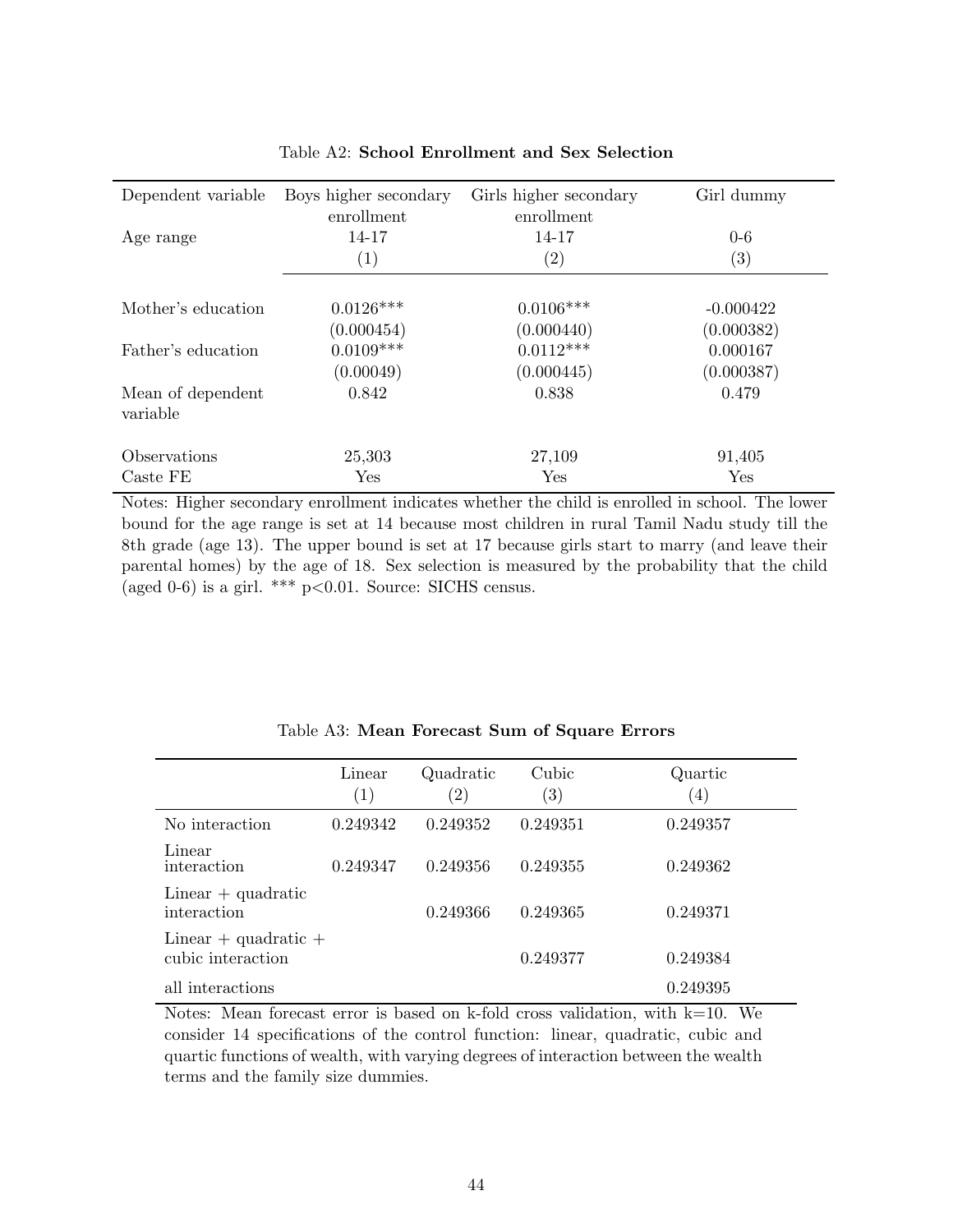Table A2: **School Enrollment and Sex Selection**

| Dependent variable | Boys higher secondary enrollment | Girls higher secondary enrollment | Girl dummy |
|---|---|---|---|
| Age range | 14-17 | 14-17 | 0-6 |
| | (1) | (2) | (3) |
| Mother's education | 0.0126*** | 0.0106*** | -0.000422 |
| | (0.000454) | (0.000440) | (0.000382) |
| Father's education | 0.0109*** | 0.0112*** | 0.000167 |
| | (0.00049) | (0.000445) | (0.000387) |
| Mean of dependent variable | 0.842 | 0.838 | 0.479 |
| Observations | 25,303 | 27,109 | 91,405 |
| Caste FE | Yes | Yes | Yes |

Notes: Higher secondary enrollment indicates whether the child is enrolled in school. The lower bound for the age range is set at 14 because most children in rural Tamil Nadu study till the 8th grade (age 13). The upper bound is set at 17 because girls start to marry (and leave their parental homes) by the age of 18. Sex selection is measured by the probability that the child (aged 0-6) is a girl. *** $p<0.01$. Source: SICHS census.

Table A3: **Mean Forecast Sum of Square Errors**

| | Linear (1) | Quadratic (2) | Cubic (3) | Quartic (4) |
|---|---|---|---|---|
| No interaction | 0.249342 | 0.249352 | 0.249351 | 0.249357 |
| Linear interaction | 0.249347 | 0.249356 | 0.249355 | 0.249362 |
| Linear + quadratic interaction | | 0.249366 | 0.249365 | 0.249371 |
| Linear + quadratic + cubic interaction | | | 0.249377 | 0.249384 |
| all interactions | | | | 0.249395 |

Notes: Mean forecast error is based on k-fold cross validation, with k=10. We consider 14 specifications of the control function: linear, quadratic, cubic and quartic functions of wealth, with varying degrees of interaction between the wealth terms and the family size dummies.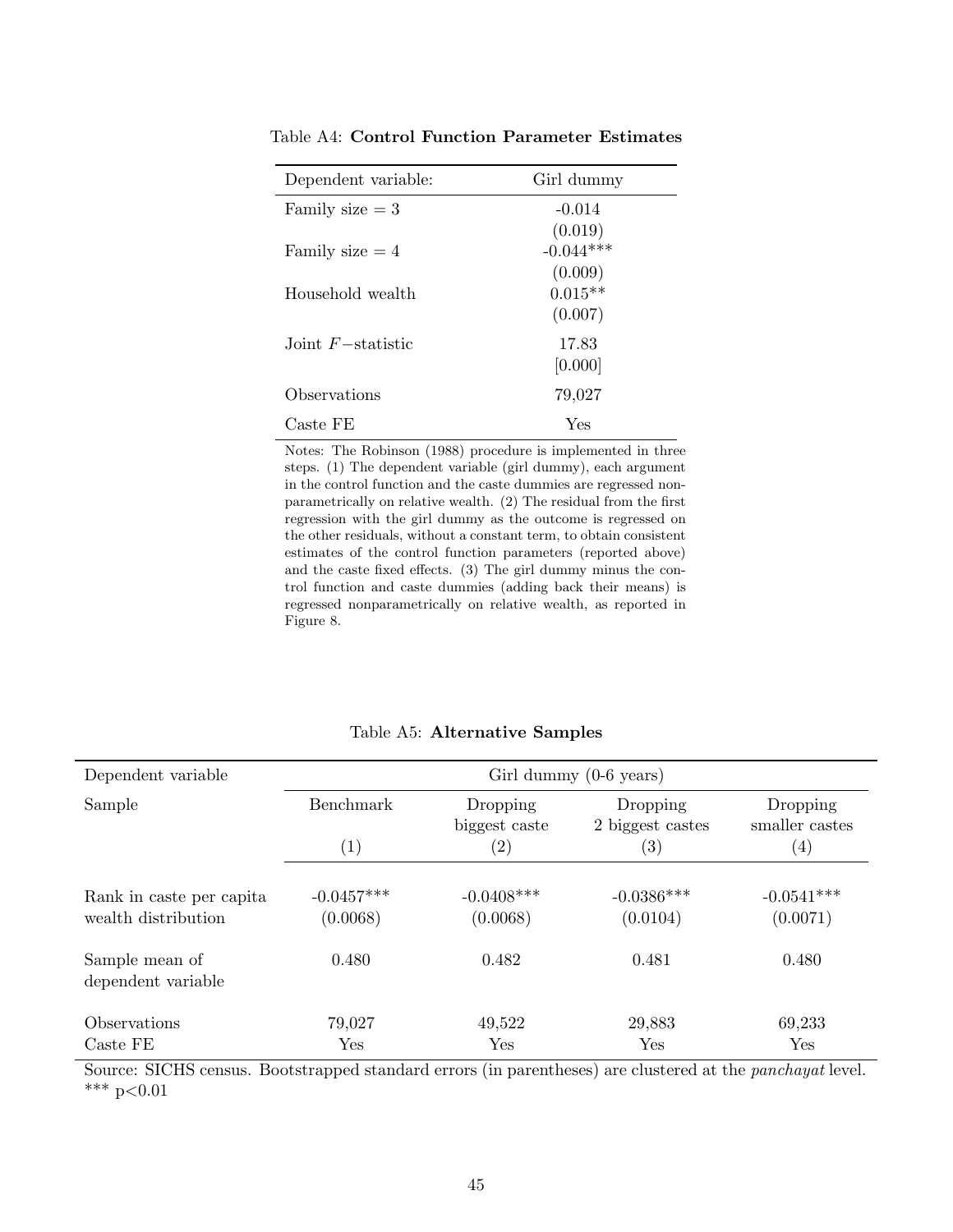Table A4: **Control Function Parameter Estimates**

| Dependent variable: | Girl dummy |
|---|---|
| Family size = 3 | -0.014 |
| | (0.019) |
| Family size = 4 | -0.044*** |
| | (0.009) |
| Household wealth | 0.015** |
| | (0.007) |
| Joint $F-$statistic | 17.83 |
| | [0.000] |
| Observations | 79,027 |
| Caste FE | Yes |

Notes: The Robinson (1988) procedure is implemented in three steps. (1) The dependent variable (girl dummy), each argument in the control function and the caste dummies are regressed nonparametrically on relative wealth. (2) The residual from the first regression with the girl dummy as the outcome is regressed on the other residuals, without a constant term, to obtain consistent estimates of the control function parameters (reported above) and the caste fixed effects. (3) The girl dummy minus the control function and caste dummies (adding back their means) is regressed nonparametrically on relative wealth, as reported in Figure 8.

Table A5: **Alternative Samples**

| Dependent variable | Girl dummy (0-6 years) | | | |
|---|---|---|---|---|
| Sample | Benchmark | Dropping biggest caste | Dropping 2 biggest castes | Dropping smaller castes |
| | (1) | (2) | (3) | (4) |
| Rank in caste per capita wealth distribution | -0.0457*** | -0.0408*** | -0.0386*** | -0.0541*** |
| | (0.0068) | (0.0068) | (0.0104) | (0.0071) |
| Sample mean of dependent variable | 0.480 | 0.482 | 0.481 | 0.480 |
| Observations | 79,027 | 49,522 | 29,883 | 69,233 |
| Caste FE | Yes | Yes | Yes | Yes |

Source: SICHS census. Bootstrapped standard errors (in parentheses) are clustered at the *panchayat* level. *** p<0.01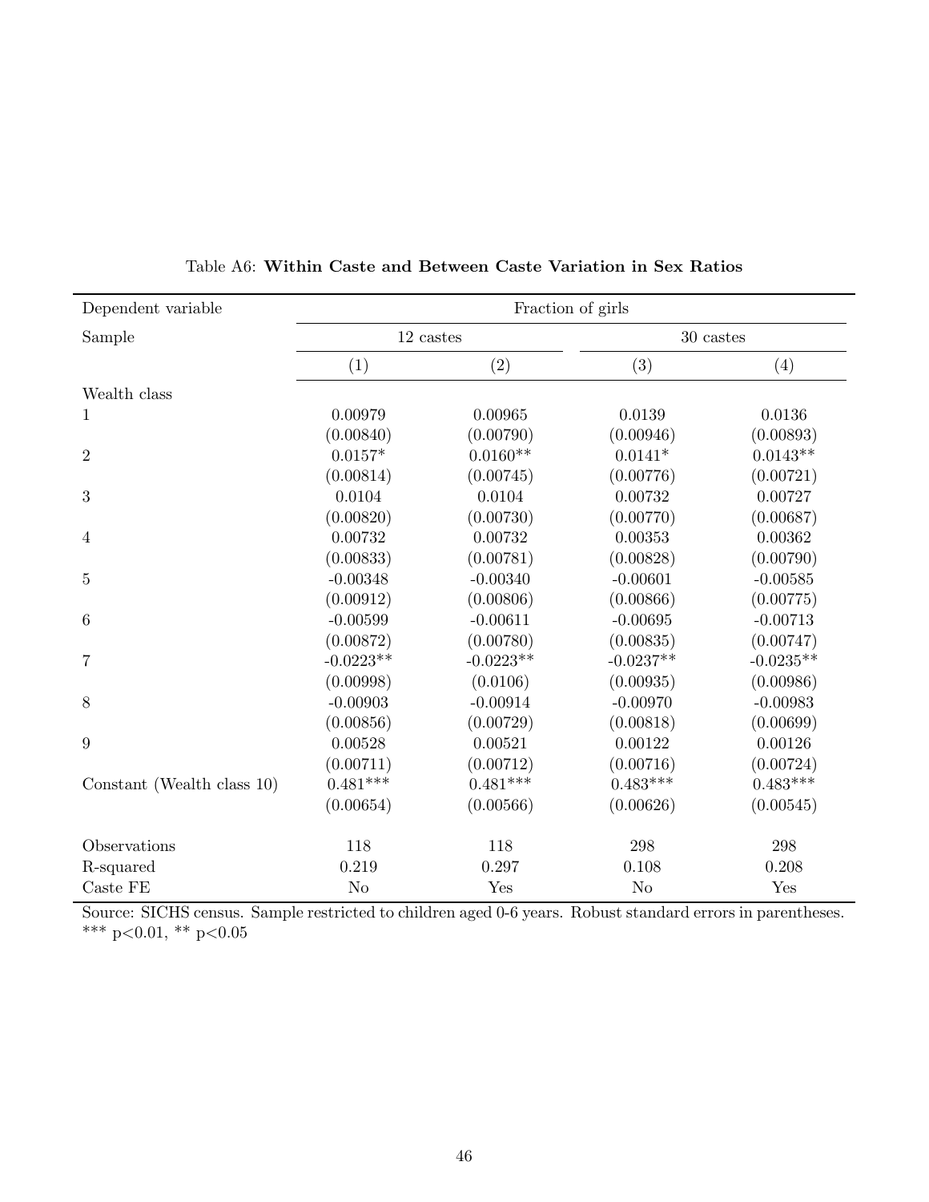Table A6: **Within Caste and Between Caste Variation in Sex Ratios**

| Dependent variable | Fraction of girls | | | |
|---|---|---|---|---|
| Sample | 12 castes | | 30 castes | |
| | (1) | (2) | (3) | (4) |
| Wealth class | | | | |
| 1 | 0.00979 | 0.00965 | 0.0139 | 0.0136 |
| | (0.00840) | (0.00790) | (0.00946) | (0.00893) |
| 2 | 0.0157* | 0.0160** | 0.0141* | 0.0143** |
| | (0.00814) | (0.00745) | (0.00776) | (0.00721) |
| 3 | 0.0104 | 0.0104 | 0.00732 | 0.00727 |
| | (0.00820) | (0.00730) | (0.00770) | (0.00687) |
| 4 | 0.00732 | 0.00732 | 0.00353 | 0.00362 |
| | (0.00833) | (0.00781) | (0.00828) | (0.00790) |
| 5 | -0.00348 | -0.00340 | -0.00601 | -0.00585 |
| | (0.00912) | (0.00806) | (0.00866) | (0.00775) |
| 6 | -0.00599 | -0.00611 | -0.00695 | -0.00713 |
| | (0.00872) | (0.00780) | (0.00835) | (0.00747) |
| 7 | -0.0223** | -0.0223** | -0.0237** | -0.0235** |
| | (0.00998) | (0.0106) | (0.00935) | (0.00986) |
| 8 | -0.00903 | -0.00914 | -0.00970 | -0.00983 |
| | (0.00856) | (0.00729) | (0.00818) | (0.00699) |
| 9 | 0.00528 | 0.00521 | 0.00122 | 0.00126 |
| | (0.00711) | (0.00712) | (0.00716) | (0.00724) |
| Constant (Wealth class 10) | 0.481*** | 0.481*** | 0.483*** | 0.483*** |
| | (0.00654) | (0.00566) | (0.00626) | (0.00545) |
| Observations | 118 | 118 | 298 | 298 |
| R-squared | 0.219 | 0.297 | 0.108 | 0.208 |
| Caste FE | No | Yes | No | Yes |

Source: SICHS census. Sample restricted to children aged 0-6 years. Robust standard errors in parentheses.
*** p<0.01, ** p<0.05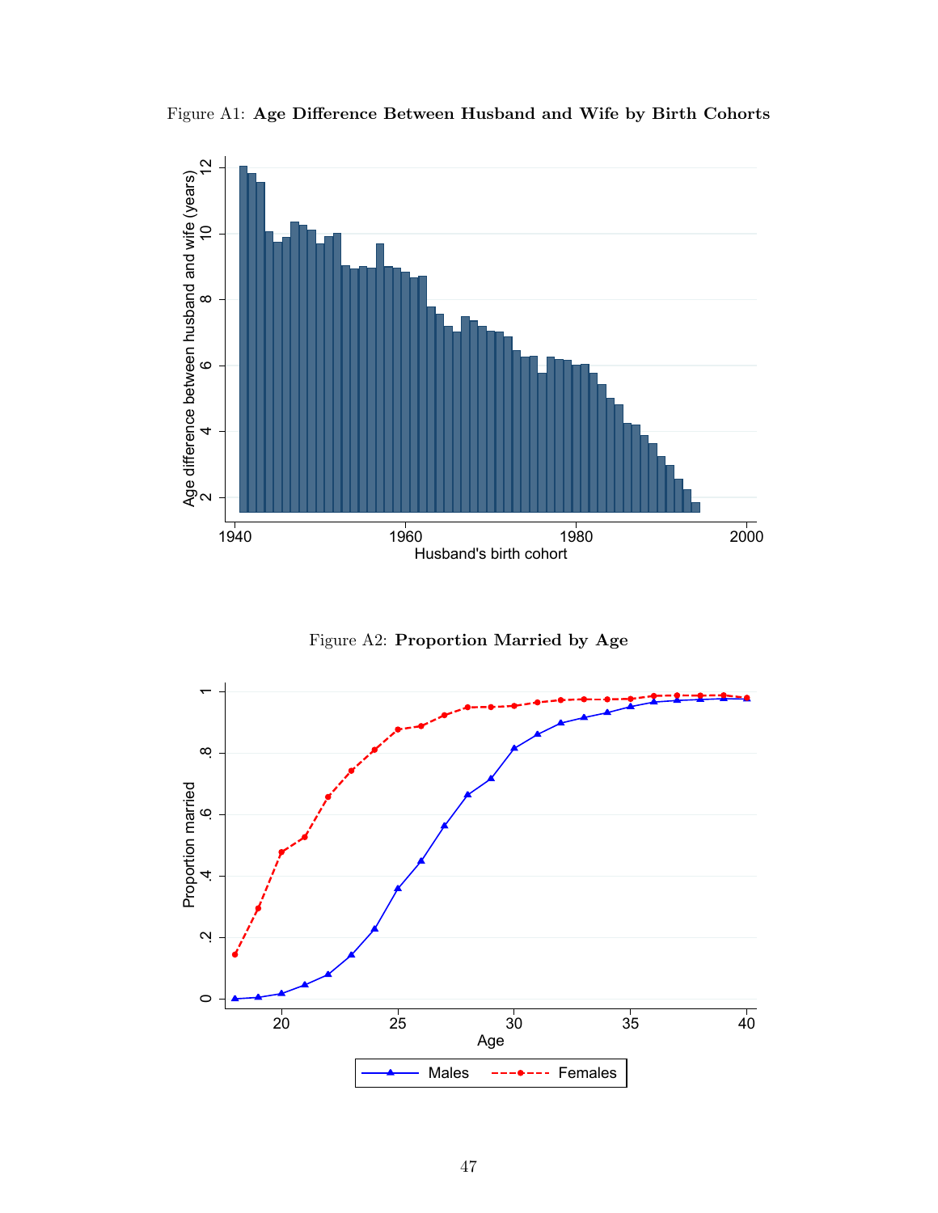Figure A1: **Age Difference Between Husband and Wife by Birth Cohorts**

Figure A2: **Proportion Married by Age**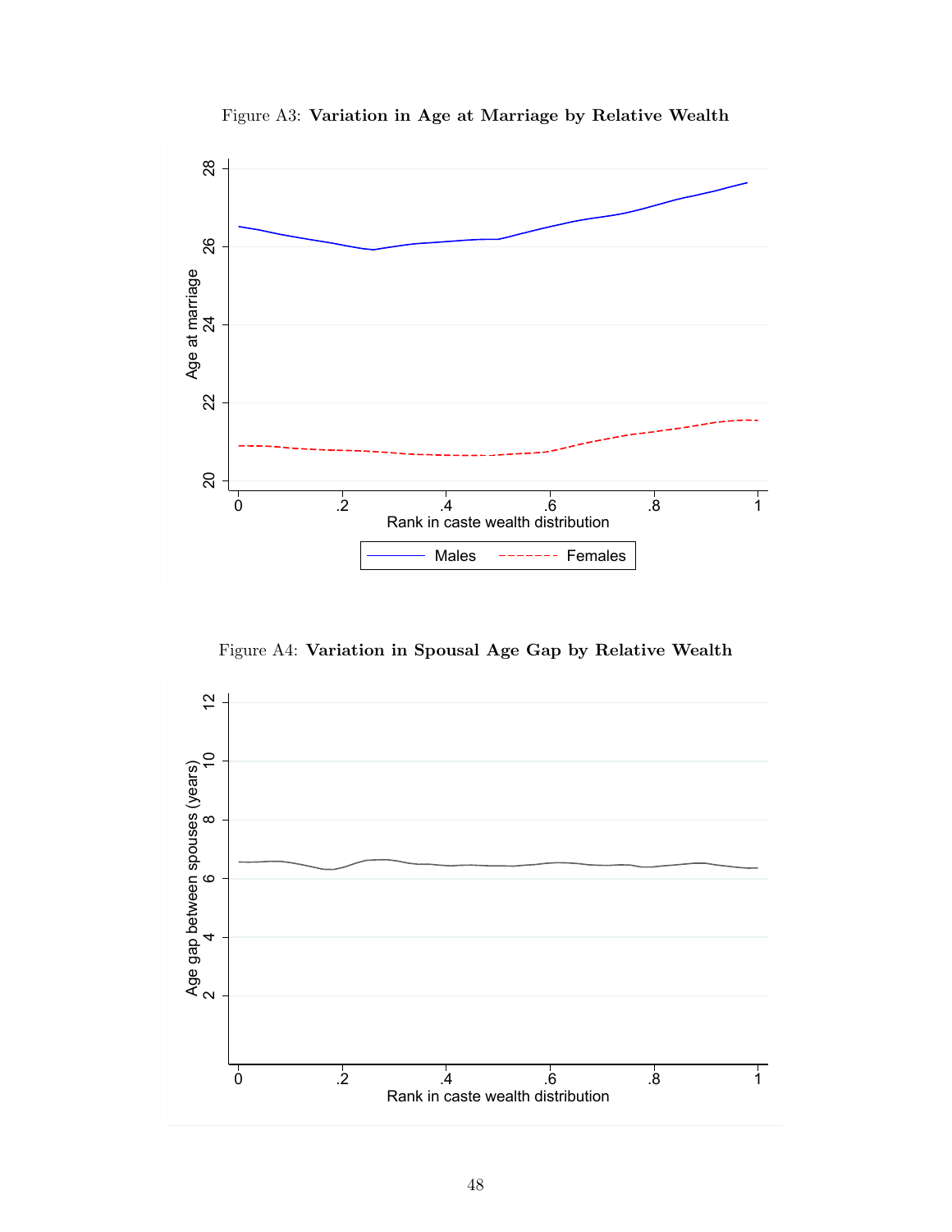Figure A3: **Variation in Age at Marriage by Relative Wealth**

Figure A4: **Variation in Spousal Age Gap by Relative Wealth**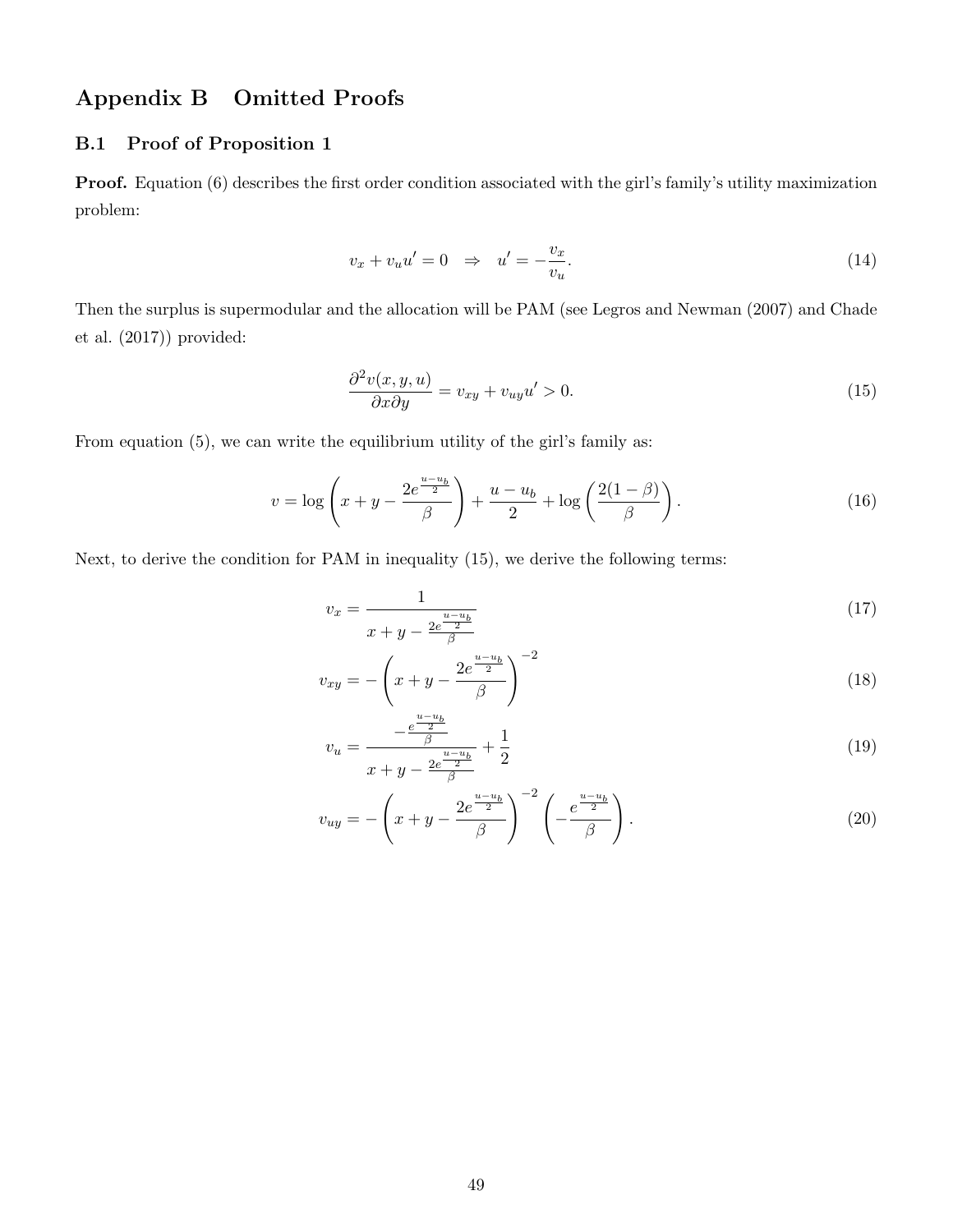# Appendix B Omitted Proofs

## B.1 Proof of Proposition 1

**Proof.** Equation (6) describes the first order condition associated with the girl's family's utility maximization problem:

$$v_x + v_u u' = 0 \quad \Rightarrow \quad u' = -\frac{v_x}{v_u}. \tag{14}$$

Then the surplus is supermodular and the allocation will be PAM (see Legros and Newman (2007) and Chade et al. (2017)) provided:

$$\frac{\partial^2 v(x, y, u)}{\partial x \partial y} = v_{xy} + v_{uy} u' > 0. \tag{15}$$

From equation (5), we can write the equilibrium utility of the girl's family as:

$$v = \log\left(x + y - \frac{2e^{\frac{u-u_b}{2}}}{\beta}\right) + \frac{u - u_b}{2} + \log\left(\frac{2(1-\beta)}{\beta}\right). \tag{16}$$

Next, to derive the condition for PAM in inequality (15), we derive the following terms:

$$v_x = \frac{1}{x + y - \frac{2e^{\frac{u-u_b}{2}}}{\beta}} \tag{17}$$

$$v_{xy} = -\left(x + y - \frac{2e^{\frac{u-u_b}{2}}}{\beta}\right)^{-2} \tag{18}$$

$$v_u = \frac{-\frac{e^{\frac{u-u_b}{2}}}{\beta}}{x + y - \frac{2e^{\frac{u-u_b}{2}}}{\beta}} + \frac{1}{2} \tag{19}$$

$$v_{uy} = -\left(x + y - \frac{2e^{\frac{u-u_b}{2}}}{\beta}\right)^{-2}\left(-\frac{e^{\frac{u-u_b}{2}}}{\beta}\right). \tag{20}$$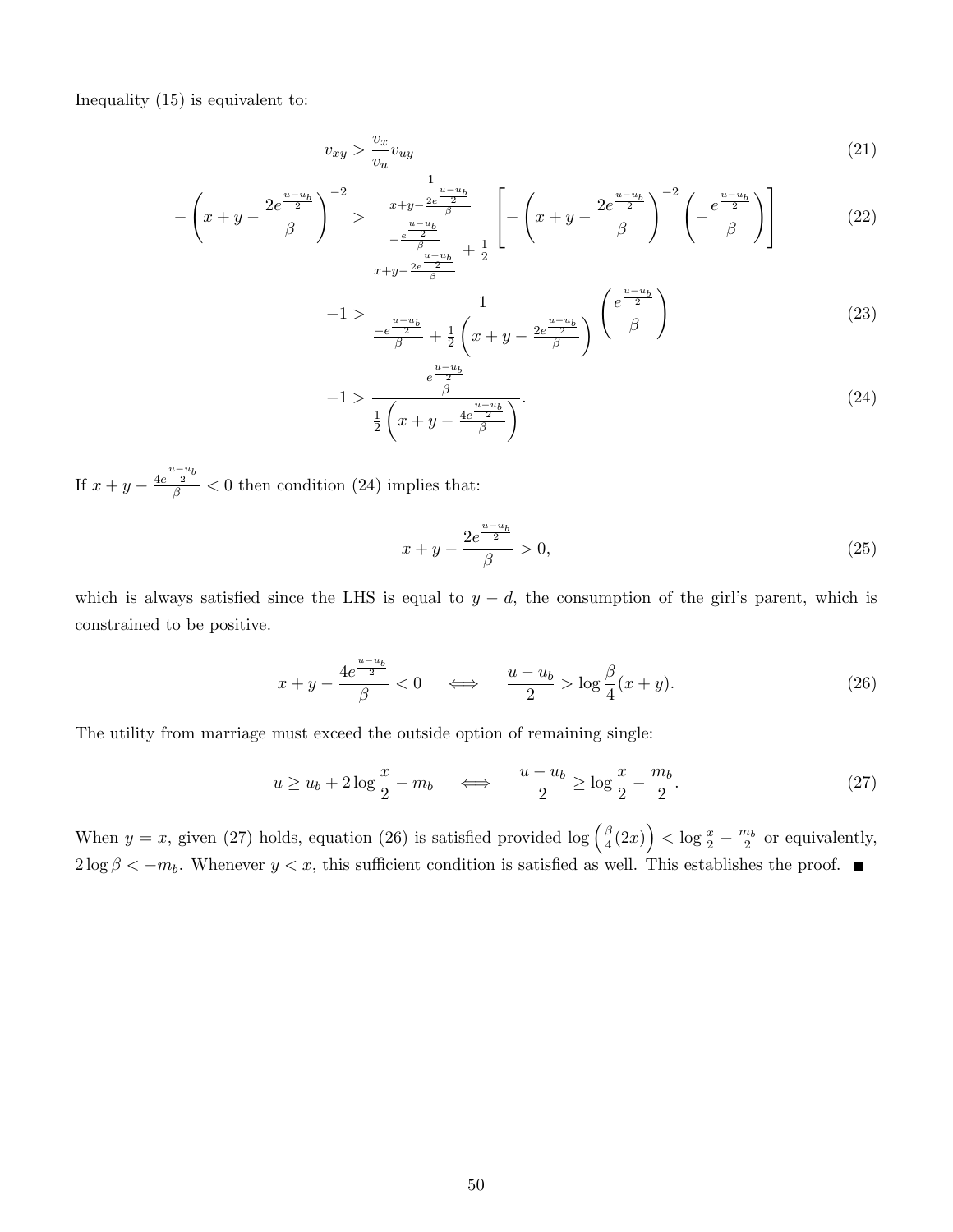Inequality (15) is equivalent to:

$$v_{xy} > \frac{v_x}{v_u} v_{uy} \tag{21}$$

$$-\left(x+y-\frac{2e^{\frac{u-u_b}{2}}}{\beta}\right)^{-2} > \frac{\frac{1}{x+y-\frac{2e^{\frac{u-u_b}{2}}}{\beta}}}{\frac{-\frac{e^{\frac{u-u_b}{2}}}{\beta}}{x+y-\frac{2e^{\frac{u-u_b}{2}}}{\beta}}+\frac{1}{2}} \left[-\left(x+y-\frac{2e^{\frac{u-u_b}{2}}}{\beta}\right)^{-2}\left(-\frac{e^{\frac{u-u_b}{2}}}{\beta}\right)\right] \tag{22}$$

$$-1 > \frac{1}{\frac{-e^{\frac{u-u_b}{2}}}{\beta}+\frac{1}{2}\left(x+y-\frac{2e^{\frac{u-u_b}{2}}}{\beta}\right)}\left(\frac{e^{\frac{u-u_b}{2}}}{\beta}\right) \tag{23}$$

$$-1 > \frac{\frac{e^{\frac{u-u_b}{2}}}{\beta}}{\frac{1}{2}\left(x+y-\frac{4e^{\frac{u-u_b}{2}}}{\beta}\right)}. \tag{24}$$

If $x+y-\frac{4e^{\frac{u-u_b}{2}}}{\beta}<0$ then condition (24) implies that:

$$x+y-\frac{2e^{\frac{u-u_b}{2}}}{\beta} > 0, \tag{25}$$

which is always satisfied since the LHS is equal to $y-d$, the consumption of the girl's parent, which is constrained to be positive.

$$x+y-\frac{4e^{\frac{u-u_b}{2}}}{\beta}<0 \quad \iff \quad \frac{u-u_b}{2} > \log\frac{\beta}{4}(x+y). \tag{26}$$

The utility from marriage must exceed the outside option of remaining single:

$$u \geq u_b + 2\log\frac{x}{2} - m_b \quad \iff \quad \frac{u-u_b}{2} \geq \log\frac{x}{2} - \frac{m_b}{2}. \tag{27}$$

When $y=x$, given (27) holds, equation (26) is satisfied provided $\log\left(\frac{\beta}{4}(2x)\right) < \log\frac{x}{2} - \frac{m_b}{2}$ or equivalently, $2\log\beta < -m_b$. Whenever $y<x$, this sufficient condition is satisfied as well. This establishes the proof. ■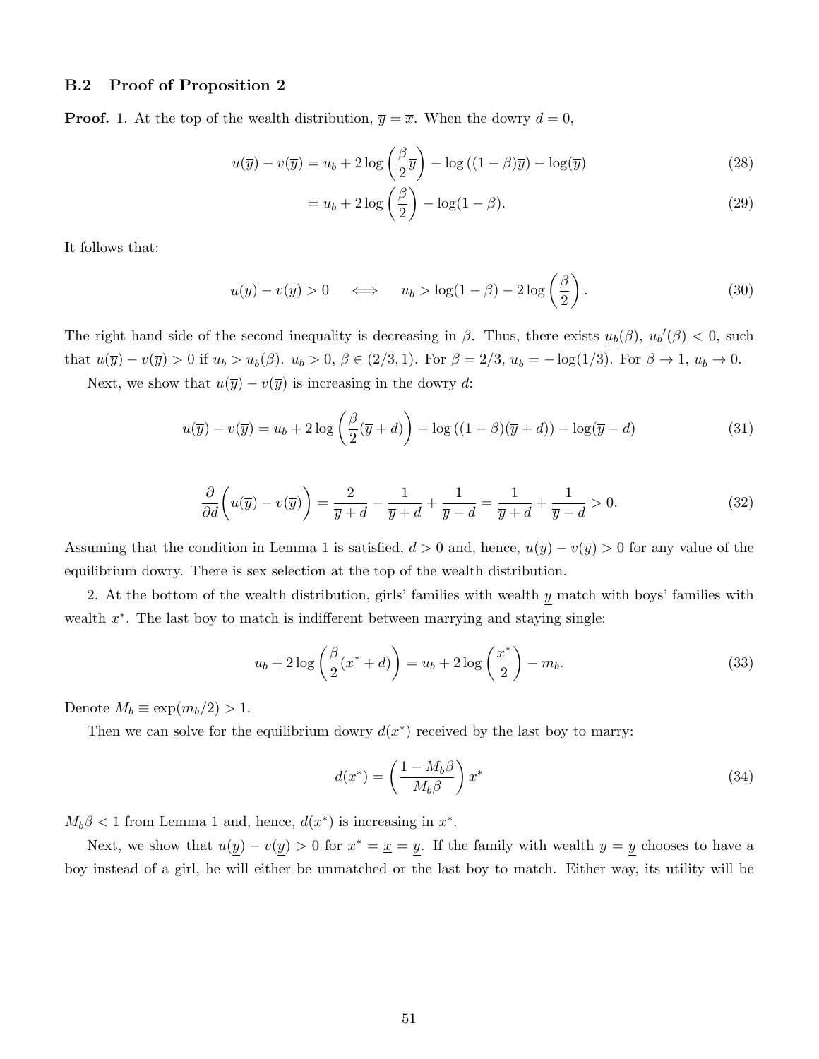### B.2 Proof of Proposition 2

**Proof.** 1. At the top of the wealth distribution, $\overline{y} = \overline{x}$. When the dowry $d = 0$,

$$u(\overline{y}) - v(\overline{y}) = u_b + 2\log\left(\frac{\beta}{2}\overline{y}\right) - \log\left((1-\beta)\overline{y}\right) - \log(\overline{y}) \tag{28}$$

$$= u_b + 2\log\left(\frac{\beta}{2}\right) - \log(1-\beta). \tag{29}$$

It follows that:

$$u(\overline{y}) - v(\overline{y}) > 0 \quad \Longleftrightarrow \quad u_b > \log(1-\beta) - 2\log\left(\frac{\beta}{2}\right). \tag{30}$$

The right hand side of the second inequality is decreasing in $\beta$. Thus, there exists $\underline{u_b}(\beta)$, $\underline{u_b}'(\beta) < 0$, such that $u(\overline{y}) - v(\overline{y}) > 0$ if $u_b > \underline{u_b}(\beta)$. $u_b > 0$, $\beta \in (2/3, 1)$. For $\beta = 2/3$, $\underline{u_b} = -\log(1/3)$. For $\beta \to 1$, $\underline{u_b} \to 0$.

Next, we show that $u(\overline{y}) - v(\overline{y})$ is increasing in the dowry $d$:

$$u(\overline{y}) - v(\overline{y}) = u_b + 2\log\left(\frac{\beta}{2}(\overline{y}+d)\right) - \log\left((1-\beta)(\overline{y}+d)\right) - \log(\overline{y}-d) \tag{31}$$

$$\frac{\partial}{\partial d}\Big(u(\overline{y}) - v(\overline{y})\Big) = \frac{2}{\overline{y}+d} - \frac{1}{\overline{y}+d} + \frac{1}{\overline{y}-d} = \frac{1}{\overline{y}+d} + \frac{1}{\overline{y}-d} > 0. \tag{32}$$

Assuming that the condition in Lemma 1 is satisfied, $d > 0$ and, hence, $u(\overline{y}) - v(\overline{y}) > 0$ for any value of the equilibrium dowry. There is sex selection at the top of the wealth distribution.

2. At the bottom of the wealth distribution, girls' families with wealth $\underline{y}$ match with boys' families with wealth $x^*$. The last boy to match is indifferent between marrying and staying single:

$$u_b + 2\log\left(\frac{\beta}{2}(x^*+d)\right) = u_b + 2\log\left(\frac{x^*}{2}\right) - m_b. \tag{33}$$

Denote $M_b \equiv \exp(m_b/2) > 1$.

Then we can solve for the equilibrium dowry $d(x^*)$ received by the last boy to marry:

$$d(x^*) = \left(\frac{1 - M_b\beta}{M_b\beta}\right)x^* \tag{34}$$

$M_b\beta < 1$ from Lemma 1 and, hence, $d(x^*)$ is increasing in $x^*$.

Next, we show that $u(\underline{y}) - v(\underline{y}) > 0$ for $x^* = \underline{x} = \underline{y}$. If the family with wealth $y = \underline{y}$ chooses to have a boy instead of a girl, he will either be unmatched or the last boy to match. Either way, its utility will be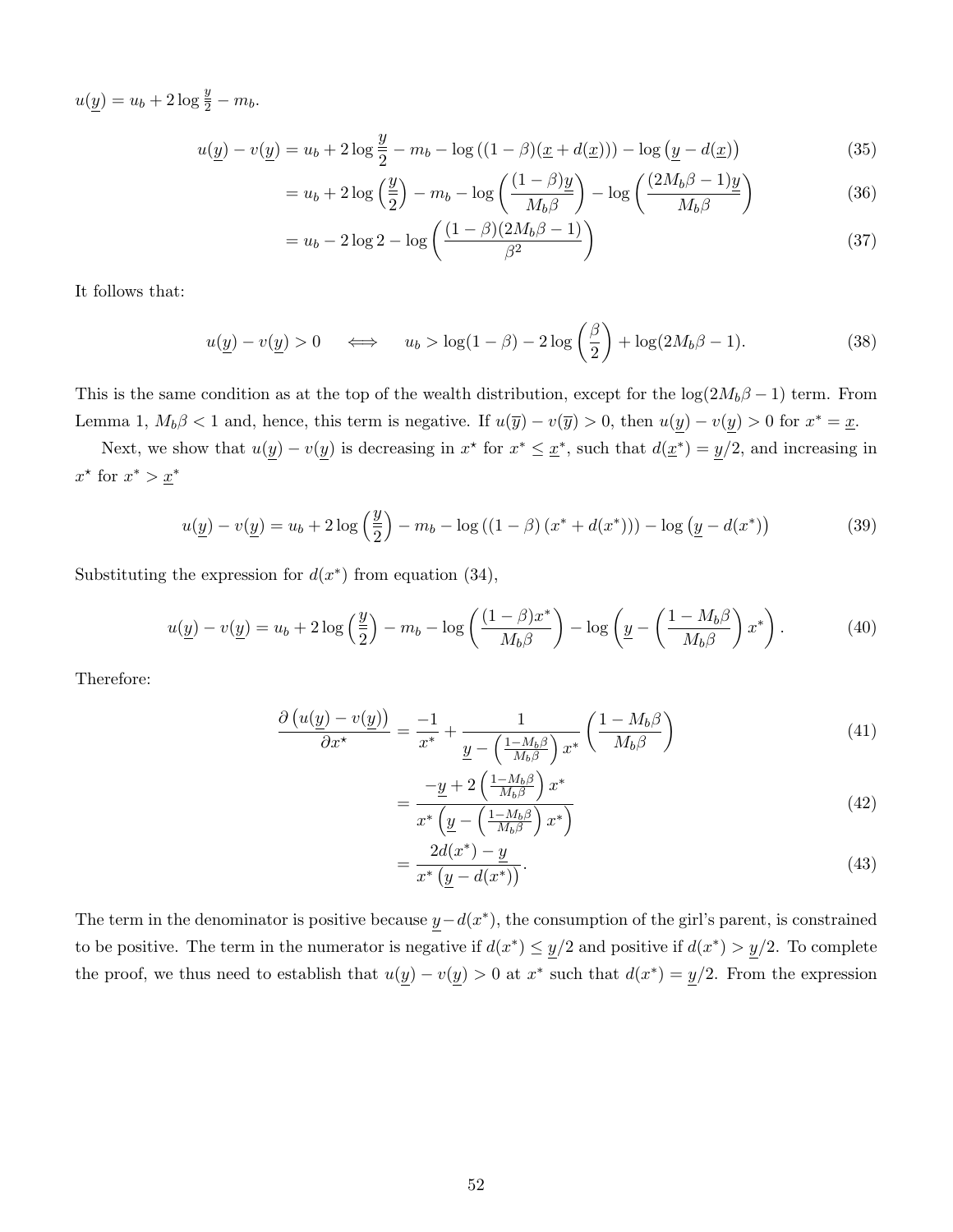$u(\underline{y}) = u_b + 2\log\frac{\underline{y}}{2} - m_b$.

$$u(\underline{y}) - v(\underline{y}) = u_b + 2\log\frac{\underline{y}}{2} - m_b - \log\left((1-\beta)(\underline{x} + d(\underline{x}))\right) - \log\left(\underline{y} - d(\underline{x})\right) \tag{35}$$

$$= u_b + 2\log\left(\frac{\underline{y}}{2}\right) - m_b - \log\left(\frac{(1-\beta)\underline{y}}{M_b\beta}\right) - \log\left(\frac{(2M_b\beta - 1)\underline{y}}{M_b\beta}\right) \tag{36}$$

$$= u_b - 2\log 2 - \log\left(\frac{(1-\beta)(2M_b\beta - 1)}{\beta^2}\right) \tag{37}$$

It follows that:

$$u(\underline{y}) - v(\underline{y}) > 0 \quad \iff \quad u_b > \log(1-\beta) - 2\log\left(\frac{\beta}{2}\right) + \log(2M_b\beta - 1). \tag{38}$$

This is the same condition as at the top of the wealth distribution, except for the $\log(2M_b\beta - 1)$ term. From Lemma 1, $M_b\beta < 1$ and, hence, this term is negative. If $u(\overline{y}) - v(\overline{y}) > 0$, then $u(\underline{y}) - v(\underline{y}) > 0$ for $x^* = \underline{x}$.

Next, we show that $u(\underline{y}) - v(\underline{y})$ is decreasing in $x^\star$ for $x^* \leq \underline{x}^*$, such that $d(\underline{x}^*) = \underline{y}/2$, and increasing in $x^\star$ for $x^* > \underline{x}^*$

$$u(\underline{y}) - v(\underline{y}) = u_b + 2\log\left(\frac{\underline{y}}{2}\right) - m_b - \log\left((1-\beta)\left(x^* + d(x^*)\right)\right) - \log\left(\underline{y} - d(x^*)\right) \tag{39}$$

Substituting the expression for $d(x^*)$ from equation (34),

$$u(\underline{y}) - v(\underline{y}) = u_b + 2\log\left(\frac{\underline{y}}{2}\right) - m_b - \log\left(\frac{(1-\beta)x^*}{M_b\beta}\right) - \log\left(\underline{y} - \left(\frac{1 - M_b\beta}{M_b\beta}\right)x^*\right). \tag{40}$$

Therefore:

$$\frac{\partial\left(u(\underline{y}) - v(\underline{y})\right)}{\partial x^\star} = \frac{-1}{x^*} + \frac{1}{\underline{y} - \left(\frac{1-M_b\beta}{M_b\beta}\right)x^*}\left(\frac{1 - M_b\beta}{M_b\beta}\right) \tag{41}$$

$$= \frac{-\underline{y} + 2\left(\frac{1-M_b\beta}{M_b\beta}\right)x^*}{x^*\left(\underline{y} - \left(\frac{1-M_b\beta}{M_b\beta}\right)x^*\right)} \tag{42}$$

$$= \frac{2d(x^*) - \underline{y}}{x^*\left(\underline{y} - d(x^*)\right)}. \tag{43}$$

The term in the denominator is positive because $\underline{y} - d(x^*)$, the consumption of the girl's parent, is constrained to be positive. The term in the numerator is negative if $d(x^*) \leq \underline{y}/2$ and positive if $d(x^*) > \underline{y}/2$. To complete the proof, we thus need to establish that $u(\underline{y}) - v(\underline{y}) > 0$ at $x^*$ such that $d(x^*) = \underline{y}/2$. From the expression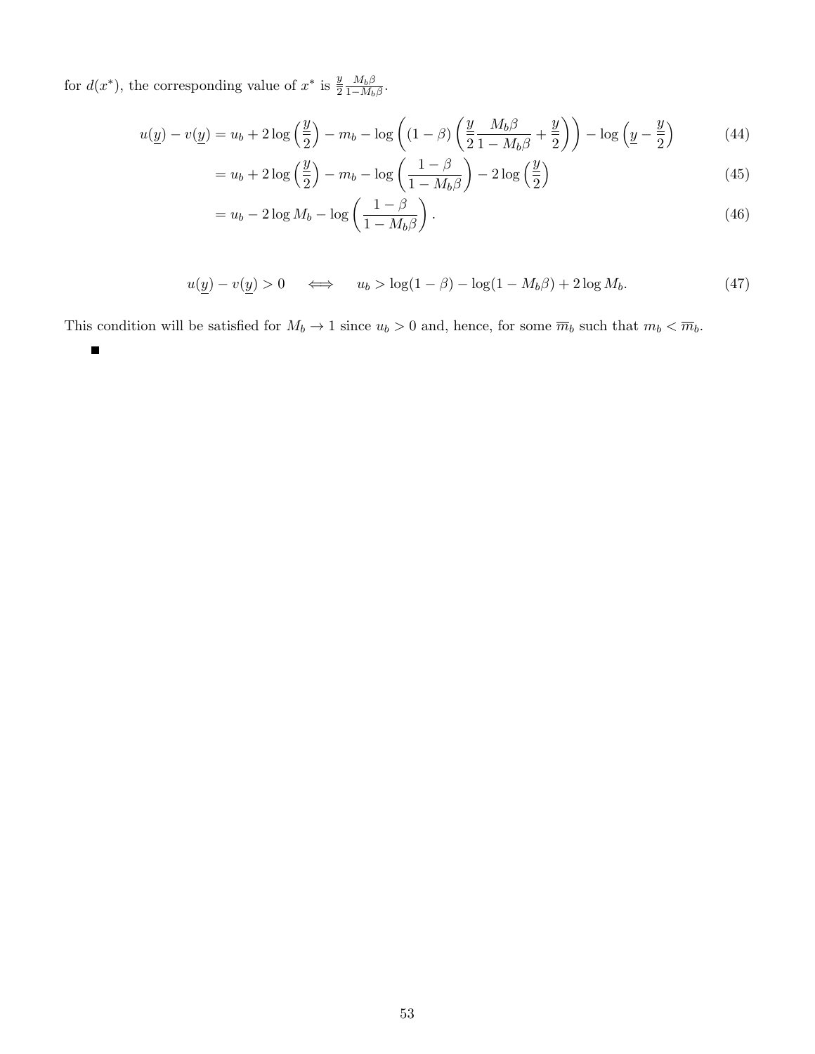for $d(x^*)$, the corresponding value of $x^*$ is $\frac{y}{2}\frac{M_b\beta}{1-M_b\beta}$.

$$
\begin{aligned}
u(\underline{y}) - v(\underline{y}) &= u_b + 2\log\left(\frac{y}{2}\right) - m_b - \log\left((1-\beta)\left(\frac{y}{2}\frac{M_b\beta}{1-M_b\beta} + \frac{y}{2}\right)\right) - \log\left(\underline{y} - \frac{y}{2}\right) && (44)\\
&= u_b + 2\log\left(\frac{y}{2}\right) - m_b - \log\left(\frac{1-\beta}{1-M_b\beta}\right) - 2\log\left(\frac{y}{2}\right) && (45)\\
&= u_b - 2\log M_b - \log\left(\frac{1-\beta}{1-M_b\beta}\right). && (46)
\end{aligned}
$$

$$
u(\underline{y}) - v(\underline{y}) > 0 \quad \iff \quad u_b > \log(1-\beta) - \log(1-M_b\beta) + 2\log M_b. \tag{47}
$$

This condition will be satisfied for $M_b \to 1$ since $u_b > 0$ and, hence, for some $\overline{m}_b$ such that $m_b < \overline{m}_b$.

■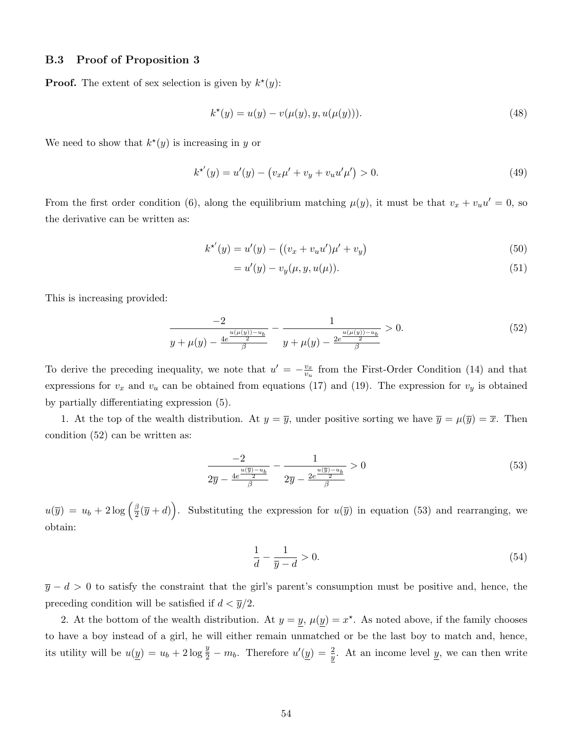### B.3 Proof of Proposition 3

**Proof.** The extent of sex selection is given by $k^\star(y)$:

$$k^\star(y) = u(y) - v(\mu(y), y, u(\mu(y))). \tag{48}$$

We need to show that $k^\star(y)$ is increasing in $y$ or

$$k^{\star\prime}(y) = u'(y) - \left(v_x \mu' + v_y + v_u u' \mu'\right) > 0. \tag{49}$$

From the first order condition (6), along the equilibrium matching $\mu(y)$, it must be that $v_x + v_u u' = 0$, so the derivative can be written as:

$$k^{\star\prime}(y) = u'(y) - \left((v_x + v_u u')\mu' + v_y\right) \tag{50}$$

$$= u'(y) - v_y(\mu, y, u(\mu)). \tag{51}$$

This is increasing provided:

$$\frac{-2}{y + \mu(y) - \frac{4e^{\frac{u(\mu(y)) - u_b}{2}}}{\beta}} - \frac{1}{y + \mu(y) - \frac{2e^{\frac{u(\mu(y)) - u_b}{2}}}{\beta}} > 0. \tag{52}$$

To derive the preceding inequality, we note that $u' = -\frac{v_x}{v_u}$ from the First-Order Condition (14) and that expressions for $v_x$ and $v_u$ can be obtained from equations (17) and (19). The expression for $v_y$ is obtained by partially differentiating expression (5).

1. At the top of the wealth distribution. At $y = \overline{y}$, under positive sorting we have $\overline{y} = \mu(\overline{y}) = \overline{x}$. Then condition (52) can be written as:

$$\frac{-2}{2\overline{y} - \frac{4e^{\frac{u(\overline{y}) - u_b}{2}}}{\beta}} - \frac{1}{2\overline{y} - \frac{2e^{\frac{u(\overline{y}) - u_b}{2}}}{\beta}} > 0 \tag{53}$$

$u(\overline{y}) = u_b + 2\log\left(\frac{\beta}{2}(\overline{y} + d)\right)$. Substituting the expression for $u(\overline{y})$ in equation (53) and rearranging, we obtain:

$$\frac{1}{d} - \frac{1}{\overline{y} - d} > 0. \tag{54}$$

$\overline{y} - d > 0$ to satisfy the constraint that the girl's parent's consumption must be positive and, hence, the preceding condition will be satisfied if $d < \overline{y}/2$.

2. At the bottom of the wealth distribution. At $y = \underline{y}$, $\mu(\underline{y}) = x^\star$. As noted above, if the family chooses to have a boy instead of a girl, he will either remain unmatched or be the last boy to match and, hence, its utility will be $u(\underline{y}) = u_b + 2\log\frac{y}{2} - m_b$. Therefore $u'(\underline{y}) = \frac{2}{\underline{y}}$. At an income level $\underline{y}$, we can then write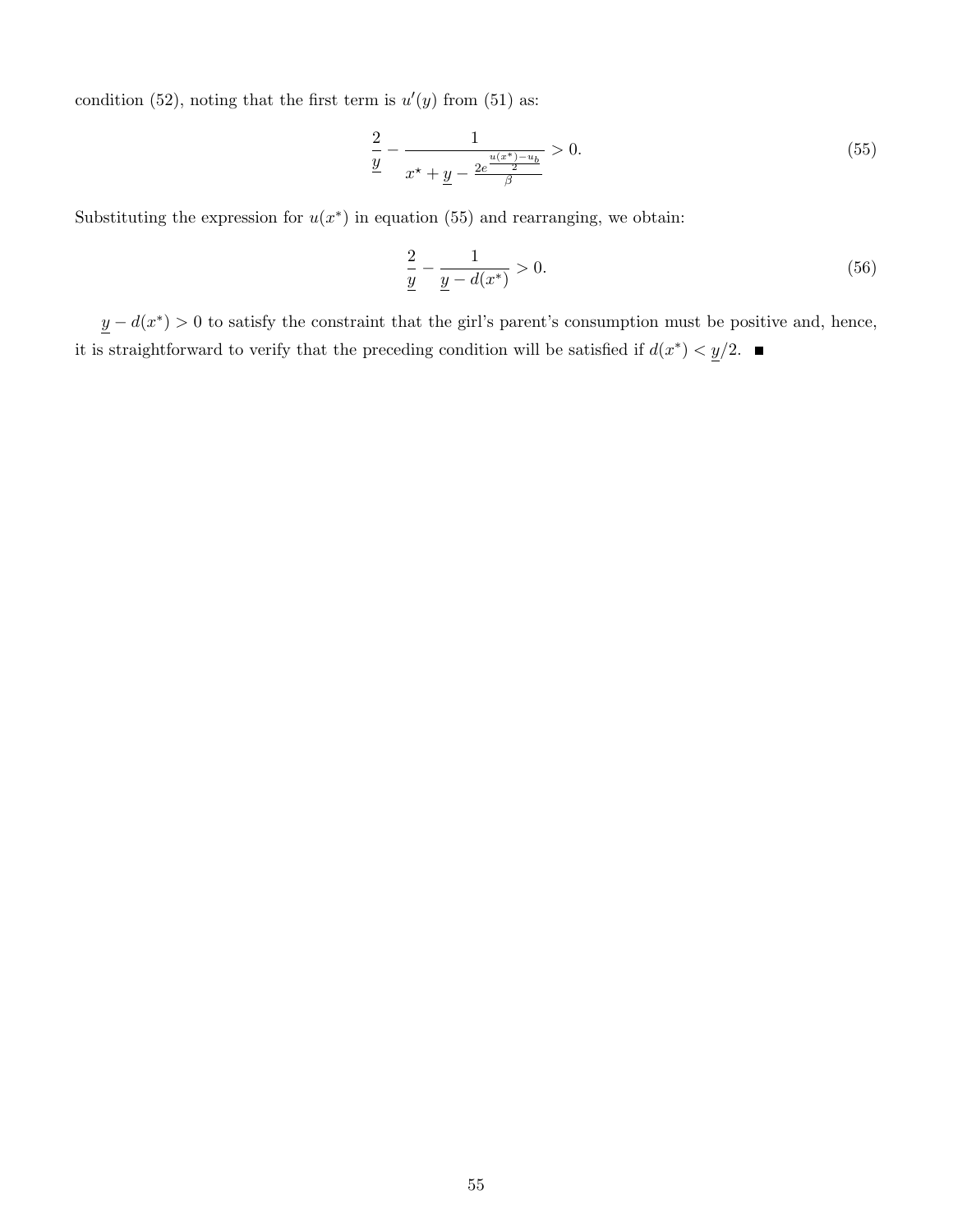condition (52), noting that the first term is $u'(y)$ from (51) as:

$$\frac{2}{\underline{y}} - \frac{1}{x^{\star} + \underline{y} - \frac{2e^{\frac{u(x^*)-u_b}{2}}}{\beta}} > 0. \tag{55}$$

Substituting the expression for $u(x^*)$ in equation (55) and rearranging, we obtain:

$$\frac{2}{\underline{y}} - \frac{1}{\underline{y} - d(x^*)} > 0. \tag{56}$$

$\underline{y} - d(x^*) > 0$ to satisfy the constraint that the girl's parent's consumption must be positive and, hence, it is straightforward to verify that the preceding condition will be satisfied if $d(x^*) < \underline{y}/2$. ■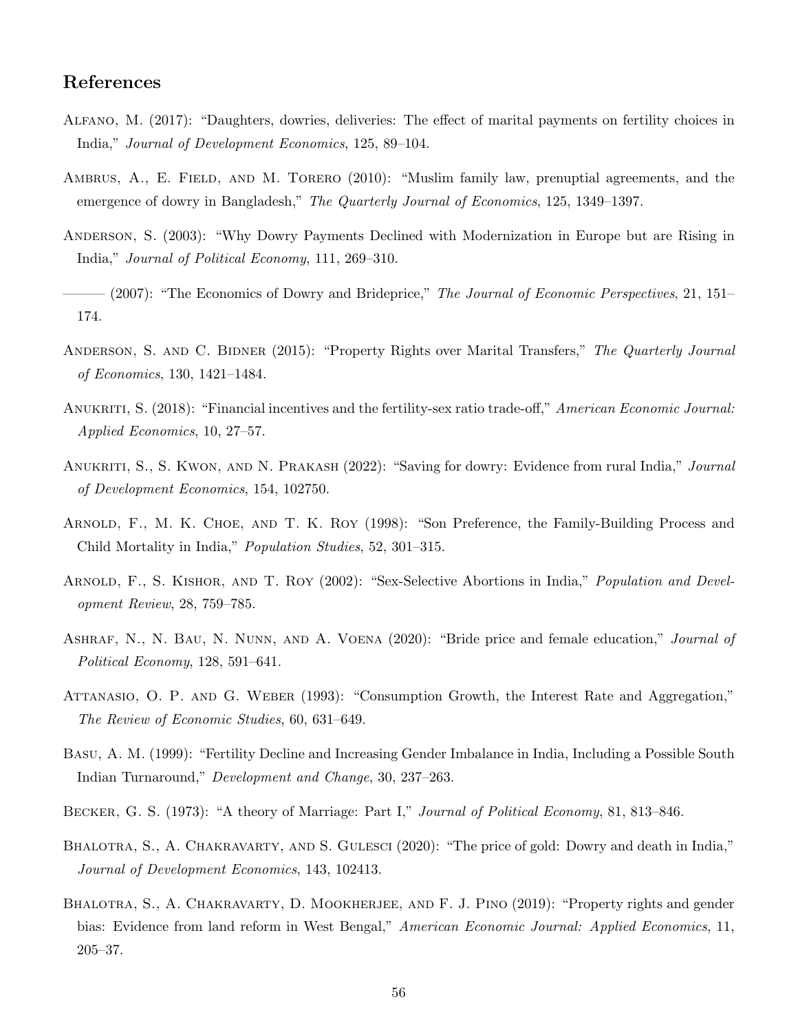## References

Alfano, M. (2017): "Daughters, dowries, deliveries: The effect of marital payments on fertility choices in India," *Journal of Development Economics*, 125, 89–104.

Ambrus, A., E. Field, and M. Torero (2010): "Muslim family law, prenuptial agreements, and the emergence of dowry in Bangladesh," *The Quarterly Journal of Economics*, 125, 1349–1397.

Anderson, S. (2003): "Why Dowry Payments Declined with Modernization in Europe but are Rising in India," *Journal of Political Economy*, 111, 269–310.

——— (2007): "The Economics of Dowry and Brideprice," *The Journal of Economic Perspectives*, 21, 151–174.

Anderson, S. and C. Bidner (2015): "Property Rights over Marital Transfers," *The Quarterly Journal of Economics*, 130, 1421–1484.

Anukriti, S. (2018): "Financial incentives and the fertility-sex ratio trade-off," *American Economic Journal: Applied Economics*, 10, 27–57.

Anukriti, S., S. Kwon, and N. Prakash (2022): "Saving for dowry: Evidence from rural India," *Journal of Development Economics*, 154, 102750.

Arnold, F., M. K. Choe, and T. K. Roy (1998): "Son Preference, the Family-Building Process and Child Mortality in India," *Population Studies*, 52, 301–315.

Arnold, F., S. Kishor, and T. Roy (2002): "Sex-Selective Abortions in India," *Population and Development Review*, 28, 759–785.

Ashraf, N., N. Bau, N. Nunn, and A. Voena (2020): "Bride price and female education," *Journal of Political Economy*, 128, 591–641.

Attanasio, O. P. and G. Weber (1993): "Consumption Growth, the Interest Rate and Aggregation," *The Review of Economic Studies*, 60, 631–649.

Basu, A. M. (1999): "Fertility Decline and Increasing Gender Imbalance in India, Including a Possible South Indian Turnaround," *Development and Change*, 30, 237–263.

Becker, G. S. (1973): "A theory of Marriage: Part I," *Journal of Political Economy*, 81, 813–846.

Bhalotra, S., A. Chakravarty, and S. Gulesci (2020): "The price of gold: Dowry and death in India," *Journal of Development Economics*, 143, 102413.

Bhalotra, S., A. Chakravarty, D. Mookherjee, and F. J. Pino (2019): "Property rights and gender bias: Evidence from land reform in West Bengal," *American Economic Journal: Applied Economics*, 11, 205–37.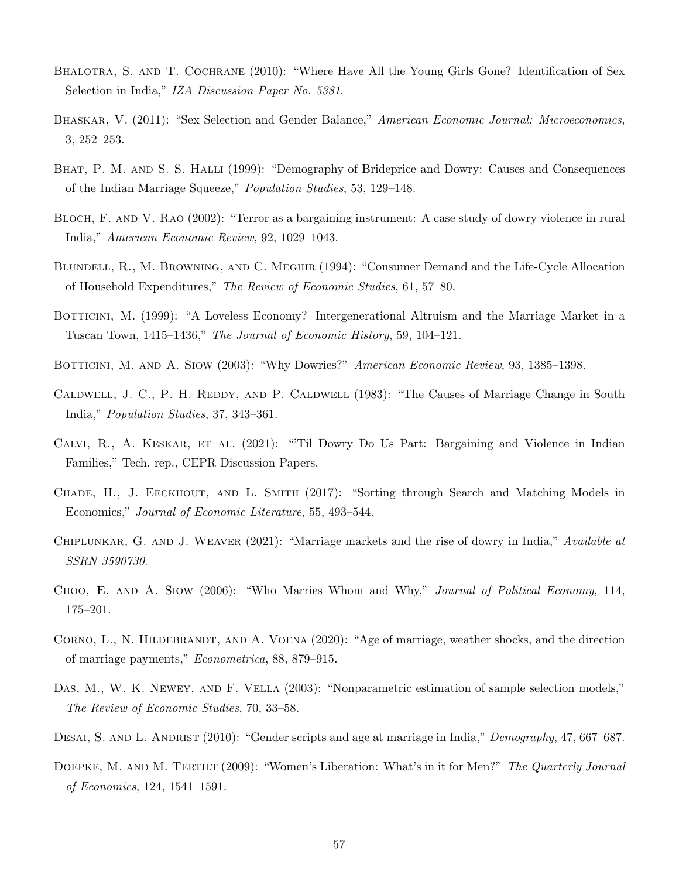Bhalotra, S. and T. Cochrane (2010): "Where Have All the Young Girls Gone? Identification of Sex Selection in India," *IZA Discussion Paper No. 5381*.

Bhaskar, V. (2011): "Sex Selection and Gender Balance," *American Economic Journal: Microeconomics*, 3, 252–253.

Bhat, P. M. and S. S. Halli (1999): "Demography of Brideprice and Dowry: Causes and Consequences of the Indian Marriage Squeeze," *Population Studies*, 53, 129–148.

Bloch, F. and V. Rao (2002): "Terror as a bargaining instrument: A case study of dowry violence in rural India," *American Economic Review*, 92, 1029–1043.

Blundell, R., M. Browning, and C. Meghir (1994): "Consumer Demand and the Life-Cycle Allocation of Household Expenditures," *The Review of Economic Studies*, 61, 57–80.

Botticini, M. (1999): "A Loveless Economy? Intergenerational Altruism and the Marriage Market in a Tuscan Town, 1415–1436," *The Journal of Economic History*, 59, 104–121.

Botticini, M. and A. Siow (2003): "Why Dowries?" *American Economic Review*, 93, 1385–1398.

Caldwell, J. C., P. H. Reddy, and P. Caldwell (1983): "The Causes of Marriage Change in South India," *Population Studies*, 37, 343–361.

Calvi, R., A. Keskar, et al. (2021): "'Til Dowry Do Us Part: Bargaining and Violence in Indian Families," Tech. rep., CEPR Discussion Papers.

Chade, H., J. Eeckhout, and L. Smith (2017): "Sorting through Search and Matching Models in Economics," *Journal of Economic Literature*, 55, 493–544.

Chiplunkar, G. and J. Weaver (2021): "Marriage markets and the rise of dowry in India," *Available at SSRN 3590730*.

Choo, E. and A. Siow (2006): "Who Marries Whom and Why," *Journal of Political Economy*, 114, 175–201.

Corno, L., N. Hildebrandt, and A. Voena (2020): "Age of marriage, weather shocks, and the direction of marriage payments," *Econometrica*, 88, 879–915.

Das, M., W. K. Newey, and F. Vella (2003): "Nonparametric estimation of sample selection models," *The Review of Economic Studies*, 70, 33–58.

Desai, S. and L. Andrist (2010): "Gender scripts and age at marriage in India," *Demography*, 47, 667–687.

Doepke, M. and M. Tertilt (2009): "Women's Liberation: What's in it for Men?" *The Quarterly Journal of Economics*, 124, 1541–1591.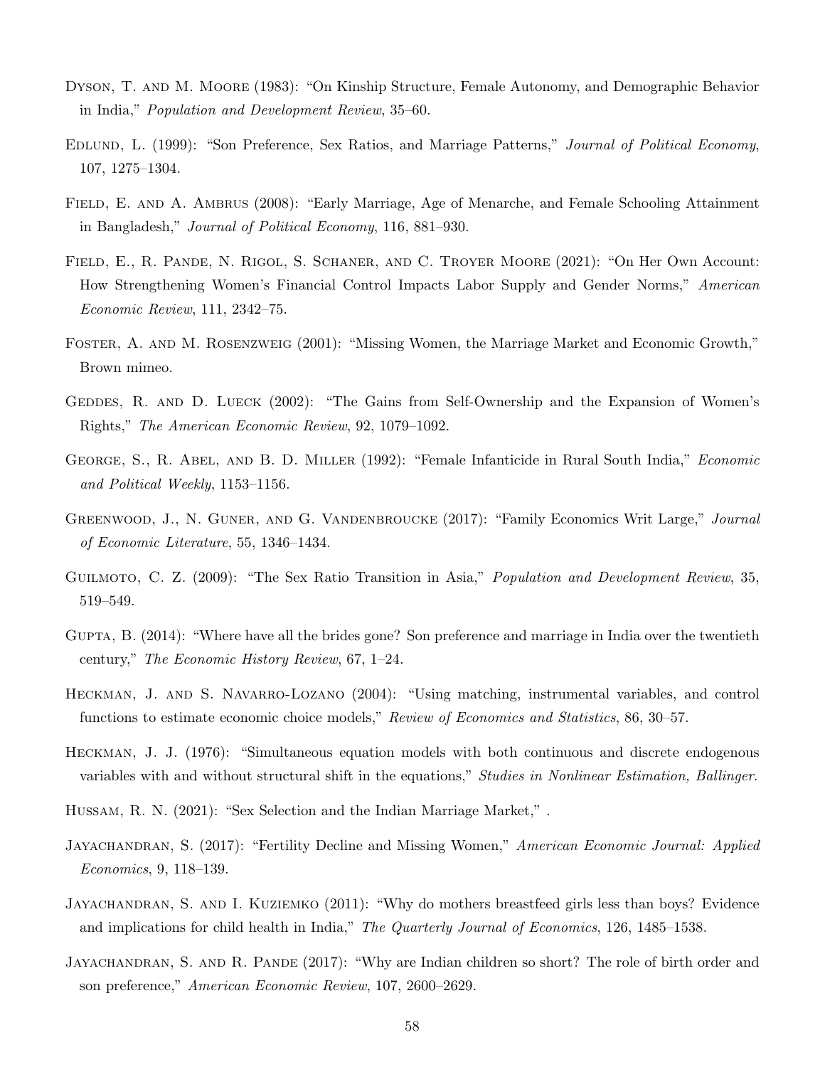Dyson, T. and M. Moore (1983): "On Kinship Structure, Female Autonomy, and Demographic Behavior in India," *Population and Development Review*, 35–60.

Edlund, L. (1999): "Son Preference, Sex Ratios, and Marriage Patterns," *Journal of Political Economy*, 107, 1275–1304.

Field, E. and A. Ambrus (2008): "Early Marriage, Age of Menarche, and Female Schooling Attainment in Bangladesh," *Journal of Political Economy*, 116, 881–930.

Field, E., R. Pande, N. Rigol, S. Schaner, and C. Troyer Moore (2021): "On Her Own Account: How Strengthening Women's Financial Control Impacts Labor Supply and Gender Norms," *American Economic Review*, 111, 2342–75.

Foster, A. and M. Rosenzweig (2001): "Missing Women, the Marriage Market and Economic Growth," Brown mimeo.

Geddes, R. and D. Lueck (2002): "The Gains from Self-Ownership and the Expansion of Women's Rights," *The American Economic Review*, 92, 1079–1092.

George, S., R. Abel, and B. D. Miller (1992): "Female Infanticide in Rural South India," *Economic and Political Weekly*, 1153–1156.

Greenwood, J., N. Guner, and G. Vandenbroucke (2017): "Family Economics Writ Large," *Journal of Economic Literature*, 55, 1346–1434.

Guilmoto, C. Z. (2009): "The Sex Ratio Transition in Asia," *Population and Development Review*, 35, 519–549.

Gupta, B. (2014): "Where have all the brides gone? Son preference and marriage in India over the twentieth century," *The Economic History Review*, 67, 1–24.

Heckman, J. and S. Navarro-Lozano (2004): "Using matching, instrumental variables, and control functions to estimate economic choice models," *Review of Economics and Statistics*, 86, 30–57.

Heckman, J. J. (1976): "Simultaneous equation models with both continuous and discrete endogenous variables with and without structural shift in the equations," *Studies in Nonlinear Estimation, Ballinger*.

Hussam, R. N. (2021): "Sex Selection and the Indian Marriage Market," .

Jayachandran, S. (2017): "Fertility Decline and Missing Women," *American Economic Journal: Applied Economics*, 9, 118–139.

Jayachandran, S. and I. Kuziemko (2011): "Why do mothers breastfeed girls less than boys? Evidence and implications for child health in India," *The Quarterly Journal of Economics*, 126, 1485–1538.

Jayachandran, S. and R. Pande (2017): "Why are Indian children so short? The role of birth order and son preference," *American Economic Review*, 107, 2600–2629.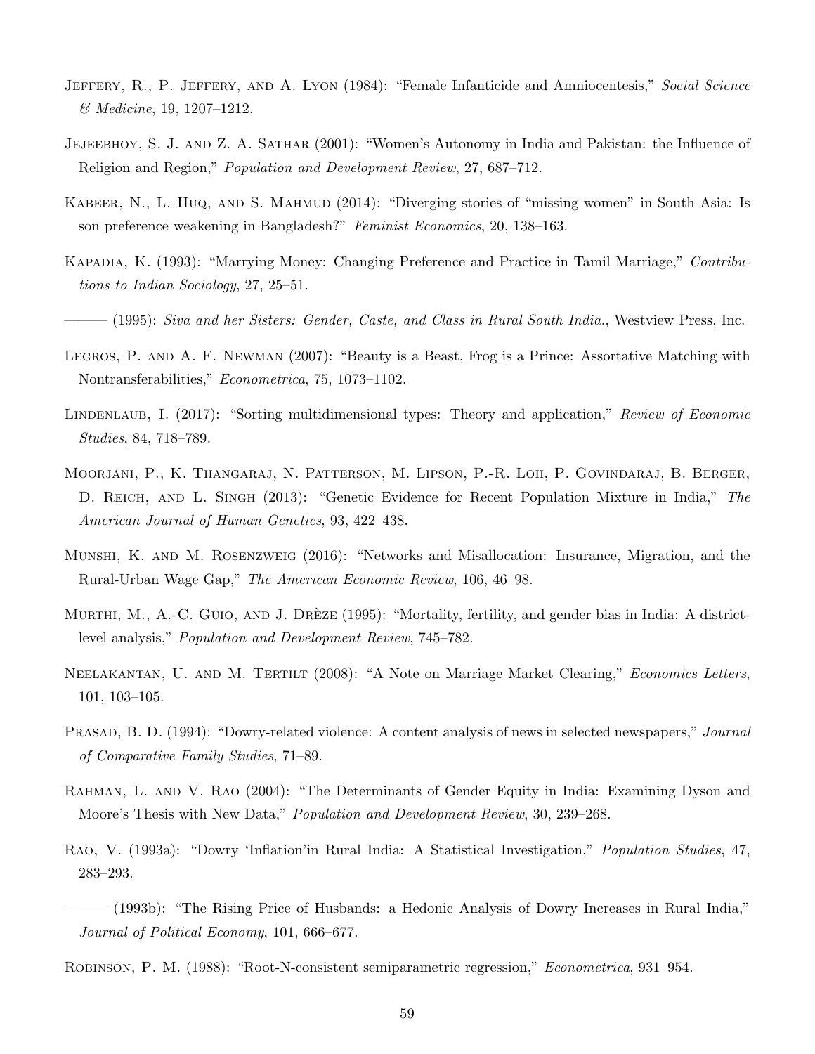Jeffery, R., P. Jeffery, and A. Lyon (1984): "Female Infanticide and Amniocentesis," *Social Science & Medicine*, 19, 1207–1212.

Jejeebhoy, S. J. and Z. A. Sathar (2001): "Women's Autonomy in India and Pakistan: the Influence of Religion and Region," *Population and Development Review*, 27, 687–712.

Kabeer, N., L. Huq, and S. Mahmud (2014): "Diverging stories of "missing women" in South Asia: Is son preference weakening in Bangladesh?" *Feminist Economics*, 20, 138–163.

Kapadia, K. (1993): "Marrying Money: Changing Preference and Practice in Tamil Marriage," *Contributions to Indian Sociology*, 27, 25–51.

——— (1995): *Siva and her Sisters: Gender, Caste, and Class in Rural South India.*, Westview Press, Inc.

Legros, P. and A. F. Newman (2007): "Beauty is a Beast, Frog is a Prince: Assortative Matching with Nontransferabilities," *Econometrica*, 75, 1073–1102.

Lindenlaub, I. (2017): "Sorting multidimensional types: Theory and application," *Review of Economic Studies*, 84, 718–789.

Moorjani, P., K. Thangaraj, N. Patterson, M. Lipson, P.-R. Loh, P. Govindaraj, B. Berger, D. Reich, and L. Singh (2013): "Genetic Evidence for Recent Population Mixture in India," *The American Journal of Human Genetics*, 93, 422–438.

Munshi, K. and M. Rosenzweig (2016): "Networks and Misallocation: Insurance, Migration, and the Rural-Urban Wage Gap," *The American Economic Review*, 106, 46–98.

Murthi, M., A.-C. Guio, and J. Drèze (1995): "Mortality, fertility, and gender bias in India: A district-level analysis," *Population and Development Review*, 745–782.

Neelakantan, U. and M. Tertilt (2008): "A Note on Marriage Market Clearing," *Economics Letters*, 101, 103–105.

Prasad, B. D. (1994): "Dowry-related violence: A content analysis of news in selected newspapers," *Journal of Comparative Family Studies*, 71–89.

Rahman, L. and V. Rao (2004): "The Determinants of Gender Equity in India: Examining Dyson and Moore's Thesis with New Data," *Population and Development Review*, 30, 239–268.

Rao, V. (1993a): "Dowry 'Inflation'in Rural India: A Statistical Investigation," *Population Studies*, 47, 283–293.

——— (1993b): "The Rising Price of Husbands: a Hedonic Analysis of Dowry Increases in Rural India," *Journal of Political Economy*, 101, 666–677.

Robinson, P. M. (1988): "Root-N-consistent semiparametric regression," *Econometrica*, 931–954.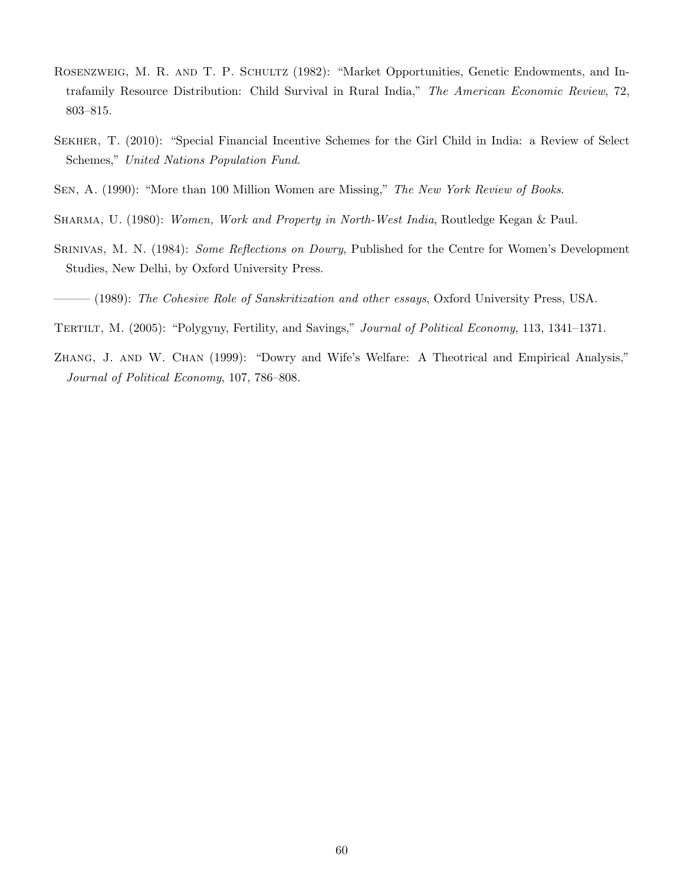Rosenzweig, M. R. and T. P. Schultz (1982): "Market Opportunities, Genetic Endowments, and Intrafamily Resource Distribution: Child Survival in Rural India," *The American Economic Review*, 72, 803–815.

Sekher, T. (2010): "Special Financial Incentive Schemes for the Girl Child in India: a Review of Select Schemes," *United Nations Population Fund*.

Sen, A. (1990): "More than 100 Million Women are Missing," *The New York Review of Books*.

Sharma, U. (1980): *Women, Work and Property in North-West India*, Routledge Kegan & Paul.

Srinivas, M. N. (1984): *Some Reflections on Dowry*, Published for the Centre for Women's Development Studies, New Delhi, by Oxford University Press.

——— (1989): *The Cohesive Role of Sanskritization and other essays*, Oxford University Press, USA.

Tertilt, M. (2005): "Polygyny, Fertility, and Savings," *Journal of Political Economy*, 113, 1341–1371.

Zhang, J. and W. Chan (1999): "Dowry and Wife's Welfare: A Theotrical and Empirical Analysis," *Journal of Political Economy*, 107, 786–808.